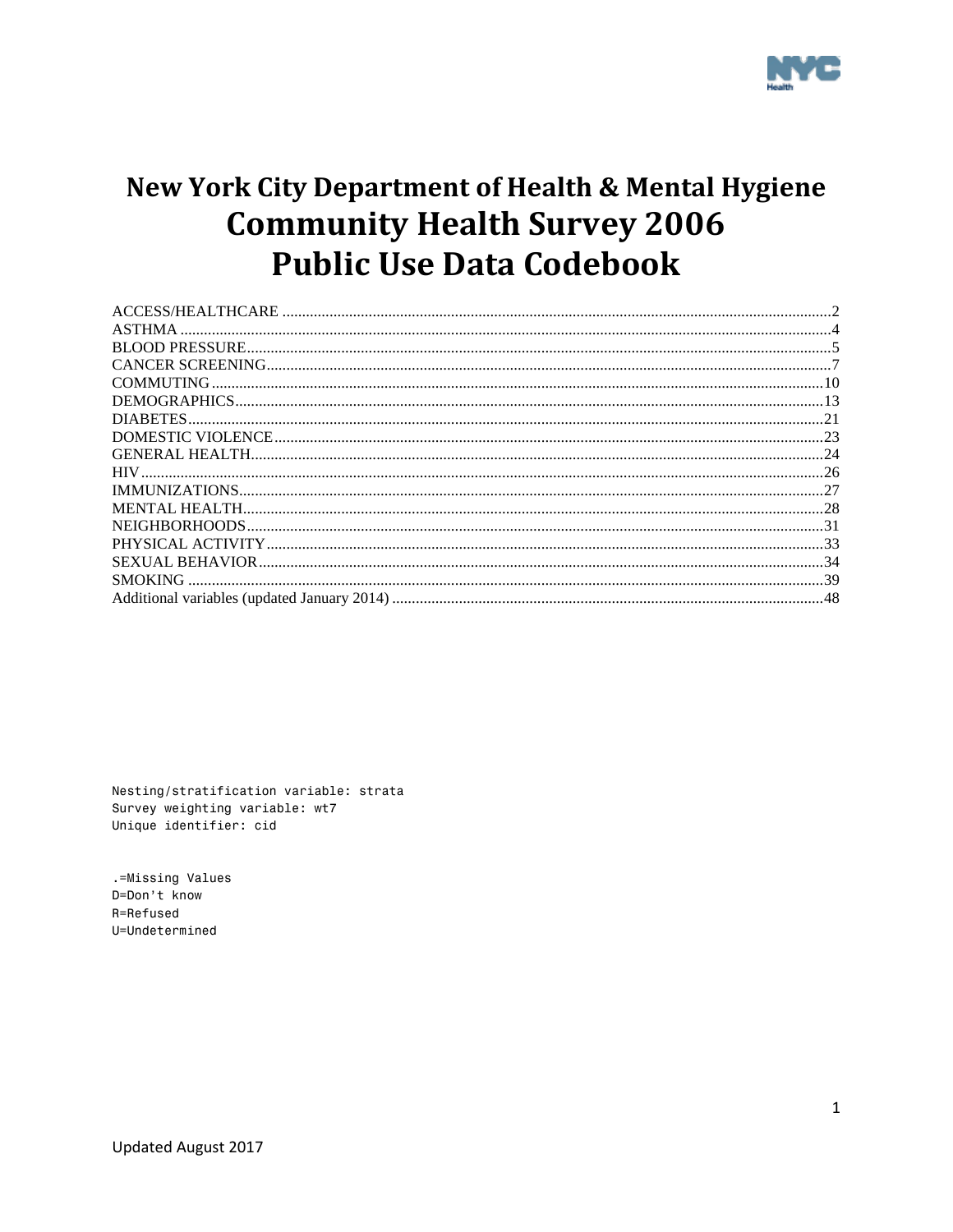# New York City Department of Health & Mental Hygiene
# Community Health Survey 2006
# Public Use Data Codebook

ACCESS/HEALTHCARE ....................................................................................................2
ASTHMA ....................................................................................................4
BLOOD PRESSURE....................................................................................................5
CANCER SCREENING....................................................................................................7
COMMUTING ....................................................................................................10
DEMOGRAPHICS....................................................................................................13
DIABETES....................................................................................................21
DOMESTIC VIOLENCE ....................................................................................................23
GENERAL HEALTH....................................................................................................24
HIV....................................................................................................26
IMMUNIZATIONS....................................................................................................27
MENTAL HEALTH....................................................................................................28
NEIGHBORHOODS....................................................................................................31
PHYSICAL ACTIVITY ....................................................................................................33
SEXUAL BEHAVIOR ....................................................................................................34
SMOKING ....................................................................................................39
Additional variables (updated January 2014) ....................................................................................................48

```
Nesting/stratification variable: strata
Survey weighting variable: wt7
Unique identifier: cid
```

```
.=Missing Values
D=Don't know
R=Refused
U=Undetermined
```

Updated August 2017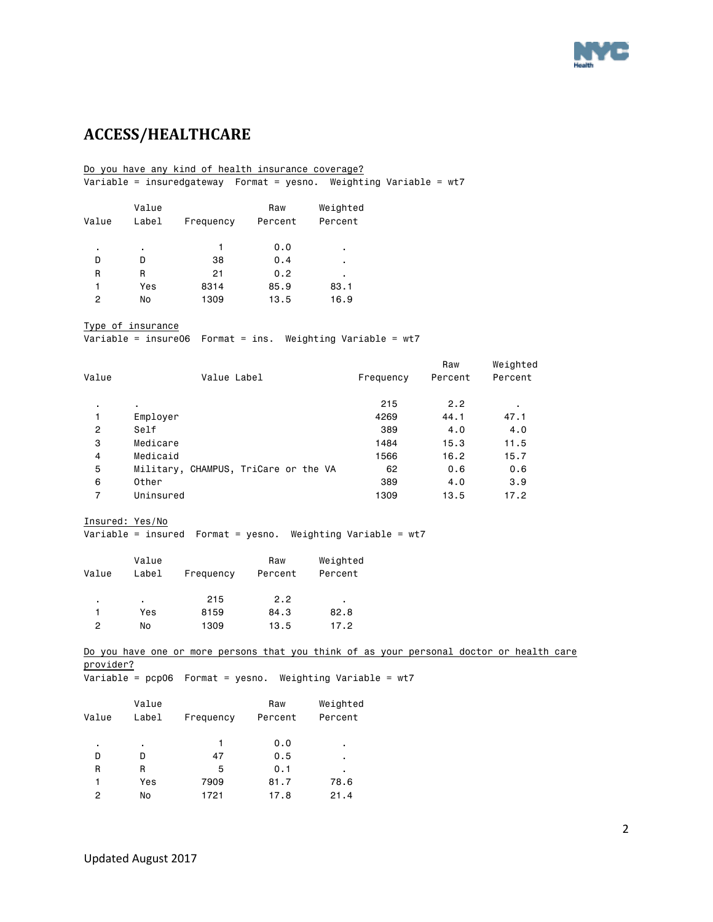## ACCESS/HEALTHCARE

Do you have any kind of health insurance coverage?
Variable = insuredgateway Format = yesno. Weighting Variable = wt7

| Value | Value Label | Frequency | Raw Percent | Weighted Percent |
|---|---|---|---|---|
| . | . | 1 | 0.0 | . |
| D | D | 38 | 0.4 | . |
| R | R | 21 | 0.2 | . |
| 1 | Yes | 8314 | 85.9 | 83.1 |
| 2 | No | 1309 | 13.5 | 16.9 |

Type of insurance
Variable = insure06 Format = ins. Weighting Variable = wt7

| Value | Value Label | Frequency | Raw Percent | Weighted Percent |
|---|---|---|---|---|
| . | . | 215 | 2.2 | . |
| 1 | Employer | 4269 | 44.1 | 47.1 |
| 2 | Self | 389 | 4.0 | 4.0 |
| 3 | Medicare | 1484 | 15.3 | 11.5 |
| 4 | Medicaid | 1566 | 16.2 | 15.7 |
| 5 | Military, CHAMPUS, TriCare or the VA | 62 | 0.6 | 0.6 |
| 6 | Other | 389 | 4.0 | 3.9 |
| 7 | Uninsured | 1309 | 13.5 | 17.2 |

Insured: Yes/No
Variable = insured Format = yesno. Weighting Variable = wt7

| Value | Value Label | Frequency | Raw Percent | Weighted Percent |
|---|---|---|---|---|
| . | . | 215 | 2.2 | . |
| 1 | Yes | 8159 | 84.3 | 82.8 |
| 2 | No | 1309 | 13.5 | 17.2 |

Do you have one or more persons that you think of as your personal doctor or health care provider?
Variable = pcp06 Format = yesno. Weighting Variable = wt7

| Value | Value Label | Frequency | Raw Percent | Weighted Percent |
|---|---|---|---|---|
| . | . | 1 | 0.0 | . |
| D | D | 47 | 0.5 | . |
| R | R | 5 | 0.1 | . |
| 1 | Yes | 7909 | 81.7 | 78.6 |
| 2 | No | 1721 | 17.8 | 21.4 |

Updated August 2017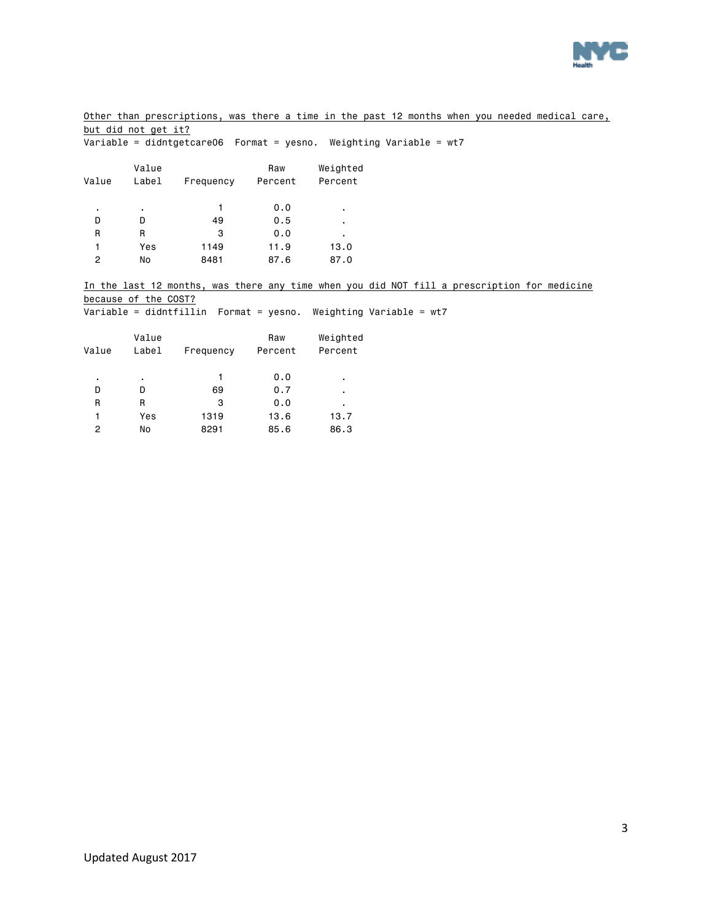Other than prescriptions, was there a time in the past 12 months when you needed medical care, but did not get it?

Variable = didntgetcare06 Format = yesno. Weighting Variable = wt7

| Value | Value Label | Frequency | Raw Percent | Weighted Percent |
|---|---|---|---|---|
| . | . | 1 | 0.0 | . |
| D | D | 49 | 0.5 | . |
| R | R | 3 | 0.0 | . |
| 1 | Yes | 1149 | 11.9 | 13.0 |
| 2 | No | 8481 | 87.6 | 87.0 |

In the last 12 months, was there any time when you did NOT fill a prescription for medicine because of the COST?

Variable = didntfillin Format = yesno. Weighting Variable = wt7

| Value | Value Label | Frequency | Raw Percent | Weighted Percent |
|---|---|---|---|---|
| . | . | 1 | 0.0 | . |
| D | D | 69 | 0.7 | . |
| R | R | 3 | 0.0 | . |
| 1 | Yes | 1319 | 13.6 | 13.7 |
| 2 | No | 8291 | 85.6 | 86.3 |

Updated August 2017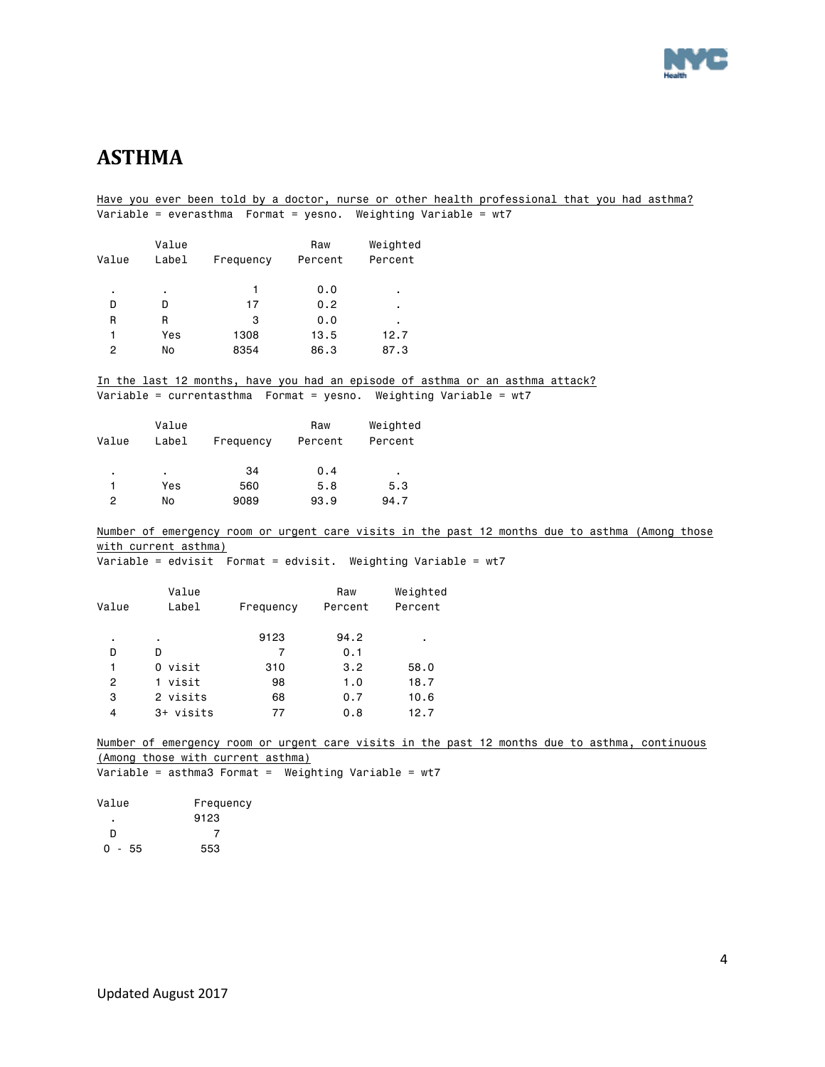# ASTHMA

Have you ever been told by a doctor, nurse or other health professional that you had asthma?
Variable = everasthma  Format = yesno.  Weighting Variable = wt7

| Value | Value Label | Frequency | Raw Percent | Weighted Percent |
|---|---|---|---|---|
| . | . | 1 | 0.0 | . |
| D | D | 17 | 0.2 | . |
| R | R | 3 | 0.0 | . |
| 1 | Yes | 1308 | 13.5 | 12.7 |
| 2 | No | 8354 | 86.3 | 87.3 |

In the last 12 months, have you had an episode of asthma or an asthma attack?
Variable = currentasthma  Format = yesno.  Weighting Variable = wt7

| Value | Value Label | Frequency | Raw Percent | Weighted Percent |
|---|---|---|---|---|
| . | . | 34 | 0.4 | . |
| 1 | Yes | 560 | 5.8 | 5.3 |
| 2 | No | 9089 | 93.9 | 94.7 |

Number of emergency room or urgent care visits in the past 12 months due to asthma (Among those with current asthma)
Variable = edvisit  Format = edvisit.  Weighting Variable = wt7

| Value | Value Label | Frequency | Raw Percent | Weighted Percent |
|---|---|---|---|---|
| . | . | 9123 | 94.2 | . |
| D | D | 7 | 0.1 | |
| 1 | 0 visit | 310 | 3.2 | 58.0 |
| 2 | 1 visit | 98 | 1.0 | 18.7 |
| 3 | 2 visits | 68 | 0.7 | 10.6 |
| 4 | 3+ visits | 77 | 0.8 | 12.7 |

Number of emergency room or urgent care visits in the past 12 months due to asthma, continuous (Among those with current asthma)
Variable = asthma3 Format =  Weighting Variable = wt7

| Value | Frequency |
|---|---|
| . | 9123 |
| D | 7 |
| 0 - 55 | 553 |

Updated August 2017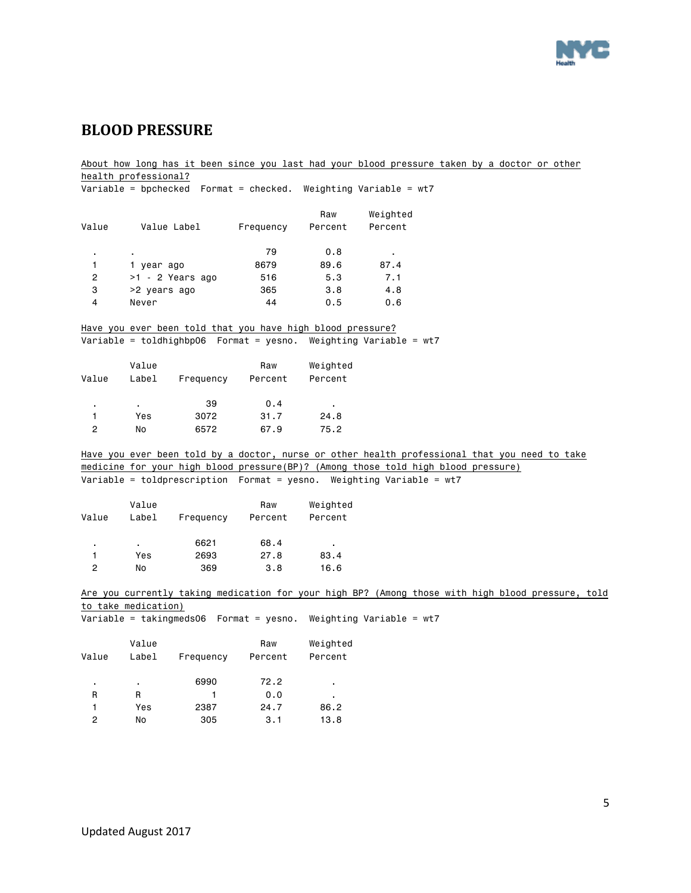## BLOOD PRESSURE

About how long has it been since you last had your blood pressure taken by a doctor or other health professional?
Variable = bpchecked Format = checked. Weighting Variable = wt7

| Value | Value Label | Frequency | Raw Percent | Weighted Percent |
|---|---|---|---|---|
| . | . | 79 | 0.8 | . |
| 1 | 1 year ago | 8679 | 89.6 | 87.4 |
| 2 | >1 - 2 Years ago | 516 | 5.3 | 7.1 |
| 3 | >2 years ago | 365 | 3.8 | 4.8 |
| 4 | Never | 44 | 0.5 | 0.6 |

Have you ever been told that you have high blood pressure?
Variable = toldhighbp06 Format = yesno. Weighting Variable = wt7

| Value | Value Label | Frequency | Raw Percent | Weighted Percent |
|---|---|---|---|---|
| . | . | 39 | 0.4 | . |
| 1 | Yes | 3072 | 31.7 | 24.8 |
| 2 | No | 6572 | 67.9 | 75.2 |

Have you ever been told by a doctor, nurse or other health professional that you need to take medicine for your high blood pressure(BP)? (Among those told high blood pressure)
Variable = toldprescription Format = yesno. Weighting Variable = wt7

| Value | Value Label | Frequency | Raw Percent | Weighted Percent |
|---|---|---|---|---|
| . | . | 6621 | 68.4 | . |
| 1 | Yes | 2693 | 27.8 | 83.4 |
| 2 | No | 369 | 3.8 | 16.6 |

Are you currently taking medication for your high BP? (Among those with high blood pressure, told to take medication)
Variable = takingmeds06 Format = yesno. Weighting Variable = wt7

| Value | Value Label | Frequency | Raw Percent | Weighted Percent |
|---|---|---|---|---|
| . | . | 6990 | 72.2 | . |
| R | R | 1 | 0.0 | . |
| 1 | Yes | 2387 | 24.7 | 86.2 |
| 2 | No | 305 | 3.1 | 13.8 |

Updated August 2017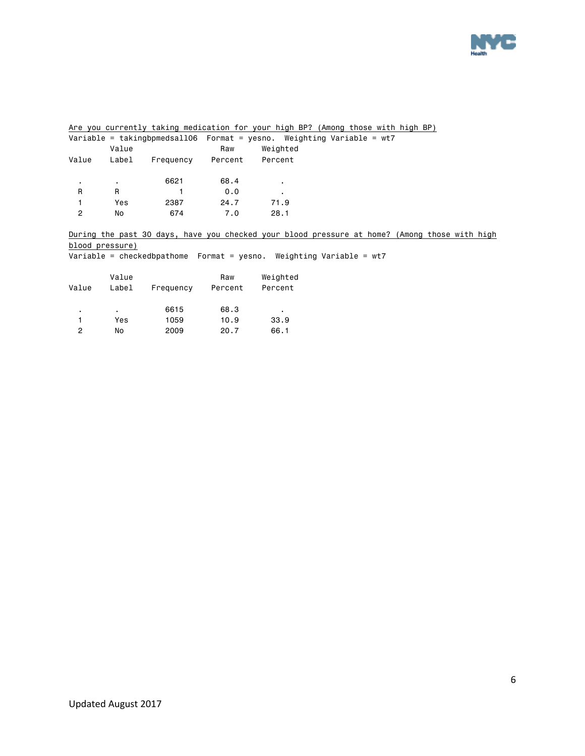Are you currently taking medication for your high BP? (Among those with high BP)

Variable = takingbpmedsall06 Format = yesno. Weighting Variable = wt7

| Value | Value Label | Frequency | Raw Percent | Weighted Percent |
|---|---|---|---|---|
| . | . | 6621 | 68.4 | . |
| R | R | 1 | 0.0 | . |
| 1 | Yes | 2387 | 24.7 | 71.9 |
| 2 | No | 674 | 7.0 | 28.1 |

During the past 30 days, have you checked your blood pressure at home? (Among those with high blood pressure)

Variable = checkedbpathome Format = yesno. Weighting Variable = wt7

| Value | Value Label | Frequency | Raw Percent | Weighted Percent |
|---|---|---|---|---|
| . | . | 6615 | 68.3 | . |
| 1 | Yes | 1059 | 10.9 | 33.9 |
| 2 | No | 2009 | 20.7 | 66.1 |

Updated August 2017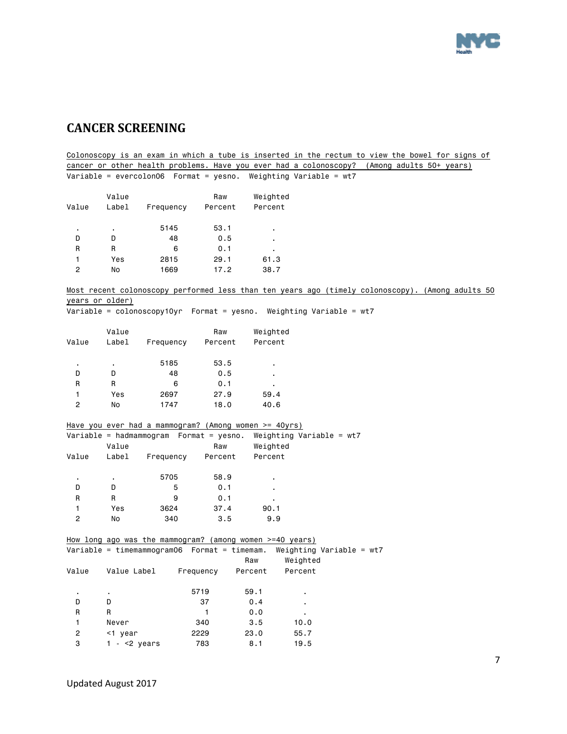## CANCER SCREENING

Colonoscopy is an exam in which a tube is inserted in the rectum to view the bowel for signs of cancer or other health problems. Have you ever had a colonoscopy? (Among adults 50+ years)

Variable = evercolon06 Format = yesno. Weighting Variable = wt7

| Value | Value Label | Frequency | Raw Percent | Weighted Percent |
|---|---|---|---|---|
| . | . | 5145 | 53.1 | . |
| D | D | 48 | 0.5 | . |
| R | R | 6 | 0.1 | . |
| 1 | Yes | 2815 | 29.1 | 61.3 |
| 2 | No | 1669 | 17.2 | 38.7 |

Most recent colonoscopy performed less than ten years ago (timely colonoscopy). (Among adults 50 years or older)

Variable = colonoscopy10yr Format = yesno. Weighting Variable = wt7

| Value | Value Label | Frequency | Raw Percent | Weighted Percent |
|---|---|---|---|---|
| . | . | 5185 | 53.5 | . |
| D | D | 48 | 0.5 | . |
| R | R | 6 | 0.1 | . |
| 1 | Yes | 2697 | 27.9 | 59.4 |
| 2 | No | 1747 | 18.0 | 40.6 |

Have you ever had a mammogram? (Among women >= 40yrs)

Variable = hadmammogram Format = yesno. Weighting Variable = wt7

| Value | Value Label | Frequency | Raw Percent | Weighted Percent |
|---|---|---|---|---|
| . | . | 5705 | 58.9 | . |
| D | D | 5 | 0.1 | . |
| R | R | 9 | 0.1 | . |
| 1 | Yes | 3624 | 37.4 | 90.1 |
| 2 | No | 340 | 3.5 | 9.9 |

How long ago was the mammogram? (among women >=40 years)

Variable = timemammogram06 Format = timemam. Weighting Variable = wt7

| Value | Value Label | Frequency | Raw Percent | Weighted Percent |
|---|---|---|---|---|
| . | . | 5719 | 59.1 | . |
| D | D | 37 | 0.4 | . |
| R | R | 1 | 0.0 | . |
| 1 | Never | 340 | 3.5 | 10.0 |
| 2 | <1 year | 2229 | 23.0 | 55.7 |
| 3 | 1 - <2 years | 783 | 8.1 | 19.5 |

Updated August 2017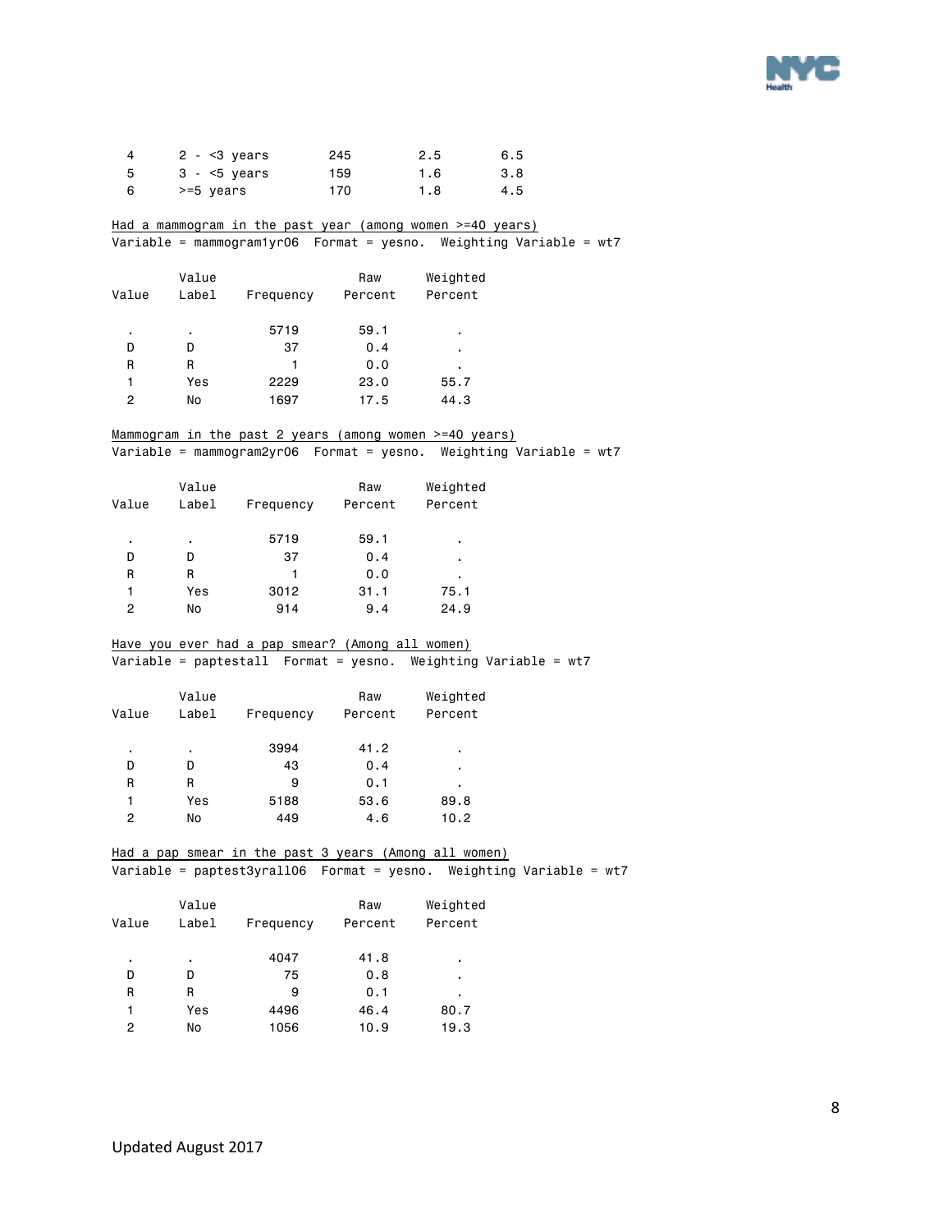| | | | | |
|---|---|---|---|---|
| 4 | 2 - <3 years | 245 | 2.5 | 6.5 |
| 5 | 3 - <5 years | 159 | 1.6 | 3.8 |
| 6 | >=5 years | 170 | 1.8 | 4.5 |

Had a mammogram in the past year (among women >=40 years)
Variable = mammogram1yr06  Format = yesno.  Weighting Variable = wt7

| Value | Value Label | Frequency | Raw Percent | Weighted Percent |
|---|---|---|---|---|
| . | . | 5719 | 59.1 | . |
| D | D | 37 | 0.4 | . |
| R | R | 1 | 0.0 | . |
| 1 | Yes | 2229 | 23.0 | 55.7 |
| 2 | No | 1697 | 17.5 | 44.3 |

Mammogram in the past 2 years (among women >=40 years)
Variable = mammogram2yr06  Format = yesno.  Weighting Variable = wt7

| Value | Value Label | Frequency | Raw Percent | Weighted Percent |
|---|---|---|---|---|
| . | . | 5719 | 59.1 | . |
| D | D | 37 | 0.4 | . |
| R | R | 1 | 0.0 | . |
| 1 | Yes | 3012 | 31.1 | 75.1 |
| 2 | No | 914 | 9.4 | 24.9 |

Have you ever had a pap smear? (Among all women)
Variable = paptestall  Format = yesno.  Weighting Variable = wt7

| Value | Value Label | Frequency | Raw Percent | Weighted Percent |
|---|---|---|---|---|
| . | . | 3994 | 41.2 | . |
| D | D | 43 | 0.4 | . |
| R | R | 9 | 0.1 | . |
| 1 | Yes | 5188 | 53.6 | 89.8 |
| 2 | No | 449 | 4.6 | 10.2 |

Had a pap smear in the past 3 years (Among all women)
Variable = paptest3yrall06  Format = yesno.  Weighting Variable = wt7

| Value | Value Label | Frequency | Raw Percent | Weighted Percent |
|---|---|---|---|---|
| . | . | 4047 | 41.8 | . |
| D | D | 75 | 0.8 | . |
| R | R | 9 | 0.1 | . |
| 1 | Yes | 4496 | 46.4 | 80.7 |
| 2 | No | 1056 | 10.9 | 19.3 |

Updated August 2017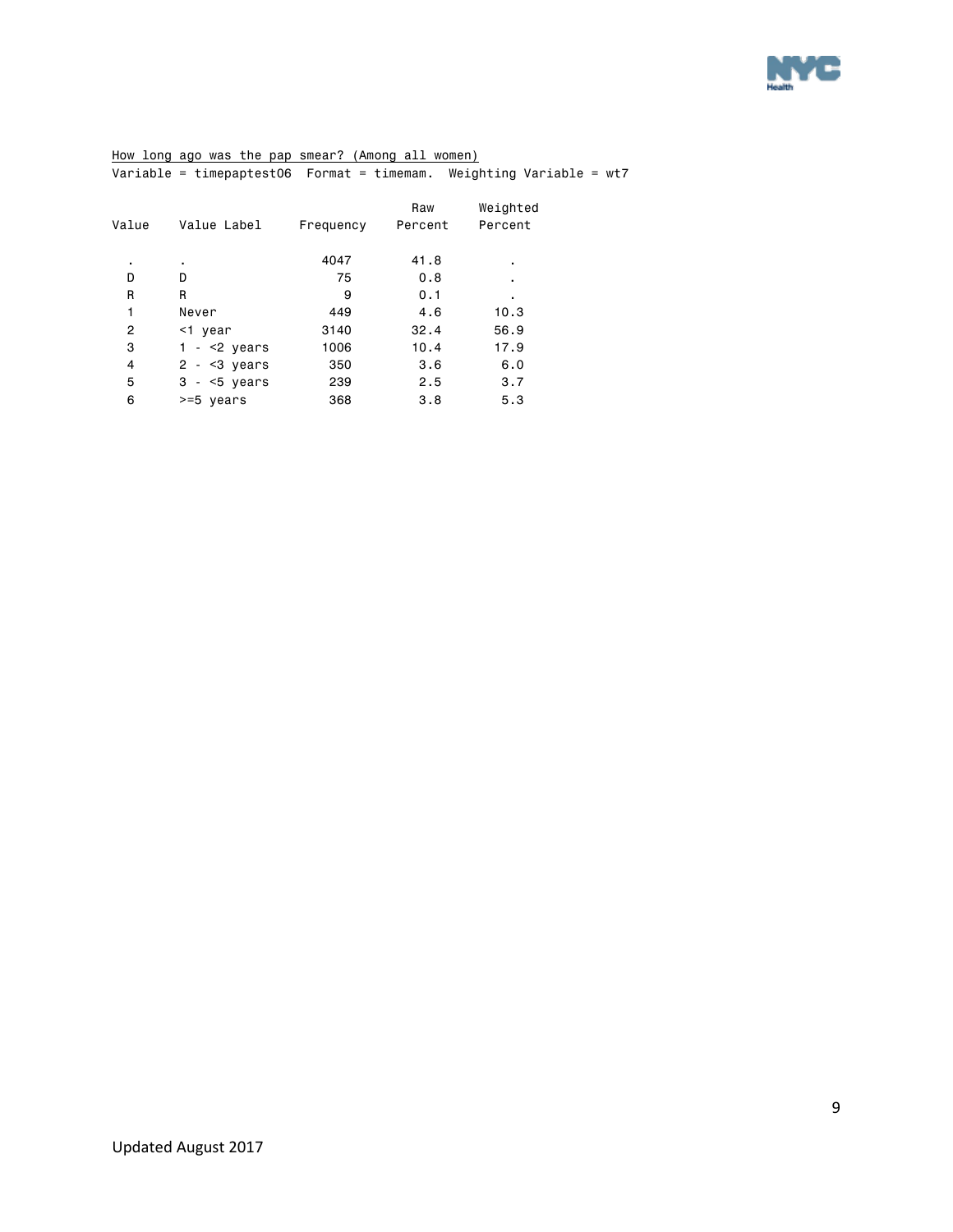How long ago was the pap smear? (Among all women)

Variable = timepaptest06  Format = timemam.  Weighting Variable = wt7

| Value | Value Label | Frequency | Raw Percent | Weighted Percent |
|---|---|---|---|---|
| . | . | 4047 | 41.8 | . |
| D | D | 75 | 0.8 | . |
| R | R | 9 | 0.1 | . |
| 1 | Never | 449 | 4.6 | 10.3 |
| 2 | <1 year | 3140 | 32.4 | 56.9 |
| 3 | 1 - <2 years | 1006 | 10.4 | 17.9 |
| 4 | 2 - <3 years | 350 | 3.6 | 6.0 |
| 5 | 3 - <5 years | 239 | 2.5 | 3.7 |
| 6 | >=5 years | 368 | 3.8 | 5.3 |

Updated August 2017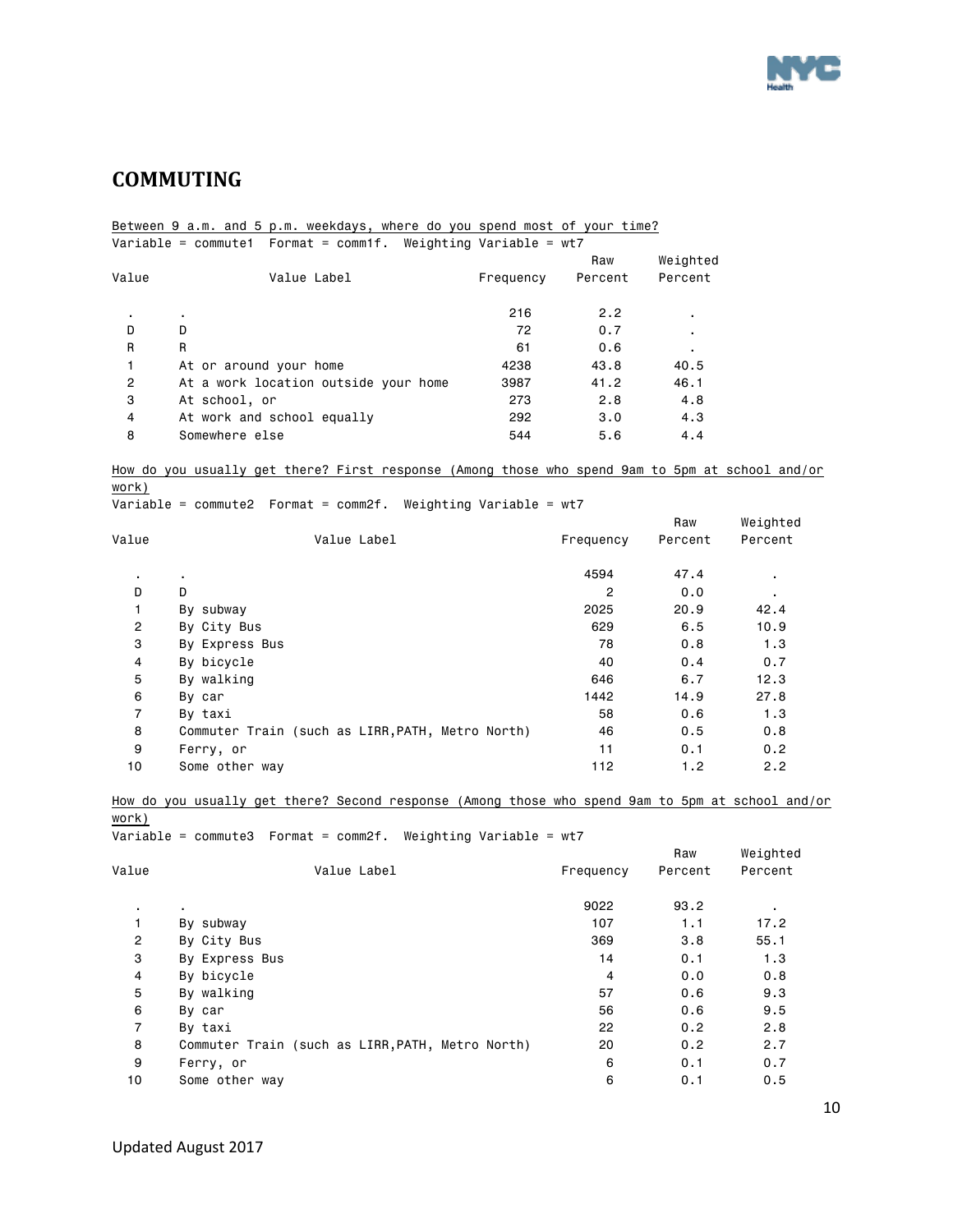## COMMUTING

Between 9 a.m. and 5 p.m. weekdays, where do you spend most of your time?

Variable = commute1 Format = comm1f. Weighting Variable = wt7

| Value | Value Label | Frequency | Raw Percent | Weighted Percent |
|---|---|---|---|---|
| . | . | 216 | 2.2 | . |
| D | D | 72 | 0.7 | . |
| R | R | 61 | 0.6 | . |
| 1 | At or around your home | 4238 | 43.8 | 40.5 |
| 2 | At a work location outside your home | 3987 | 41.2 | 46.1 |
| 3 | At school, or | 273 | 2.8 | 4.8 |
| 4 | At work and school equally | 292 | 3.0 | 4.3 |
| 8 | Somewhere else | 544 | 5.6 | 4.4 |

How do you usually get there? First response (Among those who spend 9am to 5pm at school and/or work)

Variable = commute2 Format = comm2f. Weighting Variable = wt7

| Value | Value Label | Frequency | Raw Percent | Weighted Percent |
|---|---|---|---|---|
| . | . | 4594 | 47.4 | . |
| D | D | 2 | 0.0 | . |
| 1 | By subway | 2025 | 20.9 | 42.4 |
| 2 | By City Bus | 629 | 6.5 | 10.9 |
| 3 | By Express Bus | 78 | 0.8 | 1.3 |
| 4 | By bicycle | 40 | 0.4 | 0.7 |
| 5 | By walking | 646 | 6.7 | 12.3 |
| 6 | By car | 1442 | 14.9 | 27.8 |
| 7 | By taxi | 58 | 0.6 | 1.3 |
| 8 | Commuter Train (such as LIRR,PATH, Metro North) | 46 | 0.5 | 0.8 |
| 9 | Ferry, or | 11 | 0.1 | 0.2 |
| 10 | Some other way | 112 | 1.2 | 2.2 |

How do you usually get there? Second response (Among those who spend 9am to 5pm at school and/or work)

Variable = commute3 Format = comm2f. Weighting Variable = wt7

| Value | Value Label | Frequency | Raw Percent | Weighted Percent |
|---|---|---|---|---|
| . | . | 9022 | 93.2 | . |
| 1 | By subway | 107 | 1.1 | 17.2 |
| 2 | By City Bus | 369 | 3.8 | 55.1 |
| 3 | By Express Bus | 14 | 0.1 | 1.3 |
| 4 | By bicycle | 4 | 0.0 | 0.8 |
| 5 | By walking | 57 | 0.6 | 9.3 |
| 6 | By car | 56 | 0.6 | 9.5 |
| 7 | By taxi | 22 | 0.2 | 2.8 |
| 8 | Commuter Train (such as LIRR,PATH, Metro North) | 20 | 0.2 | 2.7 |
| 9 | Ferry, or | 6 | 0.1 | 0.7 |
| 10 | Some other way | 6 | 0.1 | 0.5 |

Updated August 2017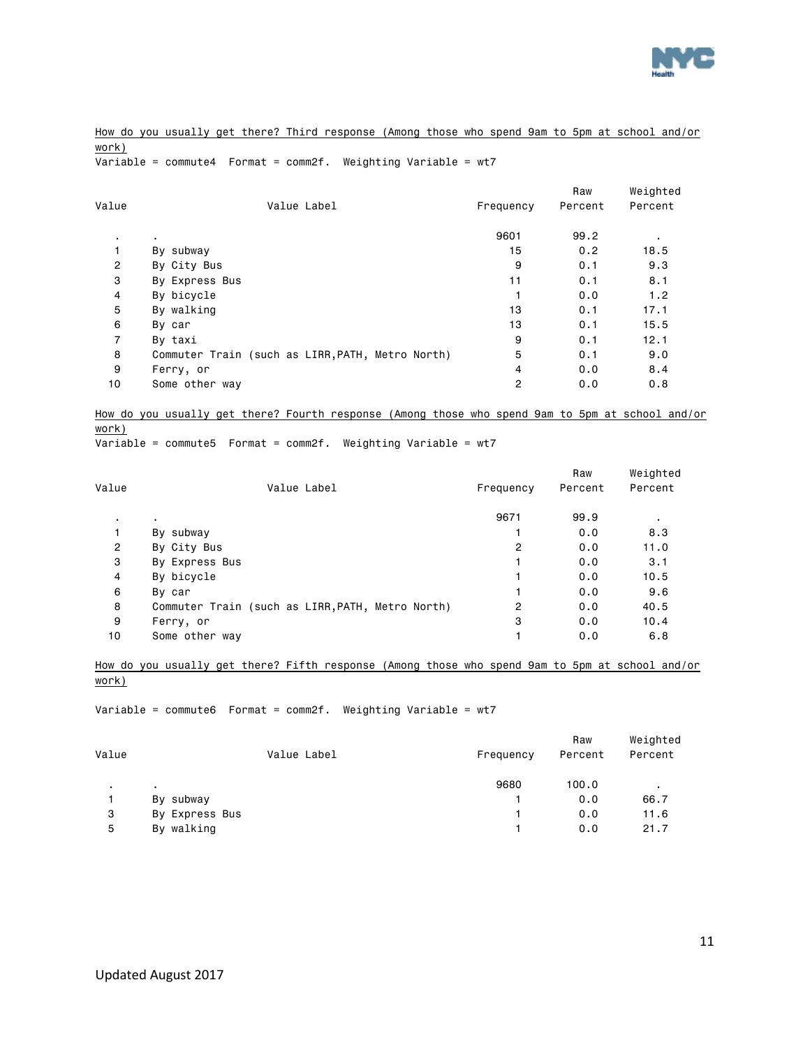How do you usually get there? Third response (Among those who spend 9am to 5pm at school and/or work)

Variable = commute4  Format = comm2f.  Weighting Variable = wt7

| Value | Value Label | Frequency | Raw Percent | Weighted Percent |
|---|---|---|---|---|
| . | . | 9601 | 99.2 | . |
| 1 | By subway | 15 | 0.2 | 18.5 |
| 2 | By City Bus | 9 | 0.1 | 9.3 |
| 3 | By Express Bus | 11 | 0.1 | 8.1 |
| 4 | By bicycle | 1 | 0.0 | 1.2 |
| 5 | By walking | 13 | 0.1 | 17.1 |
| 6 | By car | 13 | 0.1 | 15.5 |
| 7 | By taxi | 9 | 0.1 | 12.1 |
| 8 | Commuter Train (such as LIRR,PATH, Metro North) | 5 | 0.1 | 9.0 |
| 9 | Ferry, or | 4 | 0.0 | 8.4 |
| 10 | Some other way | 2 | 0.0 | 0.8 |

How do you usually get there? Fourth response (Among those who spend 9am to 5pm at school and/or work)

Variable = commute5  Format = comm2f.  Weighting Variable = wt7

| Value | Value Label | Frequency | Raw Percent | Weighted Percent |
|---|---|---|---|---|
| . | . | 9671 | 99.9 | . |
| 1 | By subway | 1 | 0.0 | 8.3 |
| 2 | By City Bus | 2 | 0.0 | 11.0 |
| 3 | By Express Bus | 1 | 0.0 | 3.1 |
| 4 | By bicycle | 1 | 0.0 | 10.5 |
| 6 | By car | 1 | 0.0 | 9.6 |
| 8 | Commuter Train (such as LIRR,PATH, Metro North) | 2 | 0.0 | 40.5 |
| 9 | Ferry, or | 3 | 0.0 | 10.4 |
| 10 | Some other way | 1 | 0.0 | 6.8 |

How do you usually get there? Fifth response (Among those who spend 9am to 5pm at school and/or work)

Variable = commute6  Format = comm2f.  Weighting Variable = wt7

| Value | Value Label | Frequency | Raw Percent | Weighted Percent |
|---|---|---|---|---|
| . | . | 9680 | 100.0 | . |
| 1 | By subway | 1 | 0.0 | 66.7 |
| 3 | By Express Bus | 1 | 0.0 | 11.6 |
| 5 | By walking | 1 | 0.0 | 21.7 |

Updated August 2017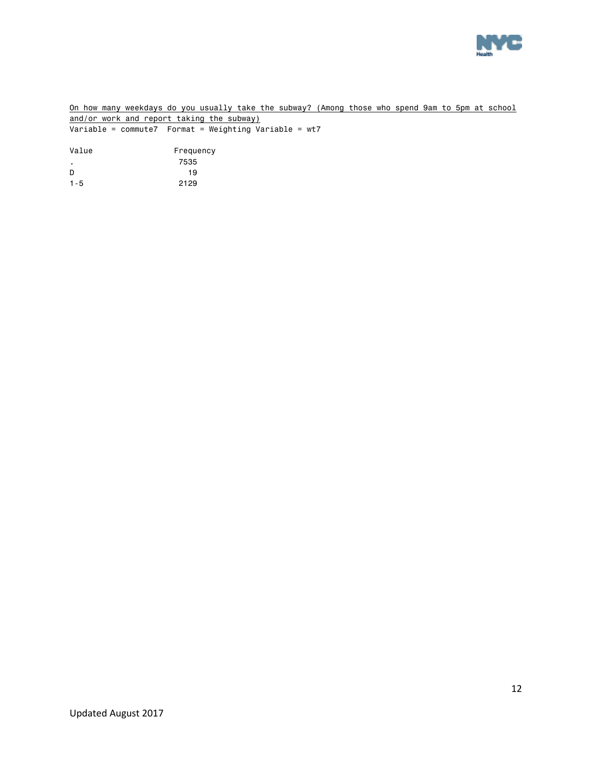On how many weekdays do you usually take the subway? (Among those who spend 9am to 5pm at school and/or work and report taking the subway)

Variable = commute7  Format = Weighting Variable = wt7

| Value | Frequency |
|---|---|
| . | 7535 |
| D | 19 |
| 1-5 | 2129 |

Updated August 2017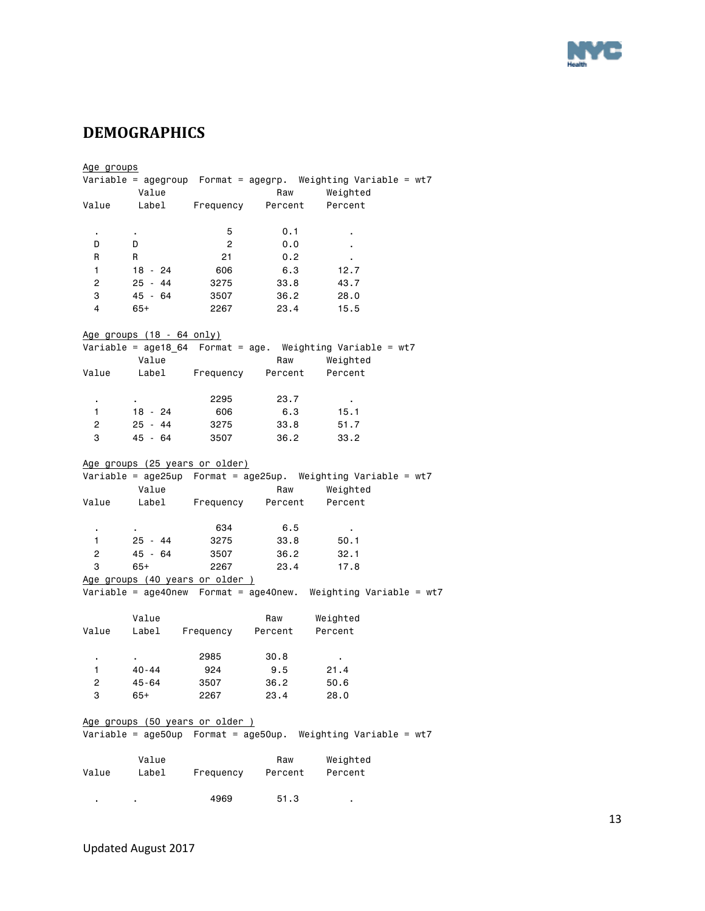# DEMOGRAPHICS

Age groups

Variable = agegroup   Format = agegrp.   Weighting Variable = wt7

| Value | Value Label | Frequency | Raw Percent | Weighted Percent |
|---|---|---|---|---|
| . | . | 5 | 0.1 | . |
| D | D | 2 | 0.0 | . |
| R | R | 21 | 0.2 | . |
| 1 | 18 - 24 | 606 | 6.3 | 12.7 |
| 2 | 25 - 44 | 3275 | 33.8 | 43.7 |
| 3 | 45 - 64 | 3507 | 36.2 | 28.0 |
| 4 | 65+ | 2267 | 23.4 | 15.5 |

Age groups (18 - 64 only)

Variable = age18_64   Format = age.   Weighting Variable = wt7

| Value | Value Label | Frequency | Raw Percent | Weighted Percent |
|---|---|---|---|---|
| . | . | 2295 | 23.7 | . |
| 1 | 18 - 24 | 606 | 6.3 | 15.1 |
| 2 | 25 - 44 | 3275 | 33.8 | 51.7 |
| 3 | 45 - 64 | 3507 | 36.2 | 33.2 |

Age groups (25 years or older)

Variable = age25up   Format = age25up.   Weighting Variable = wt7

| Value | Value Label | Frequency | Raw Percent | Weighted Percent |
|---|---|---|---|---|
| . | . | 634 | 6.5 | . |
| 1 | 25 - 44 | 3275 | 33.8 | 50.1 |
| 2 | 45 - 64 | 3507 | 36.2 | 32.1 |
| 3 | 65+ | 2267 | 23.4 | 17.8 |

Age groups (40 years or older )

Variable = age40new   Format = age40new.   Weighting Variable = wt7

| Value | Value Label | Frequency | Raw Percent | Weighted Percent |
|---|---|---|---|---|
| . | . | 2985 | 30.8 | . |
| 1 | 40-44 | 924 | 9.5 | 21.4 |
| 2 | 45-64 | 3507 | 36.2 | 50.6 |
| 3 | 65+ | 2267 | 23.4 | 28.0 |

Age groups (50 years or older )

Variable = age50up   Format = age50up.   Weighting Variable = wt7

| Value | Value Label | Frequency | Raw Percent | Weighted Percent |
|---|---|---|---|---|
| . | . | 4969 | 51.3 | . |

Updated August 2017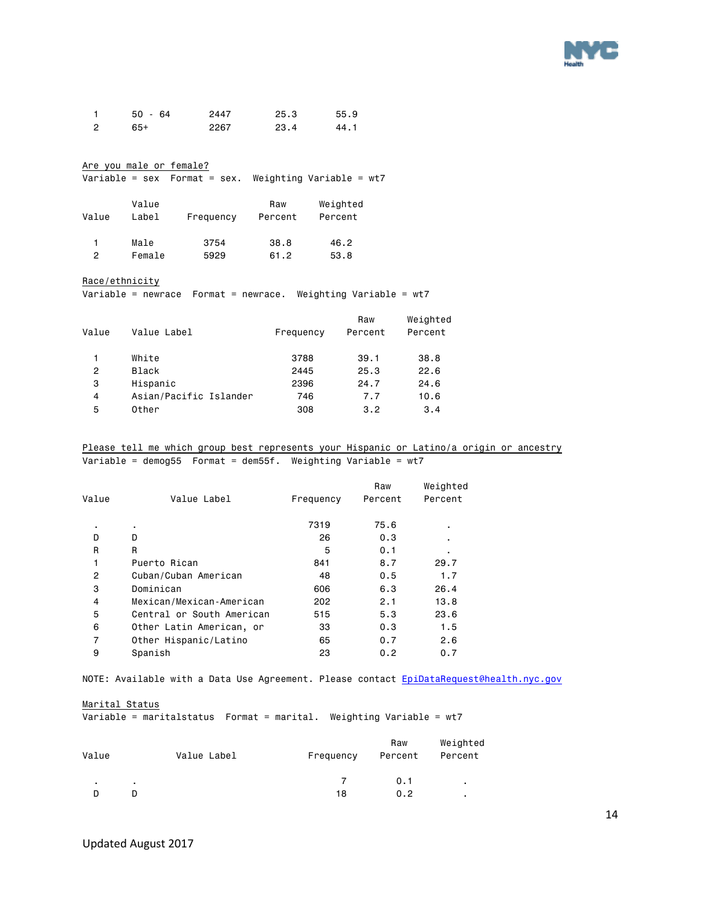| | | | | |
|---|---|---|---|---|
| 1 | 50 - 64 | 2447 | 25.3 | 55.9 |
| 2 | 65+ | 2267 | 23.4 | 44.1 |

Are you male or female?

Variable = sex Format = sex. Weighting Variable = wt7

| Value | Value Label | Frequency | Raw Percent | Weighted Percent |
|---|---|---|---|---|
| 1 | Male | 3754 | 38.8 | 46.2 |
| 2 | Female | 5929 | 61.2 | 53.8 |

Race/ethnicity

Variable = newrace Format = newrace. Weighting Variable = wt7

| Value | Value Label | Frequency | Raw Percent | Weighted Percent |
|---|---|---|---|---|
| 1 | White | 3788 | 39.1 | 38.8 |
| 2 | Black | 2445 | 25.3 | 22.6 |
| 3 | Hispanic | 2396 | 24.7 | 24.6 |
| 4 | Asian/Pacific Islander | 746 | 7.7 | 10.6 |
| 5 | Other | 308 | 3.2 | 3.4 |

Please tell me which group best represents your Hispanic or Latino/a origin or ancestry

Variable = demog55 Format = dem55f. Weighting Variable = wt7

| Value | Value Label | Frequency | Raw Percent | Weighted Percent |
|---|---|---|---|---|
| . | . | 7319 | 75.6 | . |
| D | D | 26 | 0.3 | . |
| R | R | 5 | 0.1 | . |
| 1 | Puerto Rican | 841 | 8.7 | 29.7 |
| 2 | Cuban/Cuban American | 48 | 0.5 | 1.7 |
| 3 | Dominican | 606 | 6.3 | 26.4 |
| 4 | Mexican/Mexican-American | 202 | 2.1 | 13.8 |
| 5 | Central or South American | 515 | 5.3 | 23.6 |
| 6 | Other Latin American, or | 33 | 0.3 | 1.5 |
| 7 | Other Hispanic/Latino | 65 | 0.7 | 2.6 |
| 9 | Spanish | 23 | 0.2 | 0.7 |

NOTE: Available with a Data Use Agreement. Please contact EpiDataRequest@health.nyc.gov

Marital Status

Variable = maritalstatus Format = marital. Weighting Variable = wt7

| Value | Value Label | Frequency | Raw Percent | Weighted Percent |
|---|---|---|---|---|
| . | . | 7 | 0.1 | . |
| D | D | 18 | 0.2 | . |

Updated August 2017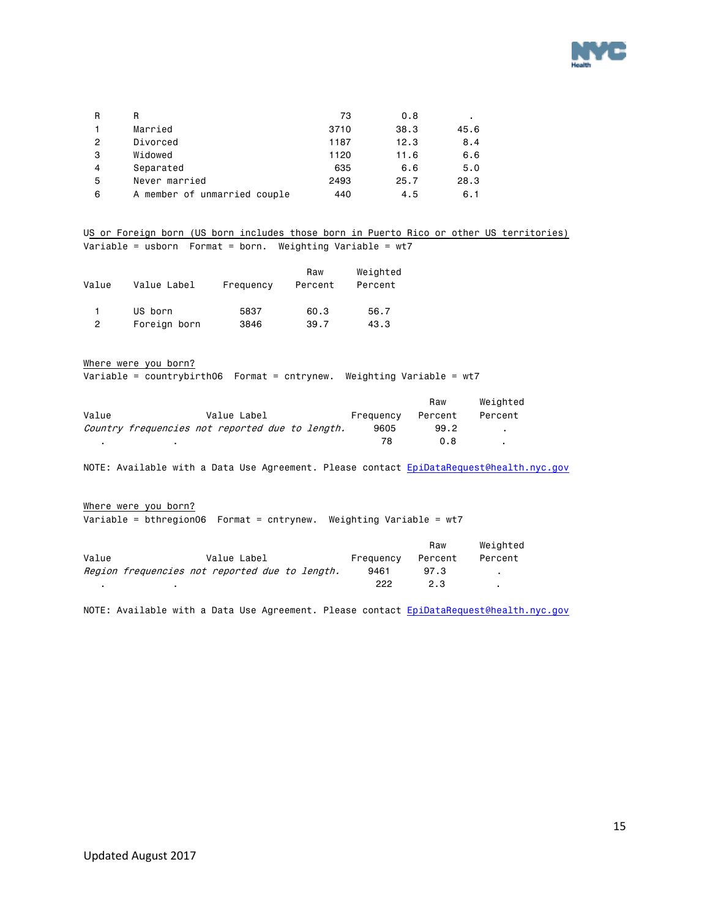| | | | | |
|---|---|---|---|---|
| R | R | 73 | 0.8 | . |
| 1 | Married | 3710 | 38.3 | 45.6 |
| 2 | Divorced | 1187 | 12.3 | 8.4 |
| 3 | Widowed | 1120 | 11.6 | 6.6 |
| 4 | Separated | 635 | 6.6 | 5.0 |
| 5 | Never married | 2493 | 25.7 | 28.3 |
| 6 | A member of unmarried couple | 440 | 4.5 | 6.1 |

US or Foreign born (US born includes those born in Puerto Rico or other US territories)
Variable = usborn Format = born. Weighting Variable = wt7

| Value | Value Label | Frequency | Raw Percent | Weighted Percent |
|---|---|---|---|---|
| 1 | US born | 5837 | 60.3 | 56.7 |
| 2 | Foreign born | 3846 | 39.7 | 43.3 |

Where were you born?
Variable = countrybirth06 Format = cntrynew. Weighting Variable = wt7

| Value | Value Label | Frequency | Raw Percent | Weighted Percent |
|---|---|---|---|---|
| *Country frequencies not reported due to length.* | | 9605 | 99.2 | . |
| . | . | 78 | 0.8 | . |

NOTE: Available with a Data Use Agreement. Please contact EpiDataRequest@health.nyc.gov

Where were you born?
Variable = bthregion06 Format = cntrynew. Weighting Variable = wt7

| Value | Value Label | Frequency | Raw Percent | Weighted Percent |
|---|---|---|---|---|
| *Region frequencies not reported due to length.* | | 9461 | 97.3 | . |
| . | . | 222 | 2.3 | . |

NOTE: Available with a Data Use Agreement. Please contact EpiDataRequest@health.nyc.gov

Updated August 2017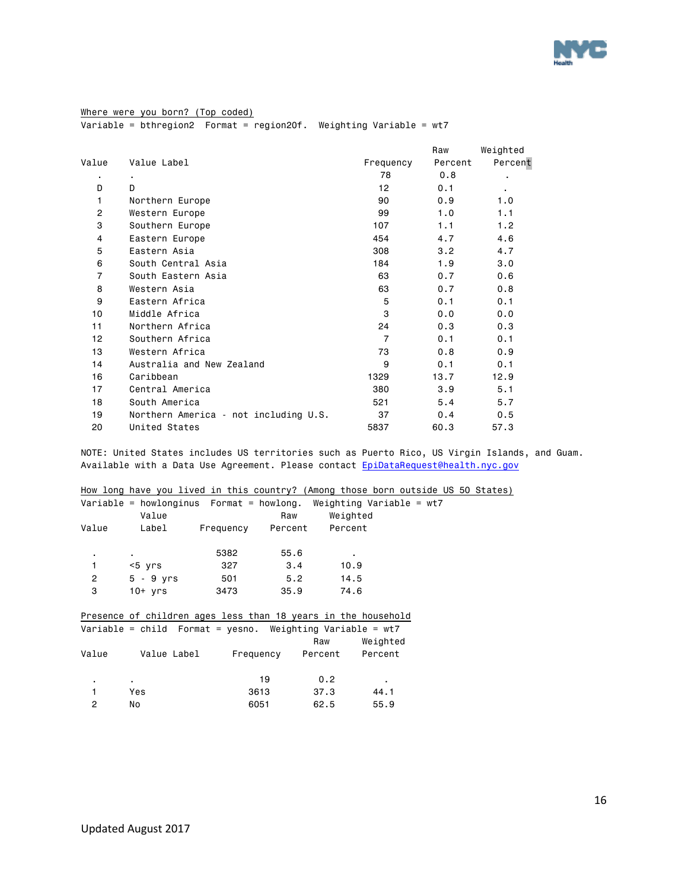Where were you born? (Top coded)

Variable = bthregion2 Format = region20f. Weighting Variable = wt7

| Value | Value Label | Frequency | Raw Percent | Weighted Percent |
|---|---|---|---|---|
| . | . | 78 | 0.8 | . |
| D | D | 12 | 0.1 | . |
| 1 | Northern Europe | 90 | 0.9 | 1.0 |
| 2 | Western Europe | 99 | 1.0 | 1.1 |
| 3 | Southern Europe | 107 | 1.1 | 1.2 |
| 4 | Eastern Europe | 454 | 4.7 | 4.6 |
| 5 | Eastern Asia | 308 | 3.2 | 4.7 |
| 6 | South Central Asia | 184 | 1.9 | 3.0 |
| 7 | South Eastern Asia | 63 | 0.7 | 0.6 |
| 8 | Western Asia | 63 | 0.7 | 0.8 |
| 9 | Eastern Africa | 5 | 0.1 | 0.1 |
| 10 | Middle Africa | 3 | 0.0 | 0.0 |
| 11 | Northern Africa | 24 | 0.3 | 0.3 |
| 12 | Southern Africa | 7 | 0.1 | 0.1 |
| 13 | Western Africa | 73 | 0.8 | 0.9 |
| 14 | Australia and New Zealand | 9 | 0.1 | 0.1 |
| 16 | Caribbean | 1329 | 13.7 | 12.9 |
| 17 | Central America | 380 | 3.9 | 5.1 |
| 18 | South America | 521 | 5.4 | 5.7 |
| 19 | Northern America - not including U.S. | 37 | 0.4 | 0.5 |
| 20 | United States | 5837 | 60.3 | 57.3 |

NOTE: United States includes US territories such as Puerto Rico, US Virgin Islands, and Guam. Available with a Data Use Agreement. Please contact EpiDataRequest@health.nyc.gov

How long have you lived in this country? (Among those born outside US 50 States)

Variable = howlonginus Format = howlong. Weighting Variable = wt7

| Value | Value Label | Frequency | Raw Percent | Weighted Percent |
|---|---|---|---|---|
| . | . | 5382 | 55.6 | . |
| 1 | <5 yrs | 327 | 3.4 | 10.9 |
| 2 | 5 - 9 yrs | 501 | 5.2 | 14.5 |
| 3 | 10+ yrs | 3473 | 35.9 | 74.6 |

Presence of children ages less than 18 years in the household

Variable = child Format = yesno. Weighting Variable = wt7

| Value | Value Label | Frequency | Raw Percent | Weighted Percent |
|---|---|---|---|---|
| . | . | 19 | 0.2 | . |
| 1 | Yes | 3613 | 37.3 | 44.1 |
| 2 | No | 6051 | 62.5 | 55.9 |

Updated August 2017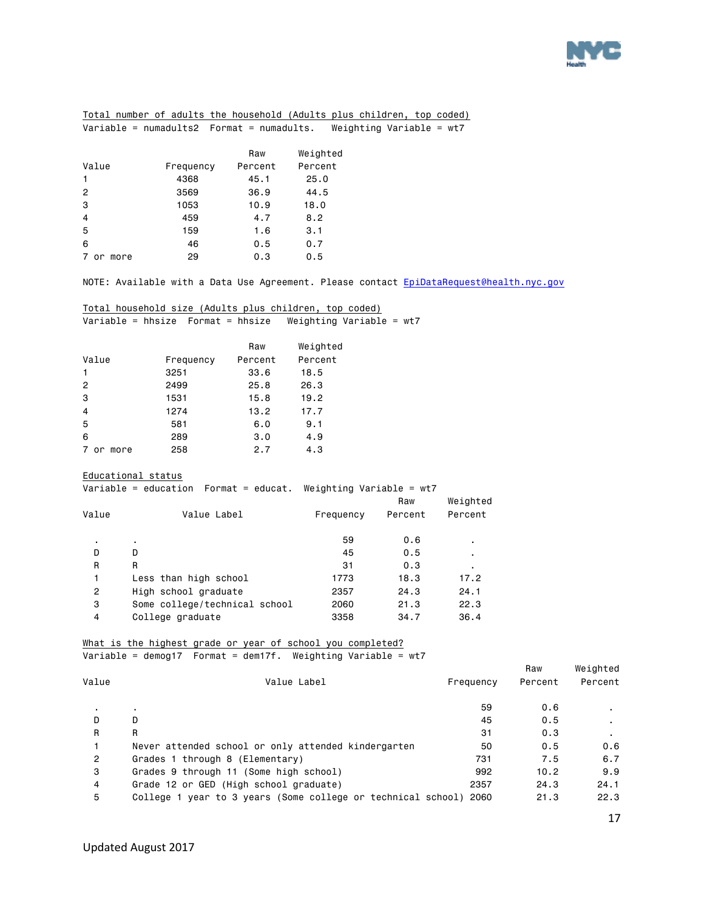Total number of adults the household (Adults plus children, top coded)

Variable = numadults2 Format = numadults. Weighting Variable = wt7

| Value | Frequency | Raw Percent | Weighted Percent |
|---|---|---|---|
| 1 | 4368 | 45.1 | 25.0 |
| 2 | 3569 | 36.9 | 44.5 |
| 3 | 1053 | 10.9 | 18.0 |
| 4 | 459 | 4.7 | 8.2 |
| 5 | 159 | 1.6 | 3.1 |
| 6 | 46 | 0.5 | 0.7 |
| 7 or more | 29 | 0.3 | 0.5 |

NOTE: Available with a Data Use Agreement. Please contact EpiDataRequest@health.nyc.gov

Total household size (Adults plus children, top coded)

Variable = hhsize Format = hhsize Weighting Variable = wt7

| Value | Frequency | Raw Percent | Weighted Percent |
|---|---|---|---|
| 1 | 3251 | 33.6 | 18.5 |
| 2 | 2499 | 25.8 | 26.3 |
| 3 | 1531 | 15.8 | 19.2 |
| 4 | 1274 | 13.2 | 17.7 |
| 5 | 581 | 6.0 | 9.1 |
| 6 | 289 | 3.0 | 4.9 |
| 7 or more | 258 | 2.7 | 4.3 |

Educational status

Variable = education Format = educat. Weighting Variable = wt7

| Value | Value Label | Frequency | Raw Percent | Weighted Percent |
|---|---|---|---|---|
| . | . | 59 | 0.6 | . |
| D | D | 45 | 0.5 | . |
| R | R | 31 | 0.3 | . |
| 1 | Less than high school | 1773 | 18.3 | 17.2 |
| 2 | High school graduate | 2357 | 24.3 | 24.1 |
| 3 | Some college/technical school | 2060 | 21.3 | 22.3 |
| 4 | College graduate | 3358 | 34.7 | 36.4 |

What is the highest grade or year of school you completed?

Variable = demog17 Format = dem17f. Weighting Variable = wt7

| Value | Value Label | Frequency | Raw Percent | Weighted Percent |
|---|---|---|---|---|
| . | . | 59 | 0.6 | . |
| D | D | 45 | 0.5 | . |
| R | R | 31 | 0.3 | . |
| 1 | Never attended school or only attended kindergarten | 50 | 0.5 | 0.6 |
| 2 | Grades 1 through 8 (Elementary) | 731 | 7.5 | 6.7 |
| 3 | Grades 9 through 11 (Some high school) | 992 | 10.2 | 9.9 |
| 4 | Grade 12 or GED (High school graduate) | 2357 | 24.3 | 24.1 |
| 5 | College 1 year to 3 years (Some college or technical school) | 2060 | 21.3 | 22.3 |

Updated August 2017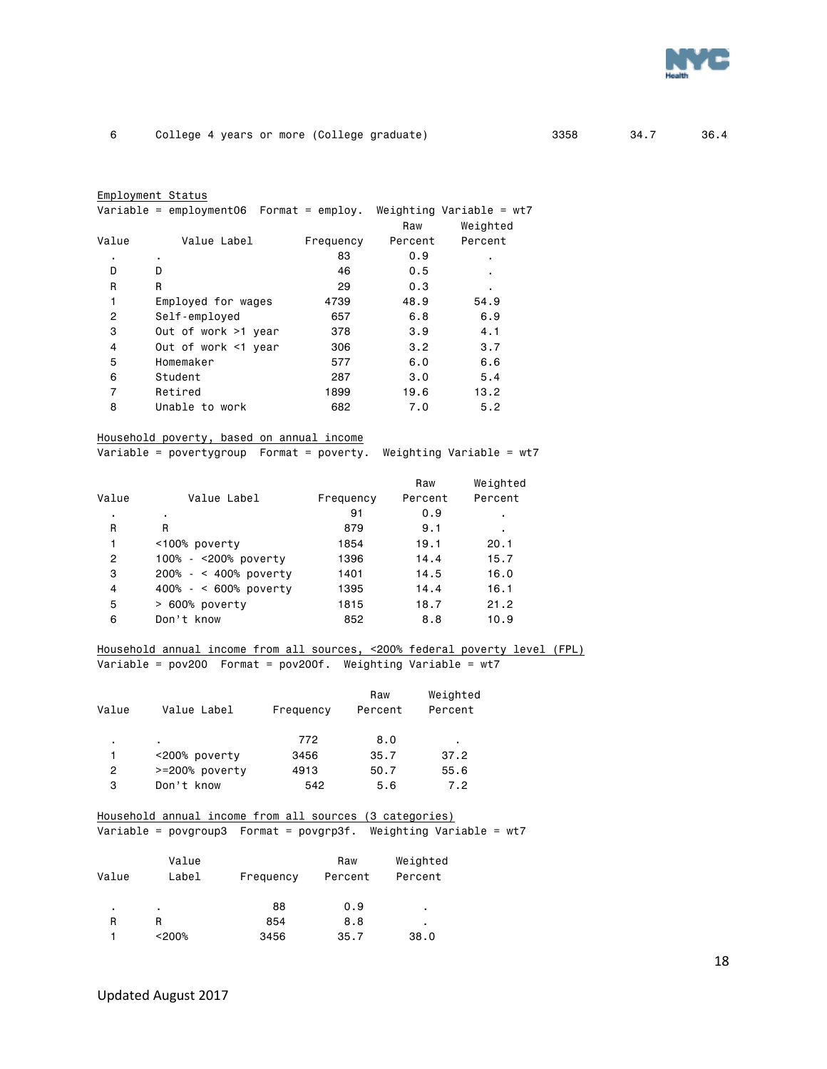| 6 | College 4 years or more (College graduate) | 3358 | 34.7 | 36.4 |
|---|---|---|---|---|

Employment Status

Variable = employment06 Format = employ. Weighting Variable = wt7

| Value | Value Label | Frequency | Raw Percent | Weighted Percent |
|---|---|---|---|---|
| . | . | 83 | 0.9 | . |
| D | D | 46 | 0.5 | . |
| R | R | 29 | 0.3 | . |
| 1 | Employed for wages | 4739 | 48.9 | 54.9 |
| 2 | Self-employed | 657 | 6.8 | 6.9 |
| 3 | Out of work >1 year | 378 | 3.9 | 4.1 |
| 4 | Out of work <1 year | 306 | 3.2 | 3.7 |
| 5 | Homemaker | 577 | 6.0 | 6.6 |
| 6 | Student | 287 | 3.0 | 5.4 |
| 7 | Retired | 1899 | 19.6 | 13.2 |
| 8 | Unable to work | 682 | 7.0 | 5.2 |

Household poverty, based on annual income

Variable = povertygroup Format = poverty. Weighting Variable = wt7

| Value | Value Label | Frequency | Raw Percent | Weighted Percent |
|---|---|---|---|---|
| . | . | 91 | 0.9 | . |
| R | R | 879 | 9.1 | . |
| 1 | <100% poverty | 1854 | 19.1 | 20.1 |
| 2 | 100% - <200% poverty | 1396 | 14.4 | 15.7 |
| 3 | 200% - < 400% poverty | 1401 | 14.5 | 16.0 |
| 4 | 400% - < 600% poverty | 1395 | 14.4 | 16.1 |
| 5 | > 600% poverty | 1815 | 18.7 | 21.2 |
| 6 | Don't know | 852 | 8.8 | 10.9 |

Household annual income from all sources, <200% federal poverty level (FPL)

Variable = pov200 Format = pov200f. Weighting Variable = wt7

| Value | Value Label | Frequency | Raw Percent | Weighted Percent |
|---|---|---|---|---|
| . | . | 772 | 8.0 | . |
| 1 | <200% poverty | 3456 | 35.7 | 37.2 |
| 2 | >=200% poverty | 4913 | 50.7 | 55.6 |
| 3 | Don't know | 542 | 5.6 | 7.2 |

Household annual income from all sources (3 categories)

Variable = povgroup3 Format = povgrp3f. Weighting Variable = wt7

| Value | Value Label | Frequency | Raw Percent | Weighted Percent |
|---|---|---|---|---|
| . | . | 88 | 0.9 | . |
| R | R | 854 | 8.8 | . |
| 1 | <200% | 3456 | 35.7 | 38.0 |

Updated August 2017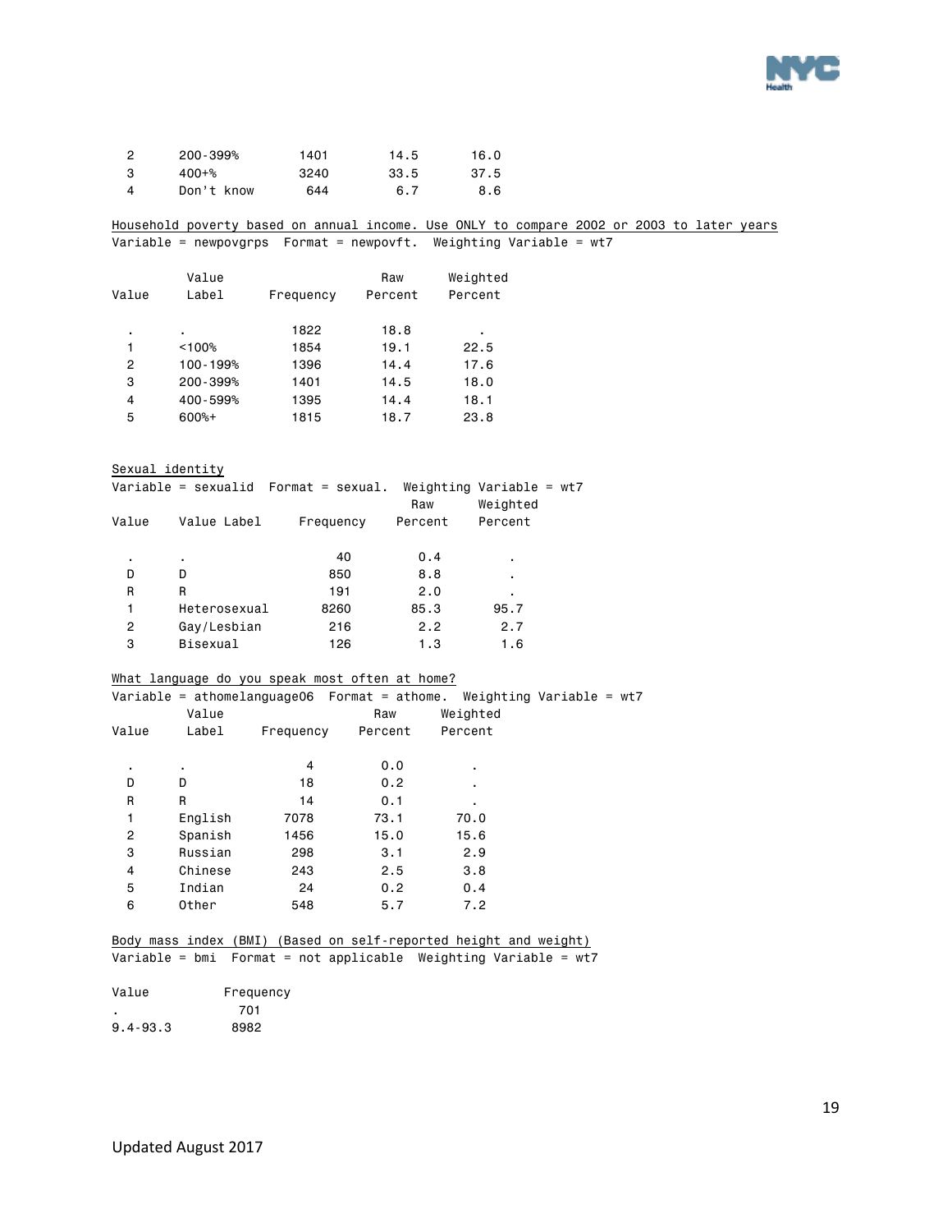| Value | Value Label | Frequency | Raw Percent | Weighted Percent |
|---|---|---|---|---|
| 2 | 200-399% | 1401 | 14.5 | 16.0 |
| 3 | 400+% | 3240 | 33.5 | 37.5 |
| 4 | Don't know | 644 | 6.7 | 8.6 |

Household poverty based on annual income. Use ONLY to compare 2002 or 2003 to later years
Variable = newpovgrps Format = newpovft. Weighting Variable = wt7

| Value | Value Label | Frequency | Raw Percent | Weighted Percent |
|---|---|---|---|---|
| . | . | 1822 | 18.8 | . |
| 1 | <100% | 1854 | 19.1 | 22.5 |
| 2 | 100-199% | 1396 | 14.4 | 17.6 |
| 3 | 200-399% | 1401 | 14.5 | 18.0 |
| 4 | 400-599% | 1395 | 14.4 | 18.1 |
| 5 | 600%+ | 1815 | 18.7 | 23.8 |

Sexual identity
Variable = sexualid Format = sexual. Weighting Variable = wt7

| Value | Value Label | Frequency | Raw Percent | Weighted Percent |
|---|---|---|---|---|
| . | . | 40 | 0.4 | . |
| D | D | 850 | 8.8 | . |
| R | R | 191 | 2.0 | . |
| 1 | Heterosexual | 8260 | 85.3 | 95.7 |
| 2 | Gay/Lesbian | 216 | 2.2 | 2.7 |
| 3 | Bisexual | 126 | 1.3 | 1.6 |

What language do you speak most often at home?
Variable = athomelanguage06 Format = athome. Weighting Variable = wt7

| Value | Value Label | Frequency | Raw Percent | Weighted Percent |
|---|---|---|---|---|
| . | . | 4 | 0.0 | . |
| D | D | 18 | 0.2 | . |
| R | R | 14 | 0.1 | . |
| 1 | English | 7078 | 73.1 | 70.0 |
| 2 | Spanish | 1456 | 15.0 | 15.6 |
| 3 | Russian | 298 | 3.1 | 2.9 |
| 4 | Chinese | 243 | 2.5 | 3.8 |
| 5 | Indian | 24 | 0.2 | 0.4 |
| 6 | Other | 548 | 5.7 | 7.2 |

Body mass index (BMI) (Based on self-reported height and weight)
Variable = bmi Format = not applicable Weighting Variable = wt7

| Value | Frequency |
|---|---|
| . | 701 |
| 9.4-93.3 | 8982 |

Updated August 2017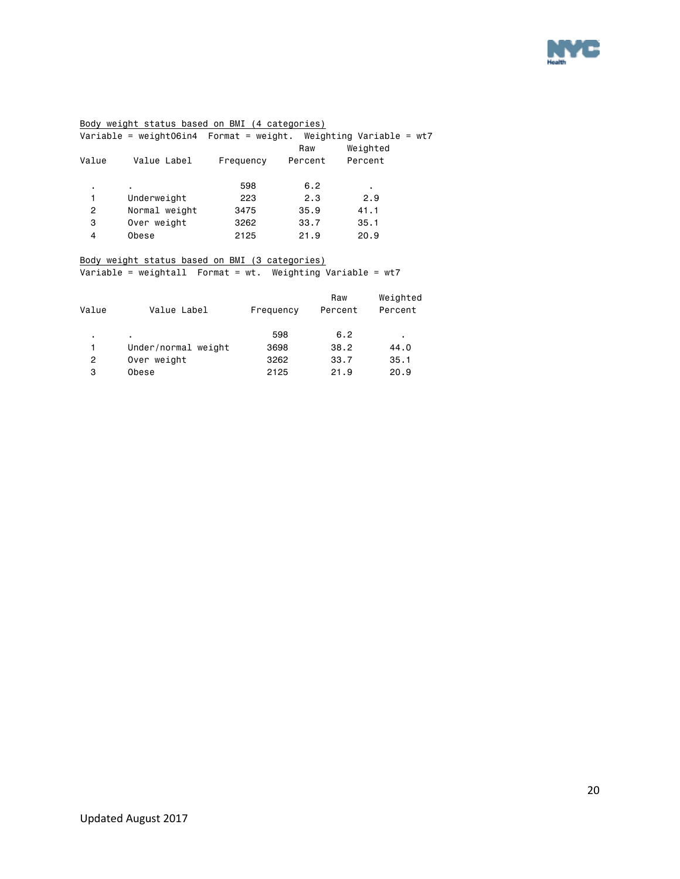Body weight status based on BMI (4 categories)

Variable = weight06in4 Format = weight. Weighting Variable = wt7

| Value | Value Label | Frequency | Raw Percent | Weighted Percent |
|---|---|---|---|---|
| . | . | 598 | 6.2 | . |
| 1 | Underweight | 223 | 2.3 | 2.9 |
| 2 | Normal weight | 3475 | 35.9 | 41.1 |
| 3 | Over weight | 3262 | 33.7 | 35.1 |
| 4 | Obese | 2125 | 21.9 | 20.9 |

Body weight status based on BMI (3 categories)

Variable = weightall Format = wt. Weighting Variable = wt7

| Value | Value Label | Frequency | Raw Percent | Weighted Percent |
|---|---|---|---|---|
| . | . | 598 | 6.2 | . |
| 1 | Under/normal weight | 3698 | 38.2 | 44.0 |
| 2 | Over weight | 3262 | 33.7 | 35.1 |
| 3 | Obese | 2125 | 21.9 | 20.9 |

Updated August 2017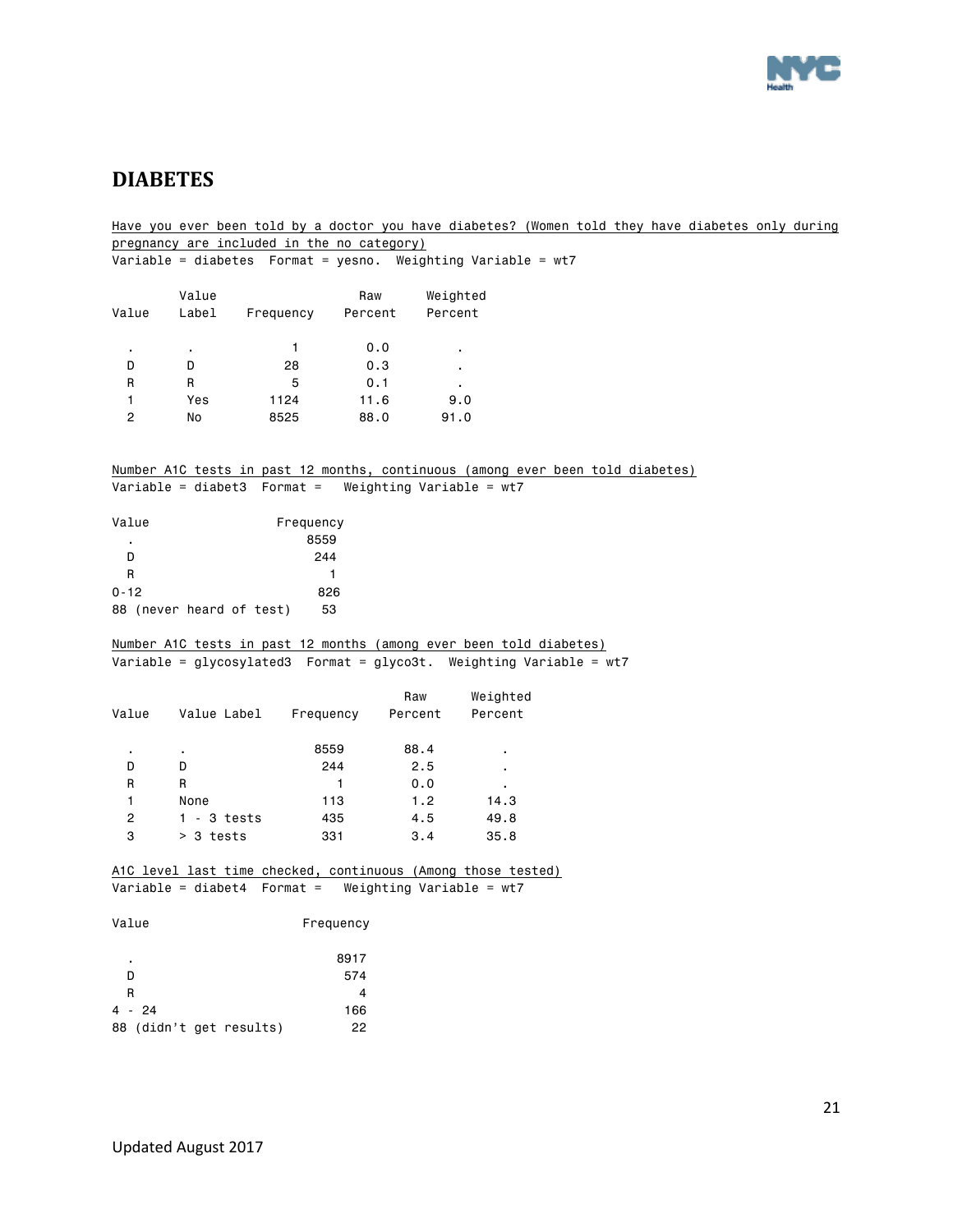# DIABETES

Have you ever been told by a doctor you have diabetes? (Women told they have diabetes only during pregnancy are included in the no category)

Variable = diabetes Format = yesno. Weighting Variable = wt7

| Value | Value Label | Frequency | Raw Percent | Weighted Percent |
|---|---|---|---|---|
| . | . | 1 | 0.0 | . |
| D | D | 28 | 0.3 | . |
| R | R | 5 | 0.1 | . |
| 1 | Yes | 1124 | 11.6 | 9.0 |
| 2 | No | 8525 | 88.0 | 91.0 |

Number A1C tests in past 12 months, continuous (among ever been told diabetes)

Variable = diabet3 Format = Weighting Variable = wt7

| Value | Frequency |
|---|---|
| . | 8559 |
| D | 244 |
| R | 1 |
| 0-12 | 826 |
| 88 (never heard of test) | 53 |

Number A1C tests in past 12 months (among ever been told diabetes)

Variable = glycosylated3 Format = glyco3t. Weighting Variable = wt7

| Value | Value Label | Frequency | Raw Percent | Weighted Percent |
|---|---|---|---|---|
| . | . | 8559 | 88.4 | . |
| D | D | 244 | 2.5 | . |
| R | R | 1 | 0.0 | . |
| 1 | None | 113 | 1.2 | 14.3 |
| 2 | 1 - 3 tests | 435 | 4.5 | 49.8 |
| 3 | > 3 tests | 331 | 3.4 | 35.8 |

A1C level last time checked, continuous (Among those tested)

Variable = diabet4 Format = Weighting Variable = wt7

| Value | Frequency |
|---|---|
| . | 8917 |
| D | 574 |
| R | 4 |
| 4 - 24 | 166 |
| 88 (didn't get results) | 22 |

Updated August 2017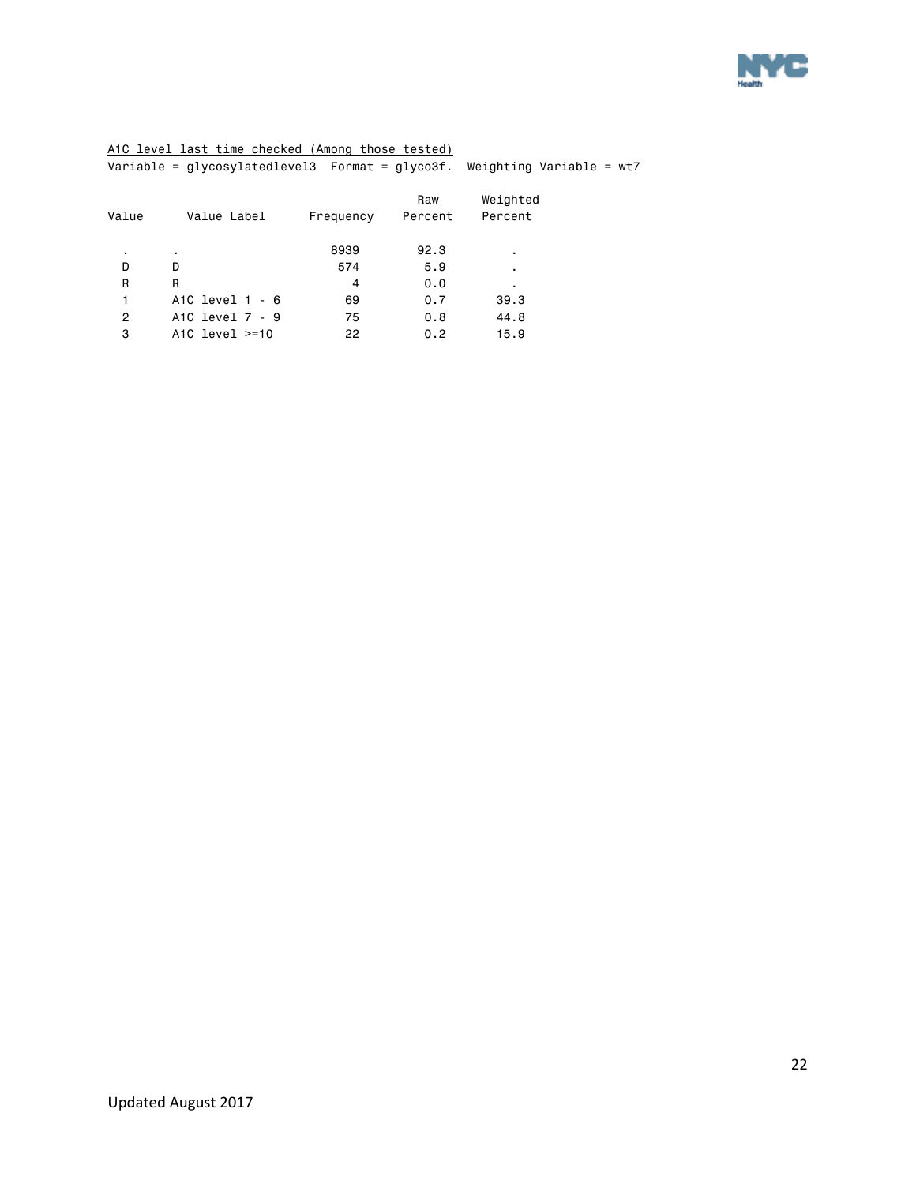<u>A1C level last time checked (Among those tested)</u>

Variable = glycosylatedlevel3 Format = glyco3f. Weighting Variable = wt7

| Value | Value Label | Frequency | Raw Percent | Weighted Percent |
|---|---|---|---|---|
| . | . | 8939 | 92.3 | . |
| D | D | 574 | 5.9 | . |
| R | R | 4 | 0.0 | . |
| 1 | A1C level 1 - 6 | 69 | 0.7 | 39.3 |
| 2 | A1C level 7 - 9 | 75 | 0.8 | 44.8 |
| 3 | A1C level >=10 | 22 | 0.2 | 15.9 |

Updated August 2017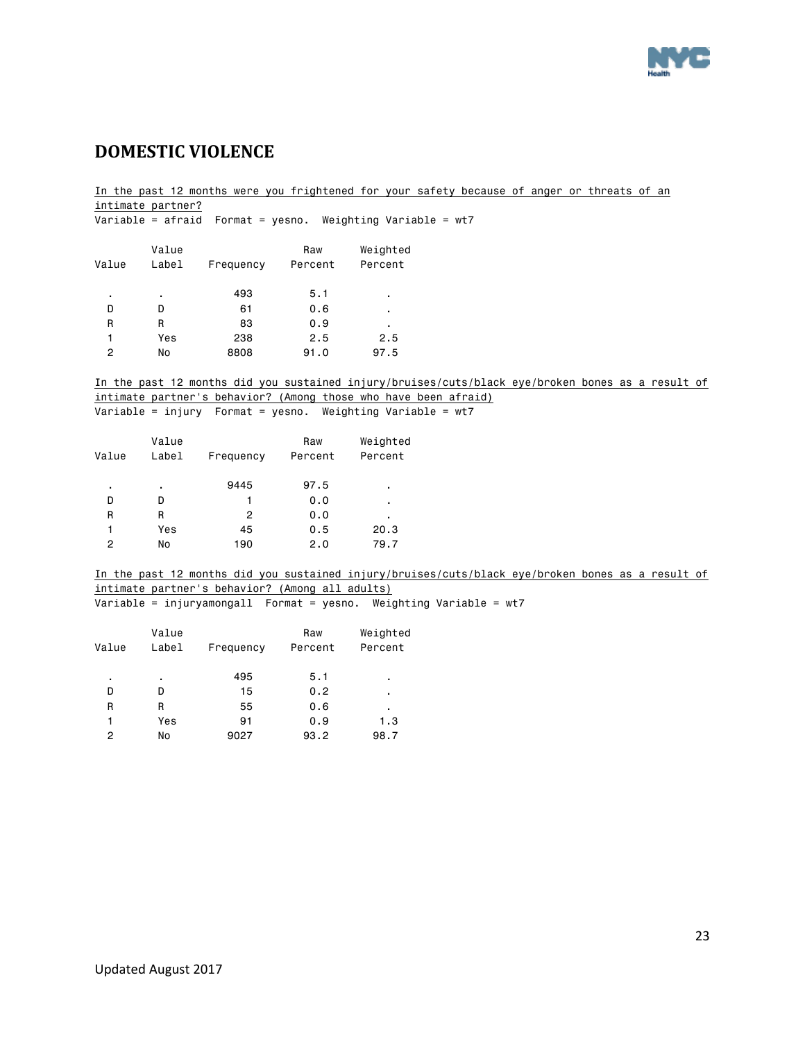## DOMESTIC VIOLENCE

In the past 12 months were you frightened for your safety because of anger or threats of an intimate partner?

Variable = afraid  Format = yesno.  Weighting Variable = wt7

| Value | Value Label | Frequency | Raw Percent | Weighted Percent |
|---|---|---|---|---|
| . | . | 493 | 5.1 | . |
| D | D | 61 | 0.6 | . |
| R | R | 83 | 0.9 | . |
| 1 | Yes | 238 | 2.5 | 2.5 |
| 2 | No | 8808 | 91.0 | 97.5 |

In the past 12 months did you sustained injury/bruises/cuts/black eye/broken bones as a result of intimate partner's behavior? (Among those who have been afraid)

Variable = injury  Format = yesno.  Weighting Variable = wt7

| Value | Value Label | Frequency | Raw Percent | Weighted Percent |
|---|---|---|---|---|
| . | . | 9445 | 97.5 | . |
| D | D | 1 | 0.0 | . |
| R | R | 2 | 0.0 | . |
| 1 | Yes | 45 | 0.5 | 20.3 |
| 2 | No | 190 | 2.0 | 79.7 |

In the past 12 months did you sustained injury/bruises/cuts/black eye/broken bones as a result of intimate partner's behavior? (Among all adults)

Variable = injuryamongall  Format = yesno.  Weighting Variable = wt7

| Value | Value Label | Frequency | Raw Percent | Weighted Percent |
|---|---|---|---|---|
| . | . | 495 | 5.1 | . |
| D | D | 15 | 0.2 | . |
| R | R | 55 | 0.6 | . |
| 1 | Yes | 91 | 0.9 | 1.3 |
| 2 | No | 9027 | 93.2 | 98.7 |

Updated August 2017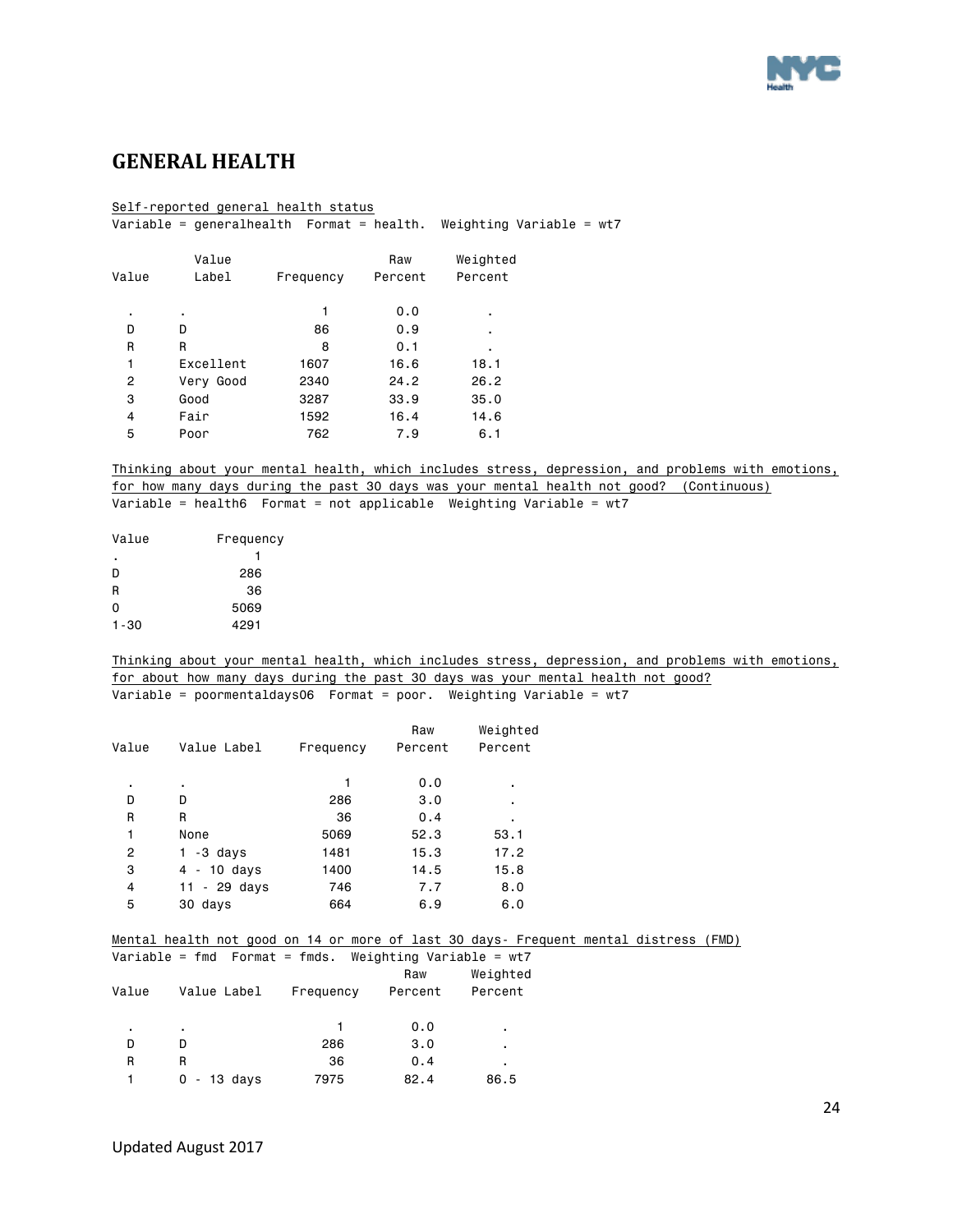## GENERAL HEALTH

Self-reported general health status
Variable = generalhealth Format = health. Weighting Variable = wt7

| Value | Value Label | Frequency | Raw Percent | Weighted Percent |
|---|---|---|---|---|
| . | . | 1 | 0.0 | . |
| D | D | 86 | 0.9 | . |
| R | R | 8 | 0.1 | . |
| 1 | Excellent | 1607 | 16.6 | 18.1 |
| 2 | Very Good | 2340 | 24.2 | 26.2 |
| 3 | Good | 3287 | 33.9 | 35.0 |
| 4 | Fair | 1592 | 16.4 | 14.6 |
| 5 | Poor | 762 | 7.9 | 6.1 |

Thinking about your mental health, which includes stress, depression, and problems with emotions, for how many days during the past 30 days was your mental health not good? (Continuous)
Variable = health6 Format = not applicable Weighting Variable = wt7

| Value | Frequency |
|---|---|
| . | 1 |
| D | 286 |
| R | 36 |
| 0 | 5069 |
| 1-30 | 4291 |

Thinking about your mental health, which includes stress, depression, and problems with emotions, for about how many days during the past 30 days was your mental health not good?
Variable = poormentaldays06 Format = poor. Weighting Variable = wt7

| Value | Value Label | Frequency | Raw Percent | Weighted Percent |
|---|---|---|---|---|
| . | . | 1 | 0.0 | . |
| D | D | 286 | 3.0 | . |
| R | R | 36 | 0.4 | . |
| 1 | None | 5069 | 52.3 | 53.1 |
| 2 | 1 -3 days | 1481 | 15.3 | 17.2 |
| 3 | 4 - 10 days | 1400 | 14.5 | 15.8 |
| 4 | 11 - 29 days | 746 | 7.7 | 8.0 |
| 5 | 30 days | 664 | 6.9 | 6.0 |

Mental health not good on 14 or more of last 30 days- Frequent mental distress (FMD)
Variable = fmd Format = fmds. Weighting Variable = wt7

| Value | Value Label | Frequency | Raw Percent | Weighted Percent |
|---|---|---|---|---|
| . | . | 1 | 0.0 | . |
| D | D | 286 | 3.0 | . |
| R | R | 36 | 0.4 | . |
| 1 | 0 - 13 days | 7975 | 82.4 | 86.5 |

Updated August 2017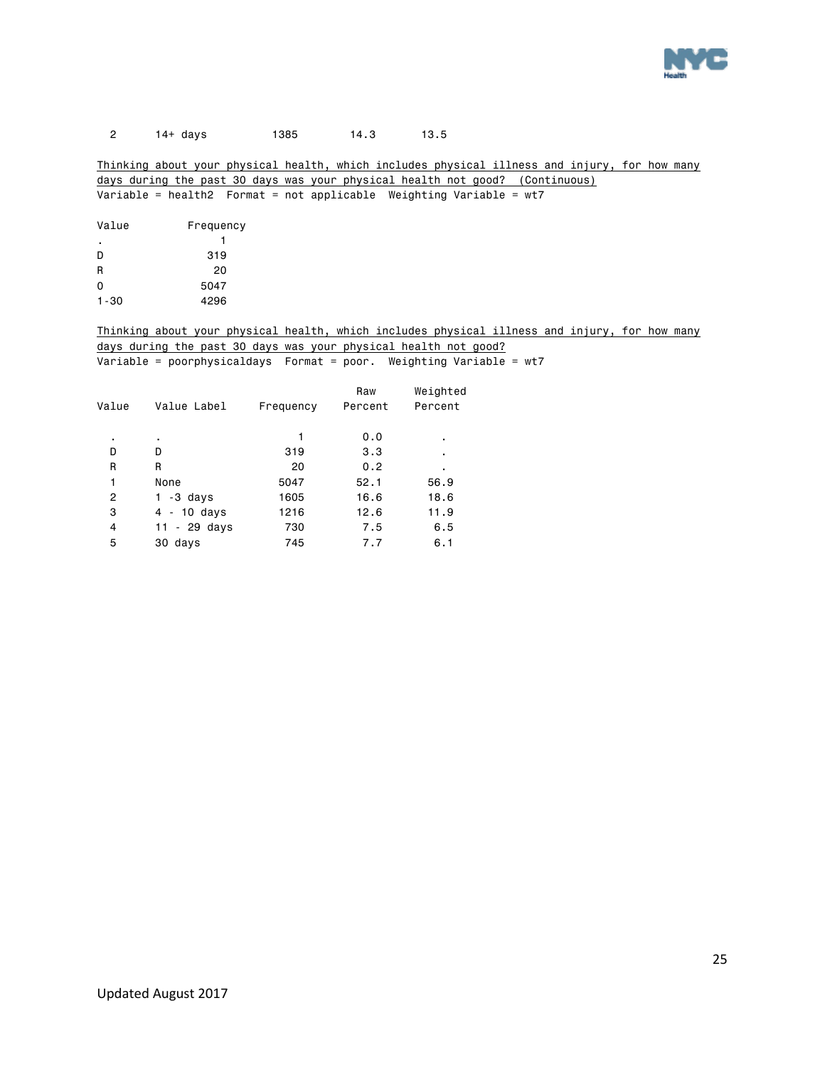| 2 | 14+ days | 1385 | 14.3 | 13.5 |
|---|---|---|---|---|

Thinking about your physical health, which includes physical illness and injury, for how many days during the past 30 days was your physical health not good? (Continuous)
Variable = health2 Format = not applicable Weighting Variable = wt7

| Value | Frequency |
|---|---|
| . | 1 |
| D | 319 |
| R | 20 |
| 0 | 5047 |
| 1-30 | 4296 |

Thinking about your physical health, which includes physical illness and injury, for how many days during the past 30 days was your physical health not good?
Variable = poorphysicaldays Format = poor. Weighting Variable = wt7

| Value | Value Label | Frequency | Raw Percent | Weighted Percent |
|---|---|---|---|---|
| . | . | 1 | 0.0 | . |
| D | D | 319 | 3.3 | . |
| R | R | 20 | 0.2 | . |
| 1 | None | 5047 | 52.1 | 56.9 |
| 2 | 1 -3 days | 1605 | 16.6 | 18.6 |
| 3 | 4 - 10 days | 1216 | 12.6 | 11.9 |
| 4 | 11 - 29 days | 730 | 7.5 | 6.5 |
| 5 | 30 days | 745 | 7.7 | 6.1 |

Updated August 2017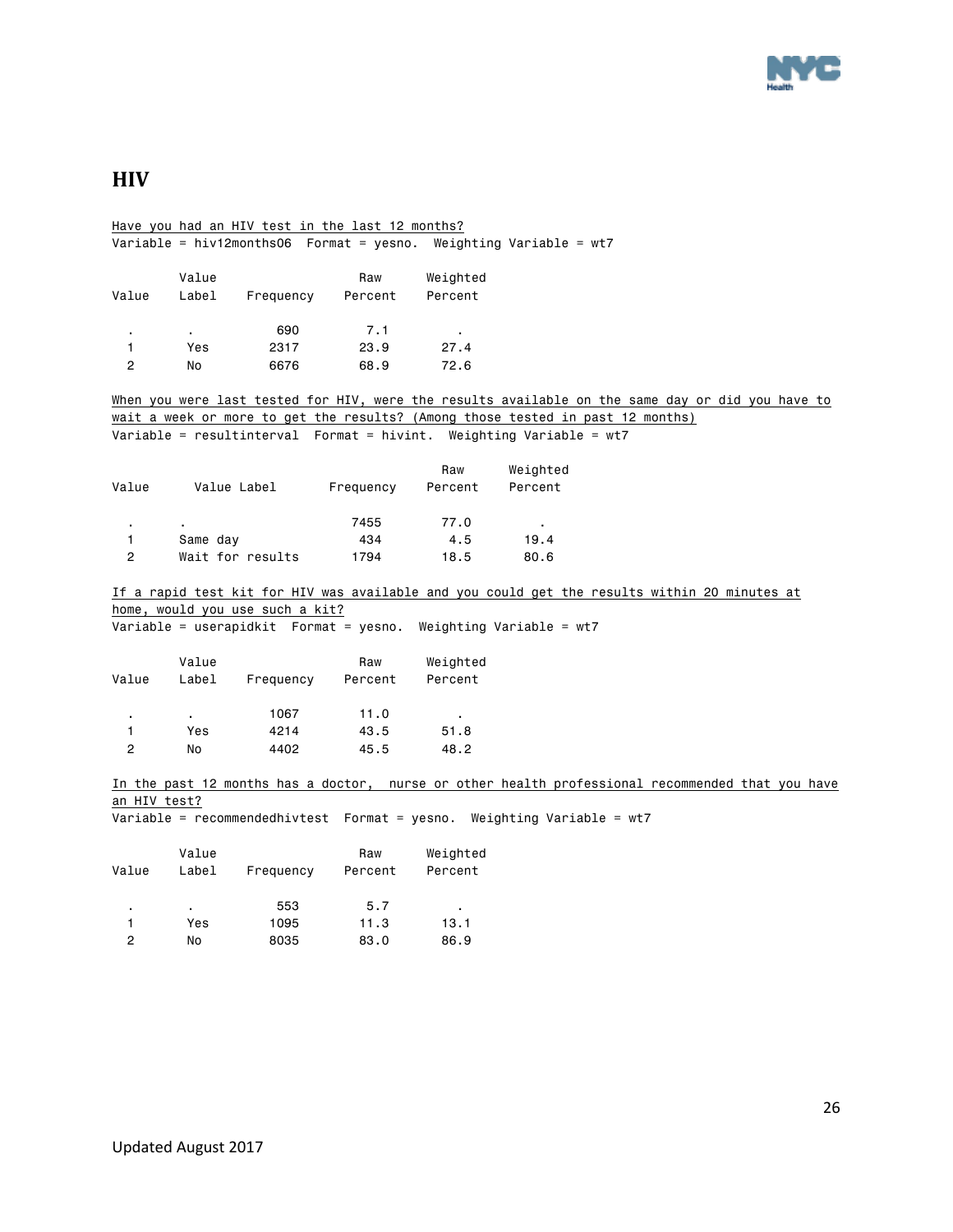## HIV

Have you had an HIV test in the last 12 months?
Variable = hiv12months06 Format = yesno. Weighting Variable = wt7

| Value | Value Label | Frequency | Raw Percent | Weighted Percent |
|---|---|---|---|---|
| . | . | 690 | 7.1 | . |
| 1 | Yes | 2317 | 23.9 | 27.4 |
| 2 | No | 6676 | 68.9 | 72.6 |

When you were last tested for HIV, were the results available on the same day or did you have to wait a week or more to get the results? (Among those tested in past 12 months)
Variable = resultinterval Format = hivint. Weighting Variable = wt7

| Value | Value Label | Frequency | Raw Percent | Weighted Percent |
|---|---|---|---|---|
| . | . | 7455 | 77.0 | . |
| 1 | Same day | 434 | 4.5 | 19.4 |
| 2 | Wait for results | 1794 | 18.5 | 80.6 |

If a rapid test kit for HIV was available and you could get the results within 20 minutes at home, would you use such a kit?
Variable = userapidkit Format = yesno. Weighting Variable = wt7

| Value | Value Label | Frequency | Raw Percent | Weighted Percent |
|---|---|---|---|---|
| . | . | 1067 | 11.0 | . |
| 1 | Yes | 4214 | 43.5 | 51.8 |
| 2 | No | 4402 | 45.5 | 48.2 |

In the past 12 months has a doctor, nurse or other health professional recommended that you have an HIV test?
Variable = recommendedhivtest Format = yesno. Weighting Variable = wt7

| Value | Value Label | Frequency | Raw Percent | Weighted Percent |
|---|---|---|---|---|
| . | . | 553 | 5.7 | . |
| 1 | Yes | 1095 | 11.3 | 13.1 |
| 2 | No | 8035 | 83.0 | 86.9 |

Updated August 2017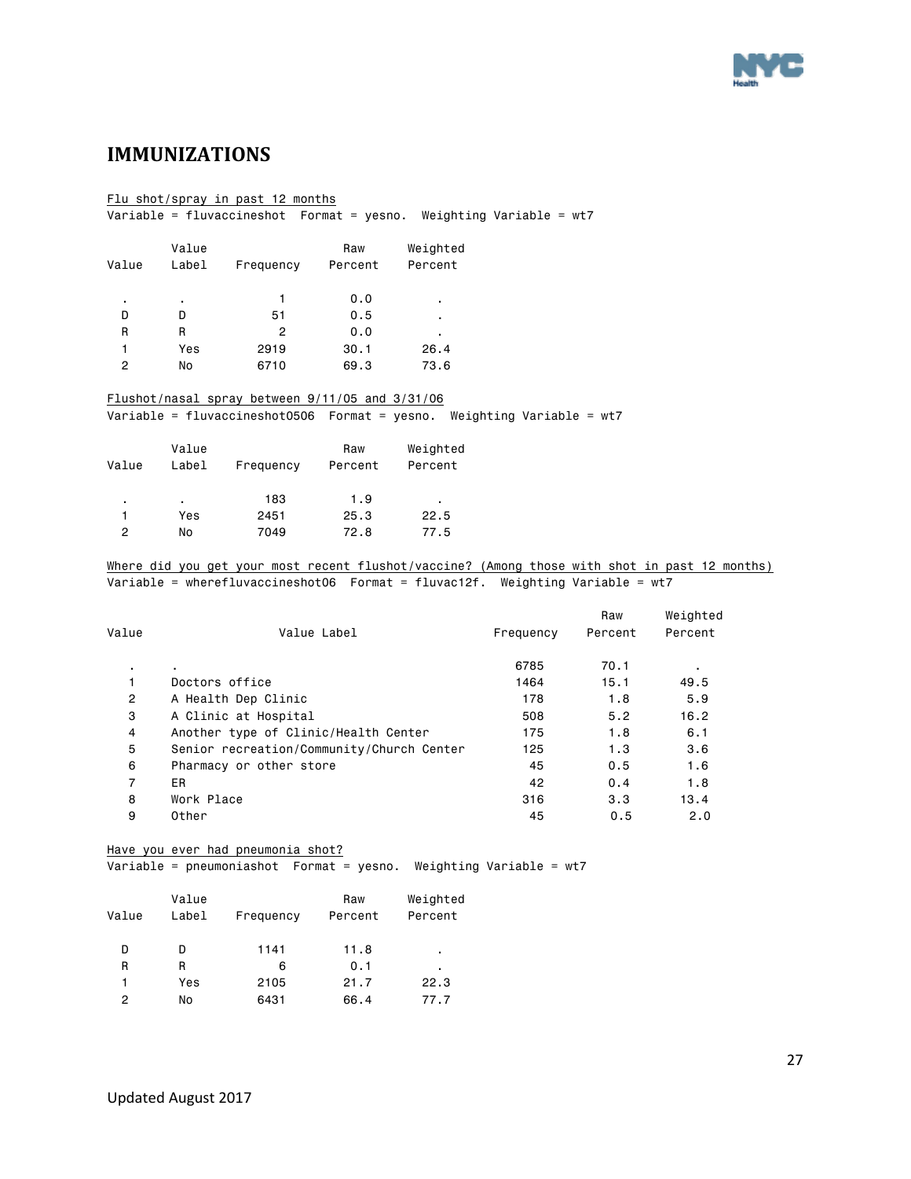## IMMUNIZATIONS

Flu shot/spray in past 12 months
Variable = fluvaccineshot  Format = yesno.  Weighting Variable = wt7

| Value | Value Label | Frequency | Raw Percent | Weighted Percent |
|---|---|---|---|---|
| . | . | 1 | 0.0 | . |
| D | D | 51 | 0.5 | . |
| R | R | 2 | 0.0 | . |
| 1 | Yes | 2919 | 30.1 | 26.4 |
| 2 | No | 6710 | 69.3 | 73.6 |

Flushot/nasal spray between 9/11/05 and 3/31/06
Variable = fluvaccineshot0506  Format = yesno.  Weighting Variable = wt7

| Value | Value Label | Frequency | Raw Percent | Weighted Percent |
|---|---|---|---|---|
| . | . | 183 | 1.9 | . |
| 1 | Yes | 2451 | 25.3 | 22.5 |
| 2 | No | 7049 | 72.8 | 77.5 |

Where did you get your most recent flushot/vaccine? (Among those with shot in past 12 months)
Variable = wherefluvaccineshot06  Format = fluvac12f.  Weighting Variable = wt7

| Value | Value Label | Frequency | Raw Percent | Weighted Percent |
|---|---|---|---|---|
| . | . | 6785 | 70.1 | . |
| 1 | Doctors office | 1464 | 15.1 | 49.5 |
| 2 | A Health Dep Clinic | 178 | 1.8 | 5.9 |
| 3 | A Clinic at Hospital | 508 | 5.2 | 16.2 |
| 4 | Another type of Clinic/Health Center | 175 | 1.8 | 6.1 |
| 5 | Senior recreation/Community/Church Center | 125 | 1.3 | 3.6 |
| 6 | Pharmacy or other store | 45 | 0.5 | 1.6 |
| 7 | ER | 42 | 0.4 | 1.8 |
| 8 | Work Place | 316 | 3.3 | 13.4 |
| 9 | Other | 45 | 0.5 | 2.0 |

Have you ever had pneumonia shot?
Variable = pneumoniashot  Format = yesno.  Weighting Variable = wt7

| Value | Value Label | Frequency | Raw Percent | Weighted Percent |
|---|---|---|---|---|
| D | D | 1141 | 11.8 | . |
| R | R | 6 | 0.1 | . |
| 1 | Yes | 2105 | 21.7 | 22.3 |
| 2 | No | 6431 | 66.4 | 77.7 |

Updated August 2017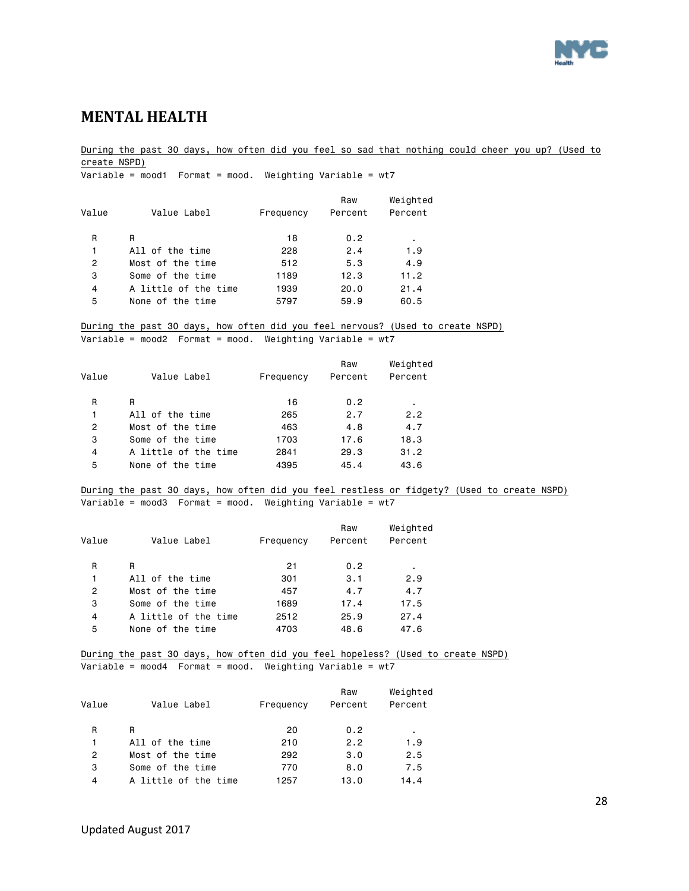## MENTAL HEALTH

During the past 30 days, how often did you feel so sad that nothing could cheer you up? (Used to create NSPD)

Variable = mood1 Format = mood. Weighting Variable = wt7

| Value | Value Label | Frequency | Raw Percent | Weighted Percent |
|---|---|---|---|---|
| R | R | 18 | 0.2 | . |
| 1 | All of the time | 228 | 2.4 | 1.9 |
| 2 | Most of the time | 512 | 5.3 | 4.9 |
| 3 | Some of the time | 1189 | 12.3 | 11.2 |
| 4 | A little of the time | 1939 | 20.0 | 21.4 |
| 5 | None of the time | 5797 | 59.9 | 60.5 |

During the past 30 days, how often did you feel nervous? (Used to create NSPD)

Variable = mood2 Format = mood. Weighting Variable = wt7

| Value | Value Label | Frequency | Raw Percent | Weighted Percent |
|---|---|---|---|---|
| R | R | 16 | 0.2 | . |
| 1 | All of the time | 265 | 2.7 | 2.2 |
| 2 | Most of the time | 463 | 4.8 | 4.7 |
| 3 | Some of the time | 1703 | 17.6 | 18.3 |
| 4 | A little of the time | 2841 | 29.3 | 31.2 |
| 5 | None of the time | 4395 | 45.4 | 43.6 |

During the past 30 days, how often did you feel restless or fidgety? (Used to create NSPD)

Variable = mood3 Format = mood. Weighting Variable = wt7

| Value | Value Label | Frequency | Raw Percent | Weighted Percent |
|---|---|---|---|---|
| R | R | 21 | 0.2 | . |
| 1 | All of the time | 301 | 3.1 | 2.9 |
| 2 | Most of the time | 457 | 4.7 | 4.7 |
| 3 | Some of the time | 1689 | 17.4 | 17.5 |
| 4 | A little of the time | 2512 | 25.9 | 27.4 |
| 5 | None of the time | 4703 | 48.6 | 47.6 |

During the past 30 days, how often did you feel hopeless? (Used to create NSPD)

Variable = mood4 Format = mood. Weighting Variable = wt7

| Value | Value Label | Frequency | Raw Percent | Weighted Percent |
|---|---|---|---|---|
| R | R | 20 | 0.2 | . |
| 1 | All of the time | 210 | 2.2 | 1.9 |
| 2 | Most of the time | 292 | 3.0 | 2.5 |
| 3 | Some of the time | 770 | 8.0 | 7.5 |
| 4 | A little of the time | 1257 | 13.0 | 14.4 |

Updated August 2017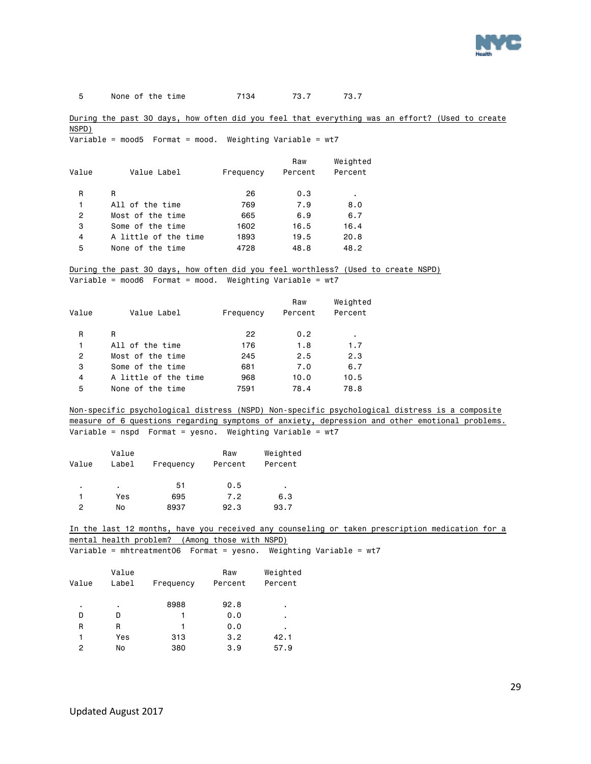| 5 | None of the time | 7134 | 73.7 | 73.7 |
|---|---|---|---|---|

<u>During the past 30 days, how often did you feel that everything was an effort? (Used to create NSPD)</u>
Variable = mood5  Format = mood.  Weighting Variable = wt7

| Value | Value Label | Frequency | Raw Percent | Weighted Percent |
|---|---|---|---|---|
| R | R | 26 | 0.3 | . |
| 1 | All of the time | 769 | 7.9 | 8.0 |
| 2 | Most of the time | 665 | 6.9 | 6.7 |
| 3 | Some of the time | 1602 | 16.5 | 16.4 |
| 4 | A little of the time | 1893 | 19.5 | 20.8 |
| 5 | None of the time | 4728 | 48.8 | 48.2 |

<u>During the past 30 days, how often did you feel worthless? (Used to create NSPD)</u>
Variable = mood6  Format = mood.  Weighting Variable = wt7

| Value | Value Label | Frequency | Raw Percent | Weighted Percent |
|---|---|---|---|---|
| R | R | 22 | 0.2 | . |
| 1 | All of the time | 176 | 1.8 | 1.7 |
| 2 | Most of the time | 245 | 2.5 | 2.3 |
| 3 | Some of the time | 681 | 7.0 | 6.7 |
| 4 | A little of the time | 968 | 10.0 | 10.5 |
| 5 | None of the time | 7591 | 78.4 | 78.8 |

<u>Non-specific psychological distress (NSPD) Non-specific psychological distress is a composite measure of 6 questions regarding symptoms of anxiety, depression and other emotional problems.</u>
Variable = nspd  Format = yesno.  Weighting Variable = wt7

| Value | Value Label | Frequency | Raw Percent | Weighted Percent |
|---|---|---|---|---|
| . | . | 51 | 0.5 | . |
| 1 | Yes | 695 | 7.2 | 6.3 |
| 2 | No | 8937 | 92.3 | 93.7 |

<u>In the last 12 months, have you received any counseling or taken prescription medication for a mental health problem?  (Among those with NSPD)</u>
Variable = mhtreatment06  Format = yesno.  Weighting Variable = wt7

| Value | Value Label | Frequency | Raw Percent | Weighted Percent |
|---|---|---|---|---|
| . | . | 8988 | 92.8 | . |
| D | D | 1 | 0.0 | . |
| R | R | 1 | 0.0 | . |
| 1 | Yes | 313 | 3.2 | 42.1 |
| 2 | No | 380 | 3.9 | 57.9 |

Updated August 2017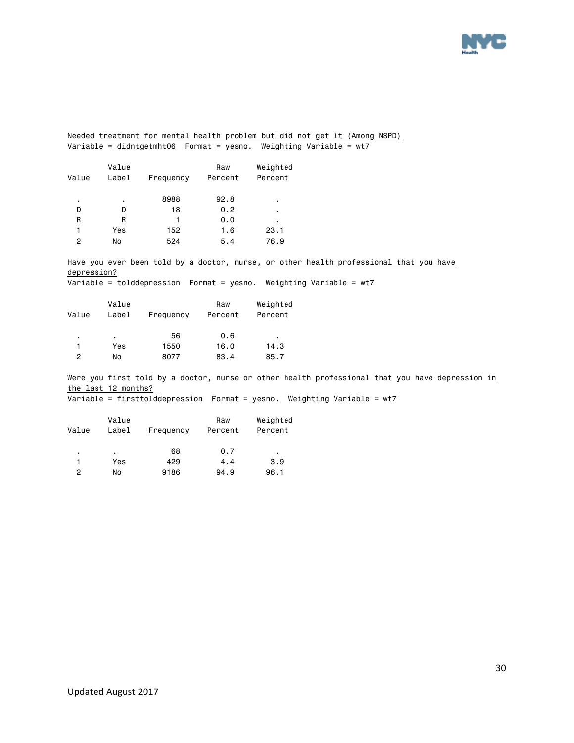Needed treatment for mental health problem but did not get it (Among NSPD)
Variable = didntgetmht06  Format = yesno.  Weighting Variable = wt7

| Value | Value Label | Frequency | Raw Percent | Weighted Percent |
|---|---|---|---|---|
| . | . | 8988 | 92.8 | . |
| D | D | 18 | 0.2 | . |
| R | R | 1 | 0.0 | . |
| 1 | Yes | 152 | 1.6 | 23.1 |
| 2 | No | 524 | 5.4 | 76.9 |

Have you ever been told by a doctor, nurse, or other health professional that you have depression?
Variable = tolddepression  Format = yesno.  Weighting Variable = wt7

| Value | Value Label | Frequency | Raw Percent | Weighted Percent |
|---|---|---|---|---|
| . | . | 56 | 0.6 | . |
| 1 | Yes | 1550 | 16.0 | 14.3 |
| 2 | No | 8077 | 83.4 | 85.7 |

Were you first told by a doctor, nurse or other health professional that you have depression in the last 12 months?
Variable = firsttolddepression  Format = yesno.  Weighting Variable = wt7

| Value | Value Label | Frequency | Raw Percent | Weighted Percent |
|---|---|---|---|---|
| . | . | 68 | 0.7 | . |
| 1 | Yes | 429 | 4.4 | 3.9 |
| 2 | No | 9186 | 94.9 | 96.1 |

Updated August 2017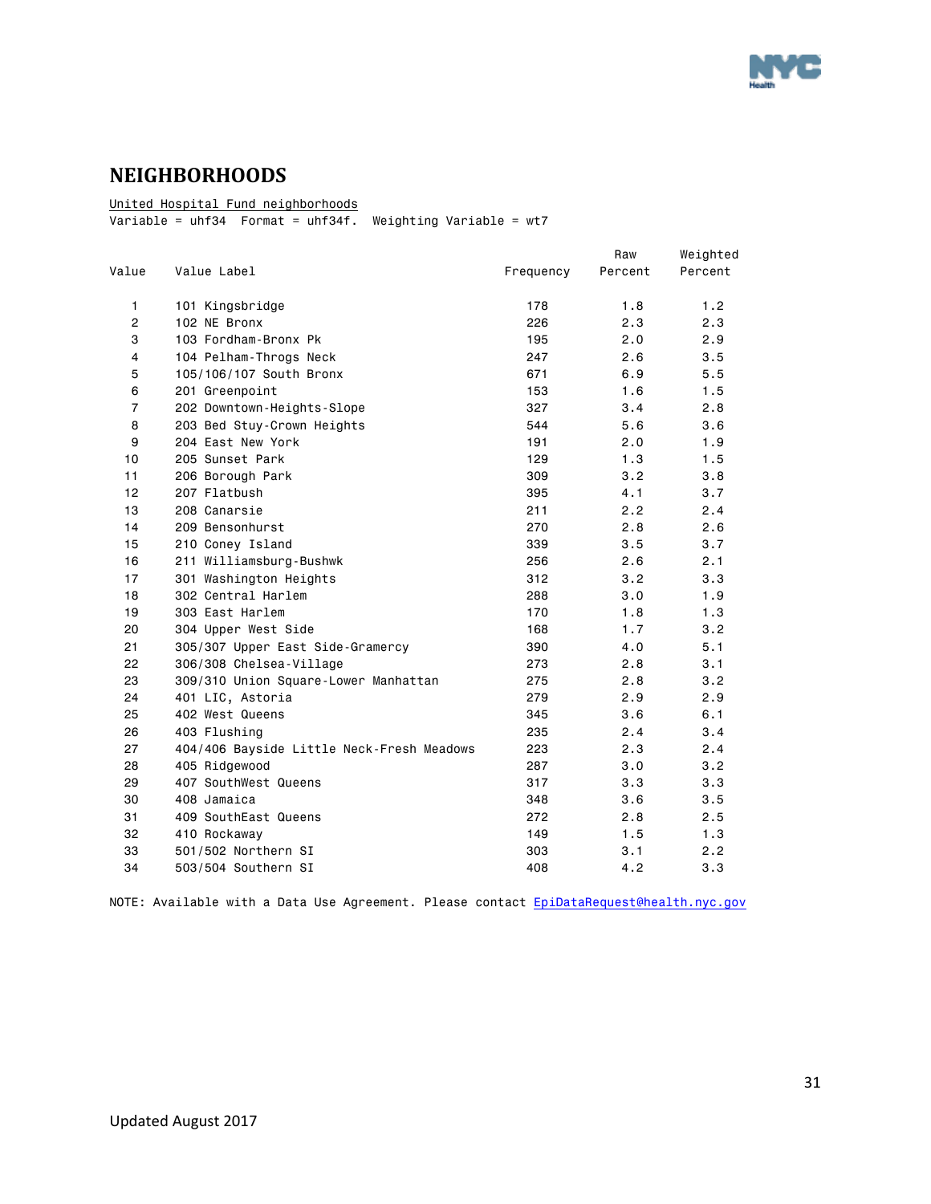# NEIGHBORHOODS

United Hospital Fund neighborhoods

Variable = uhf34 Format = uhf34f. Weighting Variable = wt7

| Value | Value Label | Frequency | Raw Percent | Weighted Percent |
|---|---|---|---|---|
| 1 | 101 Kingsbridge | 178 | 1.8 | 1.2 |
| 2 | 102 NE Bronx | 226 | 2.3 | 2.3 |
| 3 | 103 Fordham-Bronx Pk | 195 | 2.0 | 2.9 |
| 4 | 104 Pelham-Throgs Neck | 247 | 2.6 | 3.5 |
| 5 | 105/106/107 South Bronx | 671 | 6.9 | 5.5 |
| 6 | 201 Greenpoint | 153 | 1.6 | 1.5 |
| 7 | 202 Downtown-Heights-Slope | 327 | 3.4 | 2.8 |
| 8 | 203 Bed Stuy-Crown Heights | 544 | 5.6 | 3.6 |
| 9 | 204 East New York | 191 | 2.0 | 1.9 |
| 10 | 205 Sunset Park | 129 | 1.3 | 1.5 |
| 11 | 206 Borough Park | 309 | 3.2 | 3.8 |
| 12 | 207 Flatbush | 395 | 4.1 | 3.7 |
| 13 | 208 Canarsie | 211 | 2.2 | 2.4 |
| 14 | 209 Bensonhurst | 270 | 2.8 | 2.6 |
| 15 | 210 Coney Island | 339 | 3.5 | 3.7 |
| 16 | 211 Williamsburg-Bushwk | 256 | 2.6 | 2.1 |
| 17 | 301 Washington Heights | 312 | 3.2 | 3.3 |
| 18 | 302 Central Harlem | 288 | 3.0 | 1.9 |
| 19 | 303 East Harlem | 170 | 1.8 | 1.3 |
| 20 | 304 Upper West Side | 168 | 1.7 | 3.2 |
| 21 | 305/307 Upper East Side-Gramercy | 390 | 4.0 | 5.1 |
| 22 | 306/308 Chelsea-Village | 273 | 2.8 | 3.1 |
| 23 | 309/310 Union Square-Lower Manhattan | 275 | 2.8 | 3.2 |
| 24 | 401 LIC, Astoria | 279 | 2.9 | 2.9 |
| 25 | 402 West Queens | 345 | 3.6 | 6.1 |
| 26 | 403 Flushing | 235 | 2.4 | 3.4 |
| 27 | 404/406 Bayside Little Neck-Fresh Meadows | 223 | 2.3 | 2.4 |
| 28 | 405 Ridgewood | 287 | 3.0 | 3.2 |
| 29 | 407 SouthWest Queens | 317 | 3.3 | 3.3 |
| 30 | 408 Jamaica | 348 | 3.6 | 3.5 |
| 31 | 409 SouthEast Queens | 272 | 2.8 | 2.5 |
| 32 | 410 Rockaway | 149 | 1.5 | 1.3 |
| 33 | 501/502 Northern SI | 303 | 3.1 | 2.2 |
| 34 | 503/504 Southern SI | 408 | 4.2 | 3.3 |

NOTE: Available with a Data Use Agreement. Please contact EpiDataRequest@health.nyc.gov

Updated August 2017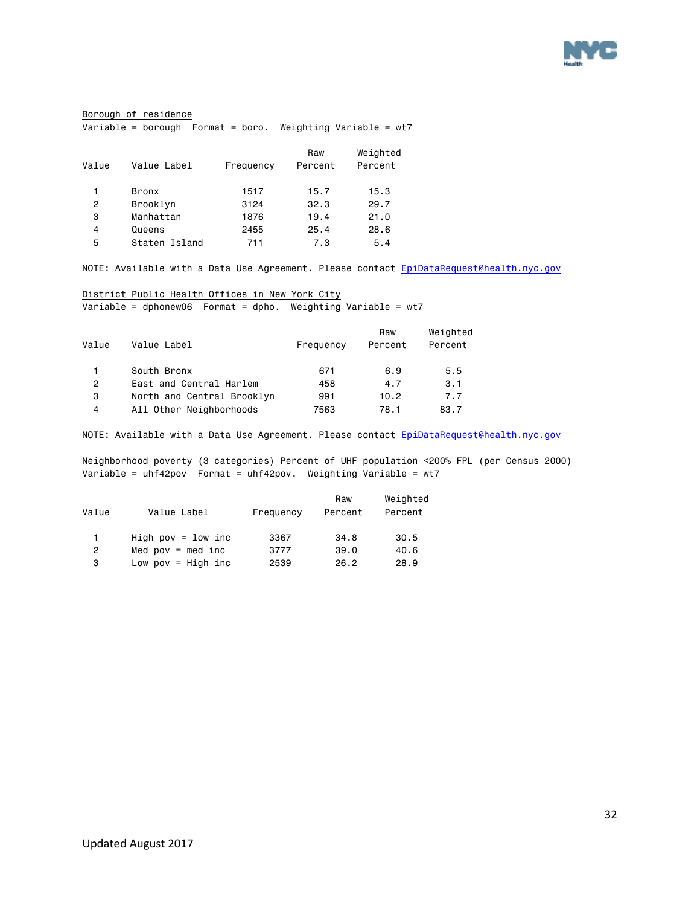Borough of residence

Variable = borough  Format = boro.  Weighting Variable = wt7

| Value | Value Label | Frequency | Raw Percent | Weighted Percent |
|---|---|---|---|---|
| 1 | Bronx | 1517 | 15.7 | 15.3 |
| 2 | Brooklyn | 3124 | 32.3 | 29.7 |
| 3 | Manhattan | 1876 | 19.4 | 21.0 |
| 4 | Queens | 2455 | 25.4 | 28.6 |
| 5 | Staten Island | 711 | 7.3 | 5.4 |

NOTE: Available with a Data Use Agreement. Please contact EpiDataRequest@health.nyc.gov

District Public Health Offices in New York City

Variable = dphonew06  Format = dpho.  Weighting Variable = wt7

| Value | Value Label | Frequency | Raw Percent | Weighted Percent |
|---|---|---|---|---|
| 1 | South Bronx | 671 | 6.9 | 5.5 |
| 2 | East and Central Harlem | 458 | 4.7 | 3.1 |
| 3 | North and Central Brooklyn | 991 | 10.2 | 7.7 |
| 4 | All Other Neighborhoods | 7563 | 78.1 | 83.7 |

NOTE: Available with a Data Use Agreement. Please contact EpiDataRequest@health.nyc.gov

Neighborhood poverty (3 categories) Percent of UHF population <200% FPL (per Census 2000)

Variable = uhf42pov  Format = uhf42pov.  Weighting Variable = wt7

| Value | Value Label | Frequency | Raw Percent | Weighted Percent |
|---|---|---|---|---|
| 1 | High pov = low inc | 3367 | 34.8 | 30.5 |
| 2 | Med pov = med inc | 3777 | 39.0 | 40.6 |
| 3 | Low pov = High inc | 2539 | 26.2 | 28.9 |

Updated August 2017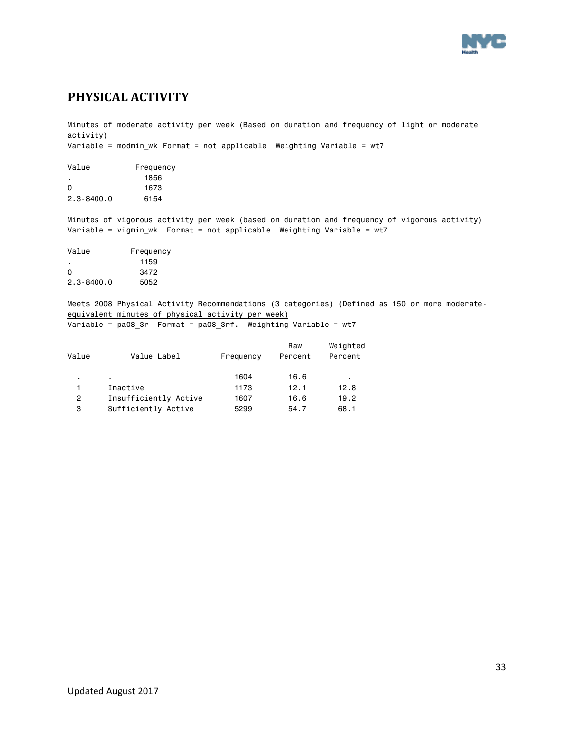## PHYSICAL ACTIVITY

Minutes of moderate activity per week (Based on duration and frequency of light or moderate activity)

Variable = modmin_wk Format = not applicable Weighting Variable = wt7

| Value | Frequency |
|---|---|
| . | 1856 |
| 0 | 1673 |
| 2.3-8400.0 | 6154 |

Minutes of vigorous activity per week (based on duration and frequency of vigorous activity)

Variable = vigmin_wk Format = not applicable Weighting Variable = wt7

| Value | Frequency |
|---|---|
| . | 1159 |
| 0 | 3472 |
| 2.3-8400.0 | 5052 |

Meets 2008 Physical Activity Recommendations (3 categories) (Defined as 150 or more moderate-equivalent minutes of physical activity per week)

Variable = pa08_3r Format = pa08_3rf. Weighting Variable = wt7

| Value | Value Label | Frequency | Raw Percent | Weighted Percent |
|---|---|---|---|---|
| . | . | 1604 | 16.6 | . |
| 1 | Inactive | 1173 | 12.1 | 12.8 |
| 2 | Insufficiently Active | 1607 | 16.6 | 19.2 |
| 3 | Sufficiently Active | 5299 | 54.7 | 68.1 |

Updated August 2017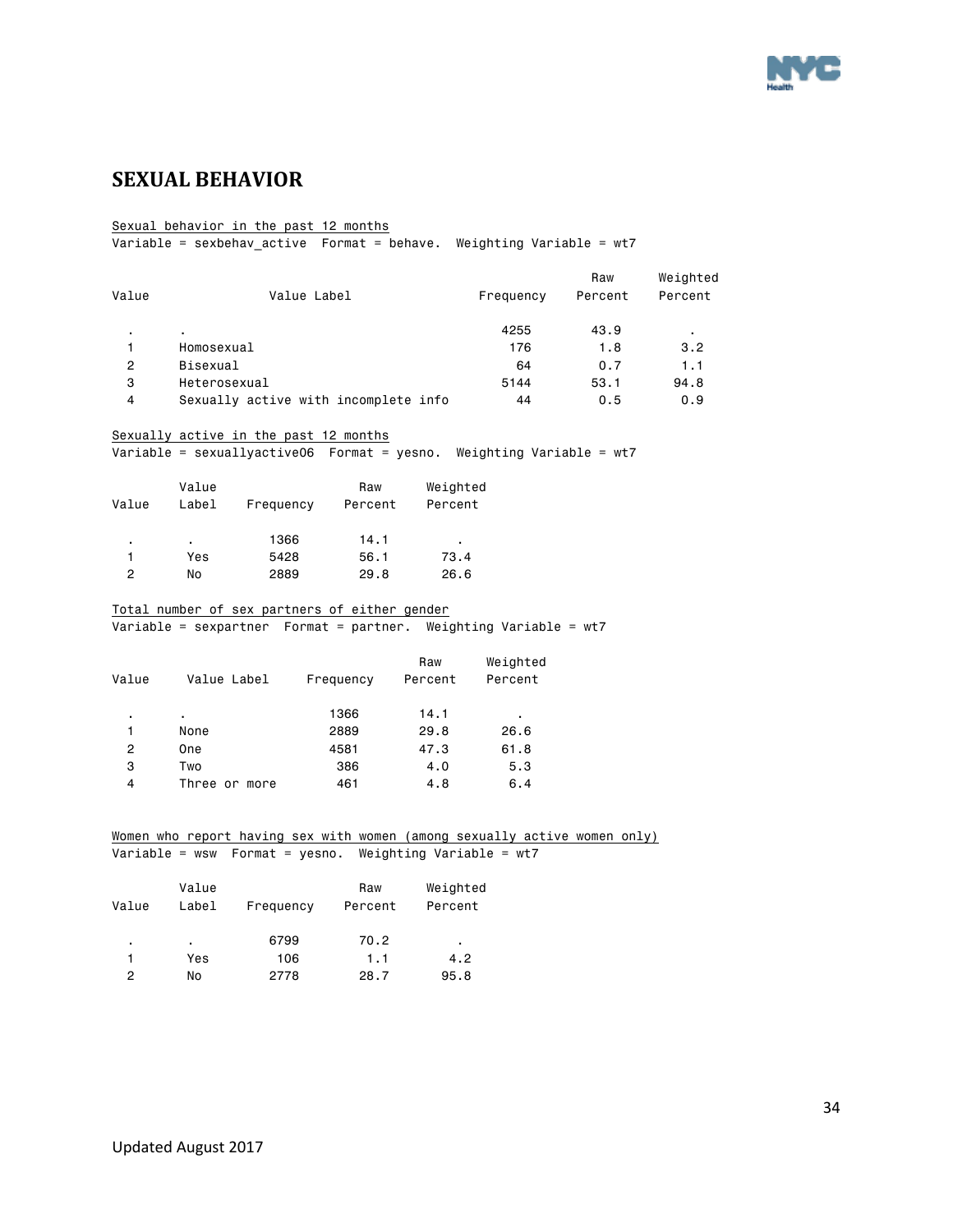## SEXUAL BEHAVIOR

Sexual behavior in the past 12 months
Variable = sexbehav_active Format = behave. Weighting Variable = wt7

| Value | Value Label | Frequency | Raw Percent | Weighted Percent |
|---|---|---|---|---|
| . | . | 4255 | 43.9 | . |
| 1 | Homosexual | 176 | 1.8 | 3.2 |
| 2 | Bisexual | 64 | 0.7 | 1.1 |
| 3 | Heterosexual | 5144 | 53.1 | 94.8 |
| 4 | Sexually active with incomplete info | 44 | 0.5 | 0.9 |

Sexually active in the past 12 months
Variable = sexuallyactive06 Format = yesno. Weighting Variable = wt7

| Value | Value Label | Frequency | Raw Percent | Weighted Percent |
|---|---|---|---|---|
| . | . | 1366 | 14.1 | . |
| 1 | Yes | 5428 | 56.1 | 73.4 |
| 2 | No | 2889 | 29.8 | 26.6 |

Total number of sex partners of either gender
Variable = sexpartner Format = partner. Weighting Variable = wt7

| Value | Value Label | Frequency | Raw Percent | Weighted Percent |
|---|---|---|---|---|
| . | . | 1366 | 14.1 | . |
| 1 | None | 2889 | 29.8 | 26.6 |
| 2 | One | 4581 | 47.3 | 61.8 |
| 3 | Two | 386 | 4.0 | 5.3 |
| 4 | Three or more | 461 | 4.8 | 6.4 |

Women who report having sex with women (among sexually active women only)
Variable = wsw Format = yesno. Weighting Variable = wt7

| Value | Value Label | Frequency | Raw Percent | Weighted Percent |
|---|---|---|---|---|
| . | . | 6799 | 70.2 | . |
| 1 | Yes | 106 | 1.1 | 4.2 |
| 2 | No | 2778 | 28.7 | 95.8 |

Updated August 2017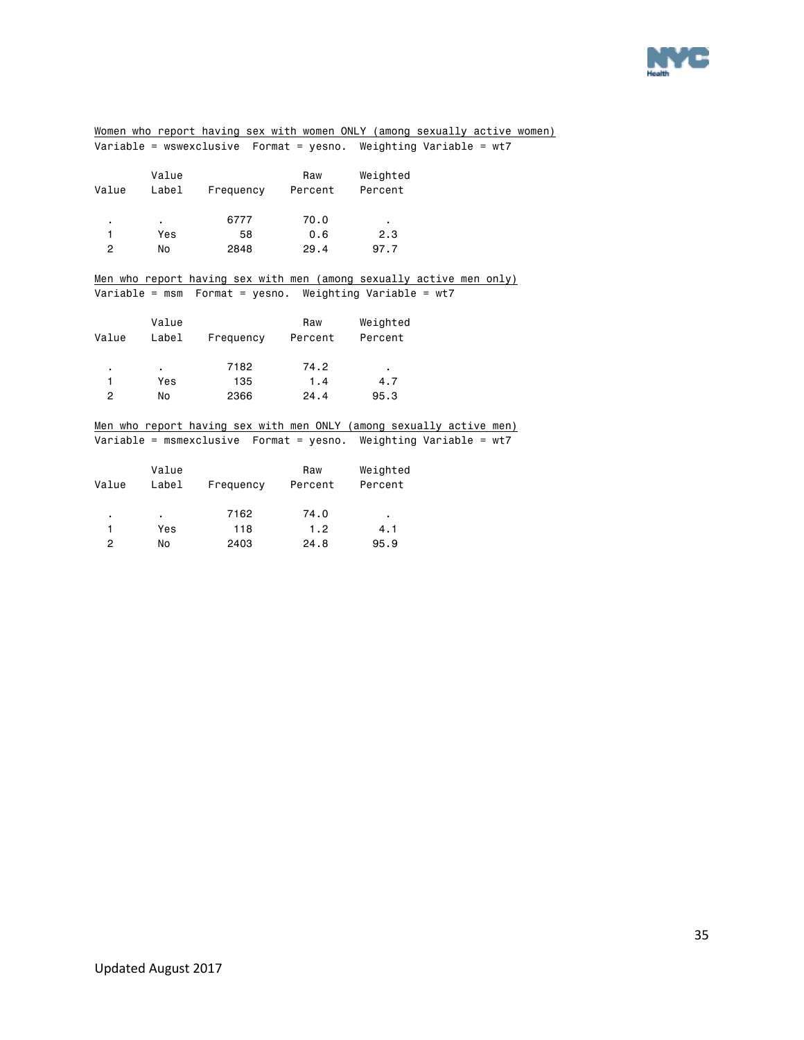Women who report having sex with women ONLY (among sexually active women)

Variable = wswexclusive  Format = yesno.  Weighting Variable = wt7

| Value | Value Label | Frequency | Raw Percent | Weighted Percent |
|---|---|---|---|---|
| . | . | 6777 | 70.0 | . |
| 1 | Yes | 58 | 0.6 | 2.3 |
| 2 | No | 2848 | 29.4 | 97.7 |

Men who report having sex with men (among sexually active men only)

Variable = msm  Format = yesno.  Weighting Variable = wt7

| Value | Value Label | Frequency | Raw Percent | Weighted Percent |
|---|---|---|---|---|
| . | . | 7182 | 74.2 | . |
| 1 | Yes | 135 | 1.4 | 4.7 |
| 2 | No | 2366 | 24.4 | 95.3 |

Men who report having sex with men ONLY (among sexually active men)

Variable = msmexclusive  Format = yesno.  Weighting Variable = wt7

| Value | Value Label | Frequency | Raw Percent | Weighted Percent |
|---|---|---|---|---|
| . | . | 7162 | 74.0 | . |
| 1 | Yes | 118 | 1.2 | 4.1 |
| 2 | No | 2403 | 24.8 | 95.9 |

Updated August 2017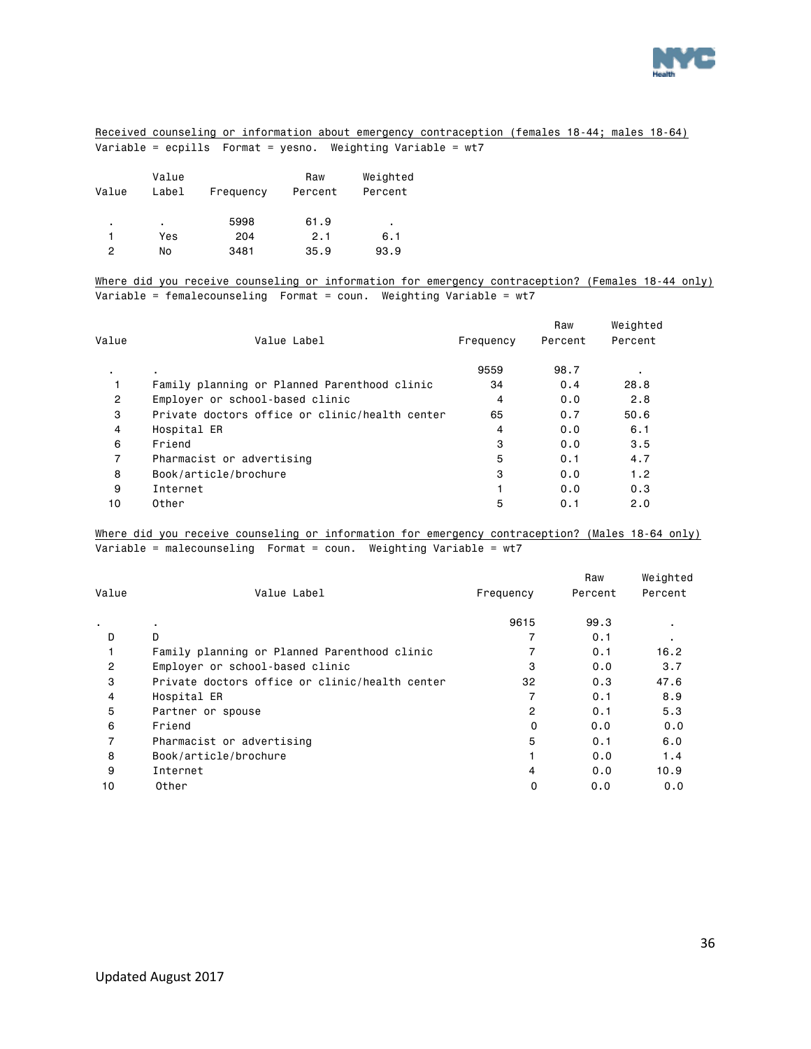Received counseling or information about emergency contraception (females 18-44; males 18-64)

Variable = ecpills Format = yesno. Weighting Variable = wt7

| Value | Value Label | Frequency | Raw Percent | Weighted Percent |
|---|---|---|---|---|
| . | . | 5998 | 61.9 | . |
| 1 | Yes | 204 | 2.1 | 6.1 |
| 2 | No | 3481 | 35.9 | 93.9 |

Where did you receive counseling or information for emergency contraception? (Females 18-44 only)

Variable = femalecounseling Format = coun. Weighting Variable = wt7

| Value | Value Label | Frequency | Raw Percent | Weighted Percent |
|---|---|---|---|---|
| . | . | 9559 | 98.7 | . |
| 1 | Family planning or Planned Parenthood clinic | 34 | 0.4 | 28.8 |
| 2 | Employer or school-based clinic | 4 | 0.0 | 2.8 |
| 3 | Private doctors office or clinic/health center | 65 | 0.7 | 50.6 |
| 4 | Hospital ER | 4 | 0.0 | 6.1 |
| 6 | Friend | 3 | 0.0 | 3.5 |
| 7 | Pharmacist or advertising | 5 | 0.1 | 4.7 |
| 8 | Book/article/brochure | 3 | 0.0 | 1.2 |
| 9 | Internet | 1 | 0.0 | 0.3 |
| 10 | Other | 5 | 0.1 | 2.0 |

Where did you receive counseling or information for emergency contraception? (Males 18-64 only)

Variable = malecounseling Format = coun. Weighting Variable = wt7

| Value | Value Label | Frequency | Raw Percent | Weighted Percent |
|---|---|---|---|---|
| . | . | 9615 | 99.3 | . |
| D | D | 7 | 0.1 | . |
| 1 | Family planning or Planned Parenthood clinic | 7 | 0.1 | 16.2 |
| 2 | Employer or school-based clinic | 3 | 0.0 | 3.7 |
| 3 | Private doctors office or clinic/health center | 32 | 0.3 | 47.6 |
| 4 | Hospital ER | 7 | 0.1 | 8.9 |
| 5 | Partner or spouse | 2 | 0.1 | 5.3 |
| 6 | Friend | 0 | 0.0 | 0.0 |
| 7 | Pharmacist or advertising | 5 | 0.1 | 6.0 |
| 8 | Book/article/brochure | 1 | 0.0 | 1.4 |
| 9 | Internet | 4 | 0.0 | 10.9 |
| 10 | Other | 0 | 0.0 | 0.0 |

Updated August 2017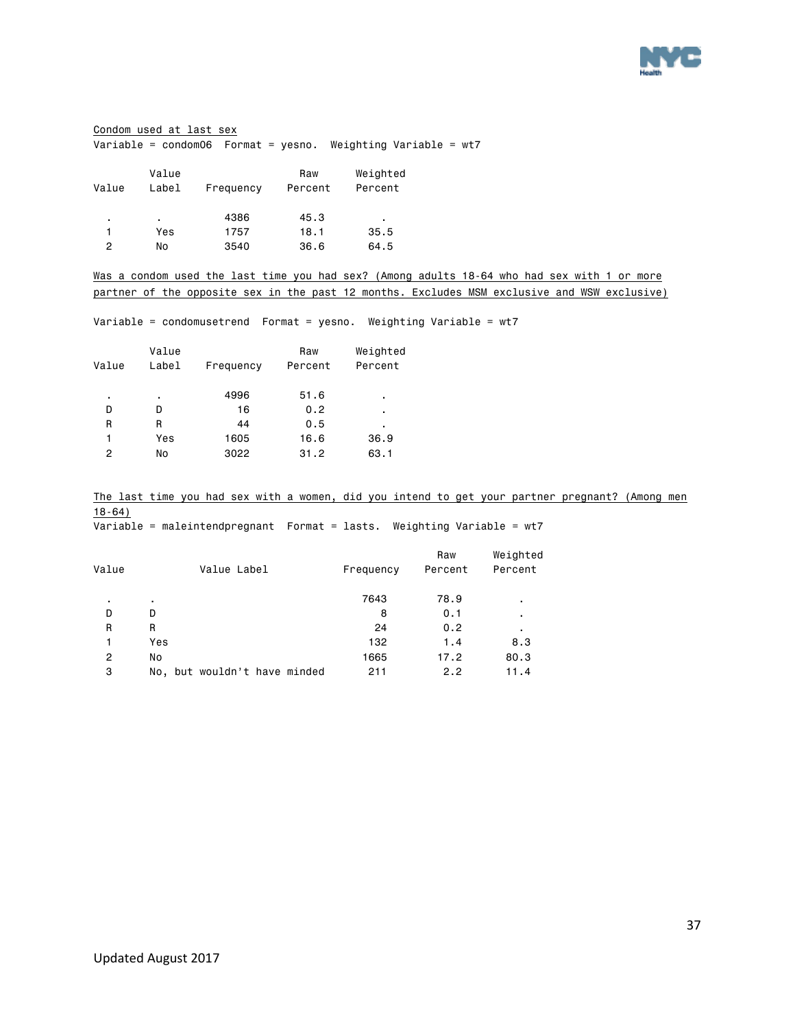Condom used at last sex

Variable = condom06 Format = yesno. Weighting Variable = wt7

| Value | Value Label | Frequency | Raw Percent | Weighted Percent |
|---|---|---|---|---|
| . | . | 4386 | 45.3 | . |
| 1 | Yes | 1757 | 18.1 | 35.5 |
| 2 | No | 3540 | 36.6 | 64.5 |

Was a condom used the last time you had sex? (Among adults 18-64 who had sex with 1 or more partner of the opposite sex in the past 12 months. Excludes MSM exclusive and WSW exclusive)

Variable = condomusetrend Format = yesno. Weighting Variable = wt7

| Value | Value Label | Frequency | Raw Percent | Weighted Percent |
|---|---|---|---|---|
| . | . | 4996 | 51.6 | . |
| D | D | 16 | 0.2 | . |
| R | R | 44 | 0.5 | . |
| 1 | Yes | 1605 | 16.6 | 36.9 |
| 2 | No | 3022 | 31.2 | 63.1 |

The last time you had sex with a women, did you intend to get your partner pregnant? (Among men 18-64)

Variable = maleintendpregnant Format = lasts. Weighting Variable = wt7

| Value | Value Label | Frequency | Raw Percent | Weighted Percent |
|---|---|---|---|---|
| . | . | 7643 | 78.9 | . |
| D | D | 8 | 0.1 | . |
| R | R | 24 | 0.2 | . |
| 1 | Yes | 132 | 1.4 | 8.3 |
| 2 | No | 1665 | 17.2 | 80.3 |
| 3 | No, but wouldn't have minded | 211 | 2.2 | 11.4 |

Updated August 2017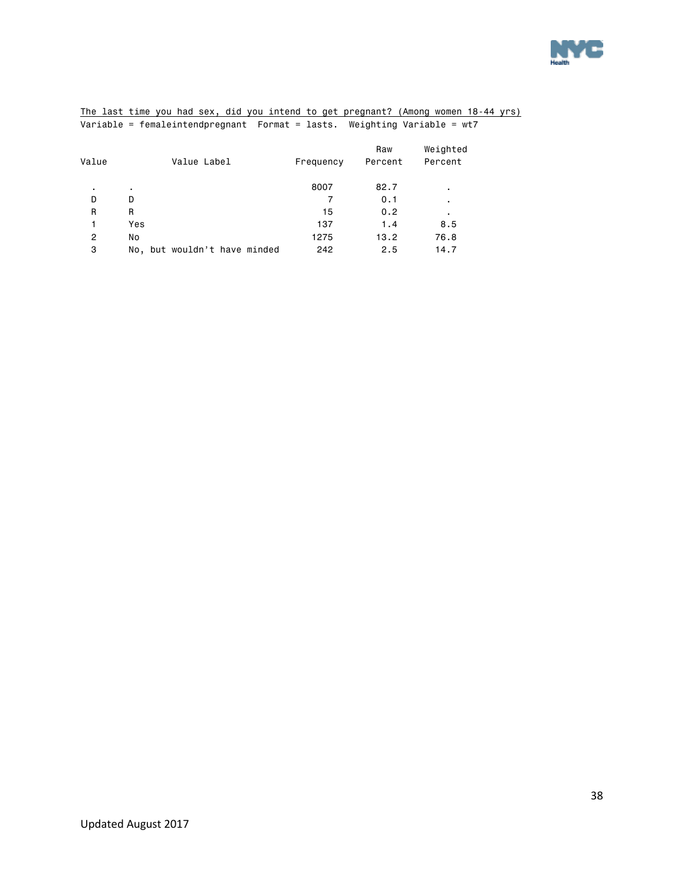The last time you had sex, did you intend to get pregnant? (Among women 18-44 yrs)

Variable = femaleintendpregnant  Format = lasts.  Weighting Variable = wt7

| Value | Value Label | Frequency | Raw Percent | Weighted Percent |
|---|---|---|---|---|
| . | . | 8007 | 82.7 | . |
| D | D | 7 | 0.1 | . |
| R | R | 15 | 0.2 | . |
| 1 | Yes | 137 | 1.4 | 8.5 |
| 2 | No | 1275 | 13.2 | 76.8 |
| 3 | No, but wouldn't have minded | 242 | 2.5 | 14.7 |

Updated August 2017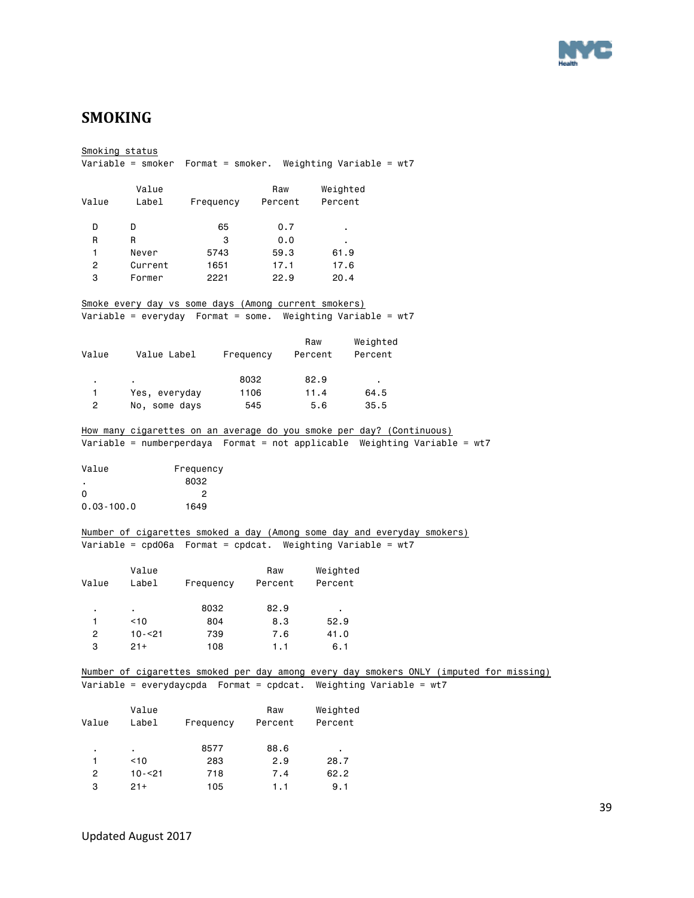# SMOKING

Smoking status
Variable = smoker   Format = smoker.   Weighting Variable = wt7

| Value | Value Label | Frequency | Raw Percent | Weighted Percent |
|---|---|---|---|---|
| D | D | 65 | 0.7 | . |
| R | R | 3 | 0.0 | . |
| 1 | Never | 5743 | 59.3 | 61.9 |
| 2 | Current | 1651 | 17.1 | 17.6 |
| 3 | Former | 2221 | 22.9 | 20.4 |

Smoke every day vs some days (Among current smokers)
Variable = everyday   Format = some.   Weighting Variable = wt7

| Value | Value Label | Frequency | Raw Percent | Weighted Percent |
|---|---|---|---|---|
| . | . | 8032 | 82.9 | . |
| 1 | Yes, everyday | 1106 | 11.4 | 64.5 |
| 2 | No, some days | 545 | 5.6 | 35.5 |

How many cigarettes on an average do you smoke per day? (Continuous)
Variable = numberperdaya   Format = not applicable   Weighting Variable = wt7

| Value | Frequency |
|---|---|
| . | 8032 |
| 0 | 2 |
| 0.03-100.0 | 1649 |

Number of cigarettes smoked a day (Among some day and everyday smokers)
Variable = cpd06a   Format = cpdcat.   Weighting Variable = wt7

| Value | Value Label | Frequency | Raw Percent | Weighted Percent |
|---|---|---|---|---|
| . | . | 8032 | 82.9 | . |
| 1 | <10 | 804 | 8.3 | 52.9 |
| 2 | 10-<21 | 739 | 7.6 | 41.0 |
| 3 | 21+ | 108 | 1.1 | 6.1 |

Number of cigarettes smoked per day among every day smokers ONLY (imputed for missing)
Variable = everydaycpda   Format = cpdcat.   Weighting Variable = wt7

| Value | Value Label | Frequency | Raw Percent | Weighted Percent |
|---|---|---|---|---|
| . | . | 8577 | 88.6 | . |
| 1 | <10 | 283 | 2.9 | 28.7 |
| 2 | 10-<21 | 718 | 7.4 | 62.2 |
| 3 | 21+ | 105 | 1.1 | 9.1 |

Updated August 2017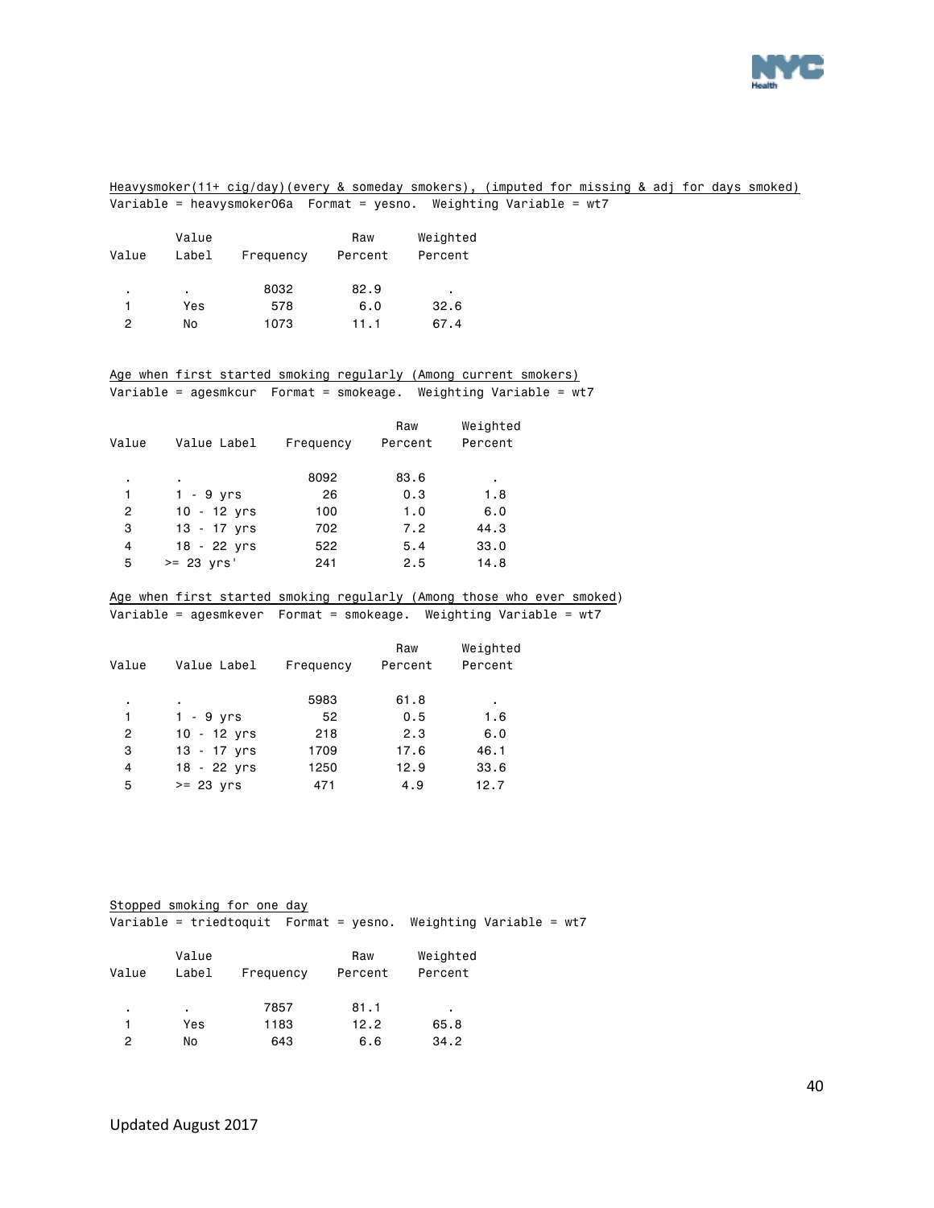Heavysmoker(11+ cig/day)(every & someday smokers), (imputed for missing & adj for days smoked)
Variable = heavysmoker06a  Format = yesno.  Weighting Variable = wt7

| Value | Value Label | Frequency | Raw Percent | Weighted Percent |
|---|---|---|---|---|
| . | . | 8032 | 82.9 | . |
| 1 | Yes | 578 | 6.0 | 32.6 |
| 2 | No | 1073 | 11.1 | 67.4 |

Age when first started smoking regularly (Among current smokers)
Variable = agesmkcur  Format = smokeage.  Weighting Variable = wt7

| Value | Value Label | Frequency | Raw Percent | Weighted Percent |
|---|---|---|---|---|
| . | . | 8092 | 83.6 | . |
| 1 | 1 - 9 yrs | 26 | 0.3 | 1.8 |
| 2 | 10 - 12 yrs | 100 | 1.0 | 6.0 |
| 3 | 13 - 17 yrs | 702 | 7.2 | 44.3 |
| 4 | 18 - 22 yrs | 522 | 5.4 | 33.0 |
| 5 | >= 23 yrs' | 241 | 2.5 | 14.8 |

Age when first started smoking regularly (Among those who ever smoked)
Variable = agesmkever  Format = smokeage.  Weighting Variable = wt7

| Value | Value Label | Frequency | Raw Percent | Weighted Percent |
|---|---|---|---|---|
| . | . | 5983 | 61.8 | . |
| 1 | 1 - 9 yrs | 52 | 0.5 | 1.6 |
| 2 | 10 - 12 yrs | 218 | 2.3 | 6.0 |
| 3 | 13 - 17 yrs | 1709 | 17.6 | 46.1 |
| 4 | 18 - 22 yrs | 1250 | 12.9 | 33.6 |
| 5 | >= 23 yrs | 471 | 4.9 | 12.7 |

Stopped smoking for one day
Variable = triedtoquit  Format = yesno.  Weighting Variable = wt7

| Value | Value Label | Frequency | Raw Percent | Weighted Percent |
|---|---|---|---|---|
| . | . | 7857 | 81.1 | . |
| 1 | Yes | 1183 | 12.2 | 65.8 |
| 2 | No | 643 | 6.6 | 34.2 |

Updated August 2017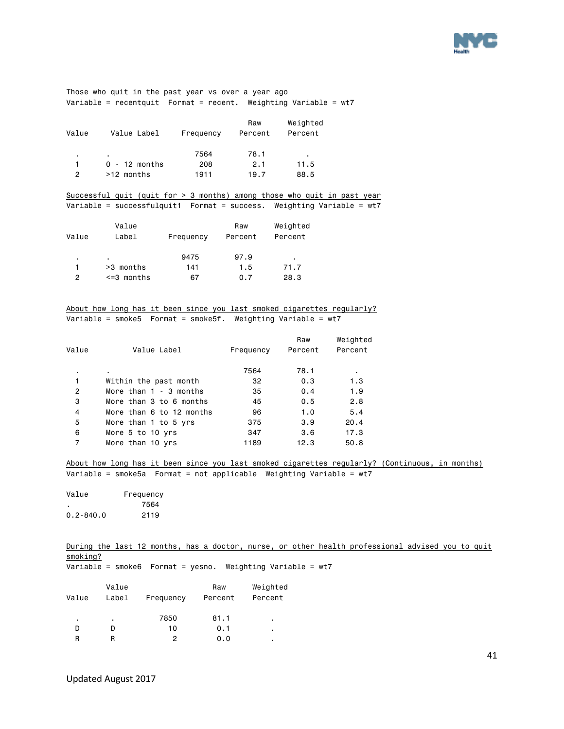Those who quit in the past year vs over a year ago

Variable = recentquit  Format = recent.  Weighting Variable = wt7

| Value | Value Label | Frequency | Raw Percent | Weighted Percent |
|---|---|---|---|---|
| . | . | 7564 | 78.1 | . |
| 1 | 0 - 12 months | 208 | 2.1 | 11.5 |
| 2 | >12 months | 1911 | 19.7 | 88.5 |

Successful quit (quit for > 3 months) among those who quit in past year

Variable = successfulquit1  Format = success.  Weighting Variable = wt7

| Value | Value Label | Frequency | Raw Percent | Weighted Percent |
|---|---|---|---|---|
| . | . | 9475 | 97.9 | . |
| 1 | >3 months | 141 | 1.5 | 71.7 |
| 2 | <=3 months | 67 | 0.7 | 28.3 |

About how long has it been since you last smoked cigarettes regularly?

Variable = smoke5  Format = smoke5f.  Weighting Variable = wt7

| Value | Value Label | Frequency | Raw Percent | Weighted Percent |
|---|---|---|---|---|
| . | . | 7564 | 78.1 | . |
| 1 | Within the past month | 32 | 0.3 | 1.3 |
| 2 | More than 1 - 3 months | 35 | 0.4 | 1.9 |
| 3 | More than 3 to 6 months | 45 | 0.5 | 2.8 |
| 4 | More than 6 to 12 months | 96 | 1.0 | 5.4 |
| 5 | More than 1 to 5 yrs | 375 | 3.9 | 20.4 |
| 6 | More 5 to 10 yrs | 347 | 3.6 | 17.3 |
| 7 | More than 10 yrs | 1189 | 12.3 | 50.8 |

About how long has it been since you last smoked cigarettes regularly? (Continuous, in months)

Variable = smoke5a  Format = not applicable  Weighting Variable = wt7

| Value | Frequency |
|---|---|
| . | 7564 |
| 0.2-840.0 | 2119 |

During the last 12 months, has a doctor, nurse, or other health professional advised you to quit smoking?

Variable = smoke6  Format = yesno.  Weighting Variable = wt7

| Value | Value Label | Frequency | Raw Percent | Weighted Percent |
|---|---|---|---|---|
| . | . | 7850 | 81.1 | . |
| D | D | 10 | 0.1 | . |
| R | R | 2 | 0.0 | . |

Updated August 2017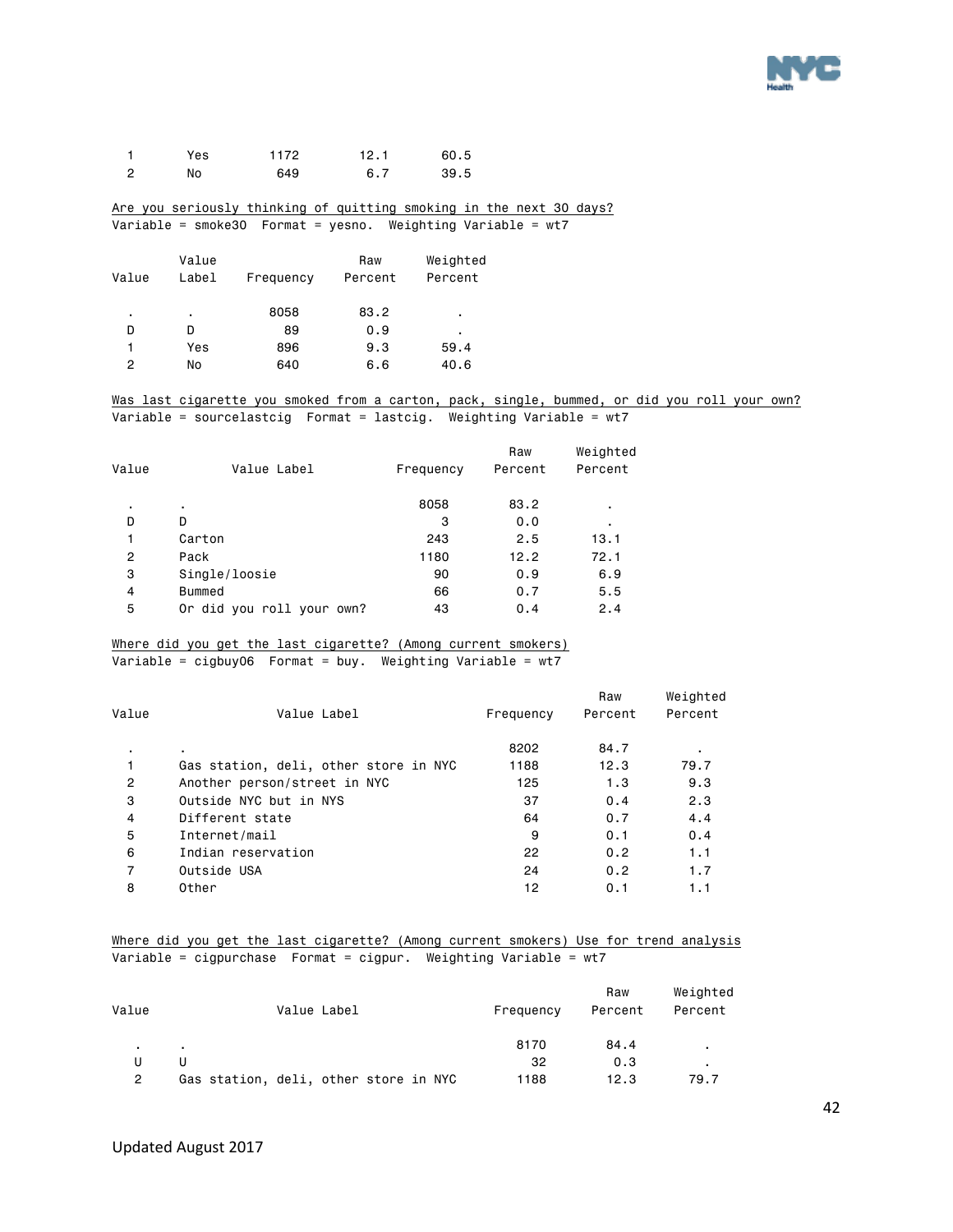| Value | Value Label | Frequency | Raw Percent | Weighted Percent |
|---|---|---|---|---|
| 1 | Yes | 1172 | 12.1 | 60.5 |
| 2 | No | 649 | 6.7 | 39.5 |

Are you seriously thinking of quitting smoking in the next 30 days?
Variable = smoke30 Format = yesno. Weighting Variable = wt7

| Value | Value Label | Frequency | Raw Percent | Weighted Percent |
|---|---|---|---|---|
| . | . | 8058 | 83.2 | . |
| D | D | 89 | 0.9 | . |
| 1 | Yes | 896 | 9.3 | 59.4 |
| 2 | No | 640 | 6.6 | 40.6 |

Was last cigarette you smoked from a carton, pack, single, bummed, or did you roll your own?
Variable = sourcelastcig Format = lastcig. Weighting Variable = wt7

| Value | Value Label | Frequency | Raw Percent | Weighted Percent |
|---|---|---|---|---|
| . | . | 8058 | 83.2 | . |
| D | D | 3 | 0.0 | . |
| 1 | Carton | 243 | 2.5 | 13.1 |
| 2 | Pack | 1180 | 12.2 | 72.1 |
| 3 | Single/loosie | 90 | 0.9 | 6.9 |
| 4 | Bummed | 66 | 0.7 | 5.5 |
| 5 | Or did you roll your own? | 43 | 0.4 | 2.4 |

Where did you get the last cigarette? (Among current smokers)
Variable = cigbuy06 Format = buy. Weighting Variable = wt7

| Value | Value Label | Frequency | Raw Percent | Weighted Percent |
|---|---|---|---|---|
| . | . | 8202 | 84.7 | . |
| 1 | Gas station, deli, other store in NYC | 1188 | 12.3 | 79.7 |
| 2 | Another person/street in NYC | 125 | 1.3 | 9.3 |
| 3 | Outside NYC but in NYS | 37 | 0.4 | 2.3 |
| 4 | Different state | 64 | 0.7 | 4.4 |
| 5 | Internet/mail | 9 | 0.1 | 0.4 |
| 6 | Indian reservation | 22 | 0.2 | 1.1 |
| 7 | Outside USA | 24 | 0.2 | 1.7 |
| 8 | Other | 12 | 0.1 | 1.1 |

Where did you get the last cigarette? (Among current smokers) Use for trend analysis
Variable = cigpurchase Format = cigpur. Weighting Variable = wt7

| Value | Value Label | Frequency | Raw Percent | Weighted Percent |
|---|---|---|---|---|
| . | . | 8170 | 84.4 | . |
| U | U | 32 | 0.3 | . |
| 2 | Gas station, deli, other store in NYC | 1188 | 12.3 | 79.7 |

Updated August 2017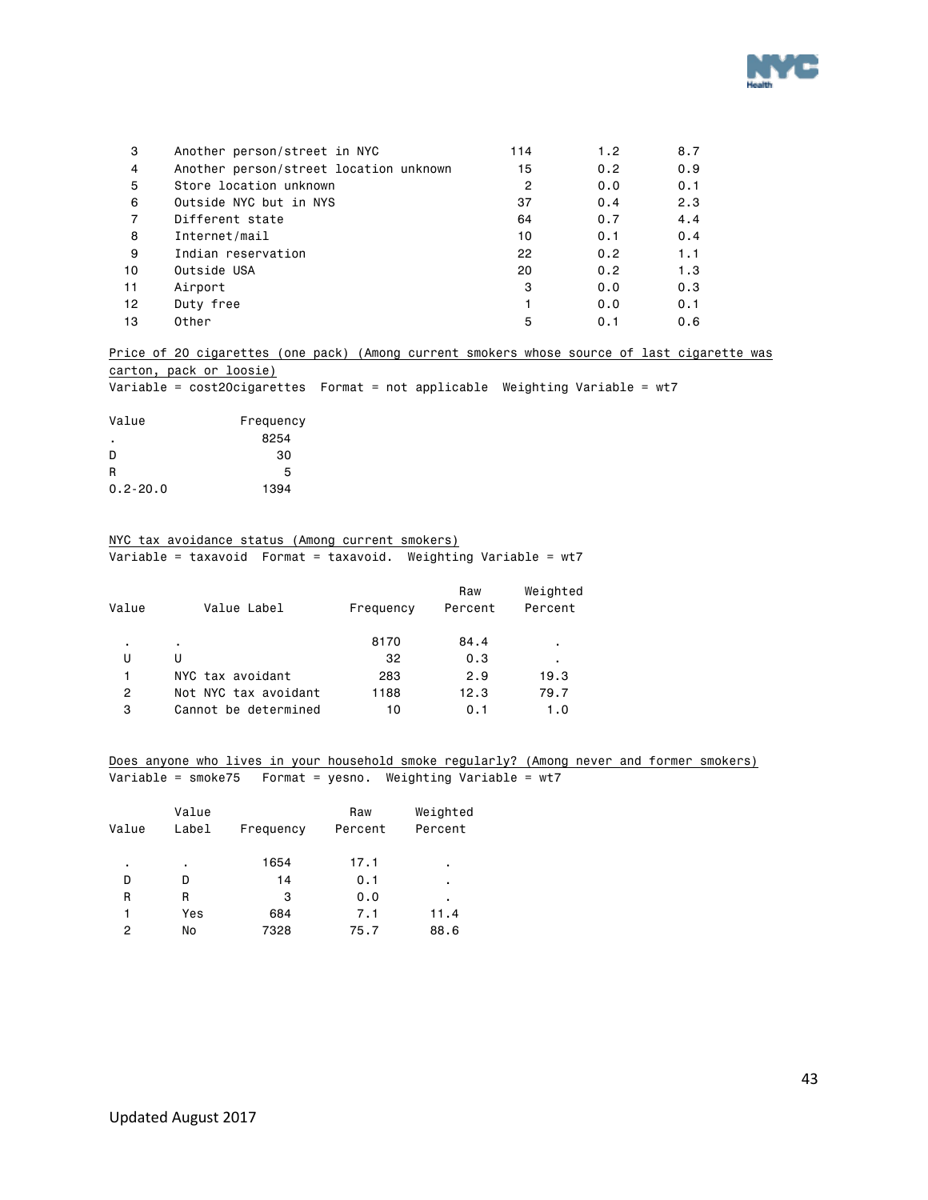| | | | | |
|---|---|---|---|---|
| 3 | Another person/street in NYC | 114 | 1.2 | 8.7 |
| 4 | Another person/street location unknown | 15 | 0.2 | 0.9 |
| 5 | Store location unknown | 2 | 0.0 | 0.1 |
| 6 | Outside NYC but in NYS | 37 | 0.4 | 2.3 |
| 7 | Different state | 64 | 0.7 | 4.4 |
| 8 | Internet/mail | 10 | 0.1 | 0.4 |
| 9 | Indian reservation | 22 | 0.2 | 1.1 |
| 10 | Outside USA | 20 | 0.2 | 1.3 |
| 11 | Airport | 3 | 0.0 | 0.3 |
| 12 | Duty free | 1 | 0.0 | 0.1 |
| 13 | Other | 5 | 0.1 | 0.6 |

Price of 20 cigarettes (one pack) (Among current smokers whose source of last cigarette was carton, pack or loosie)

Variable = cost20cigarettes Format = not applicable Weighting Variable = wt7

| Value | Frequency |
|---|---|
| . | 8254 |
| D | 30 |
| R | 5 |
| 0.2-20.0 | 1394 |

NYC tax avoidance status (Among current smokers)

Variable = taxavoid Format = taxavoid. Weighting Variable = wt7

| Value | Value Label | Frequency | Raw Percent | Weighted Percent |
|---|---|---|---|---|
| . | . | 8170 | 84.4 | . |
| U | U | 32 | 0.3 | . |
| 1 | NYC tax avoidant | 283 | 2.9 | 19.3 |
| 2 | Not NYC tax avoidant | 1188 | 12.3 | 79.7 |
| 3 | Cannot be determined | 10 | 0.1 | 1.0 |

Does anyone who lives in your household smoke regularly? (Among never and former smokers)

Variable = smoke75 Format = yesno. Weighting Variable = wt7

| Value | Value Label | Frequency | Raw Percent | Weighted Percent |
|---|---|---|---|---|
| . | . | 1654 | 17.1 | . |
| D | D | 14 | 0.1 | . |
| R | R | 3 | 0.0 | . |
| 1 | Yes | 684 | 7.1 | 11.4 |
| 2 | No | 7328 | 75.7 | 88.6 |

Updated August 2017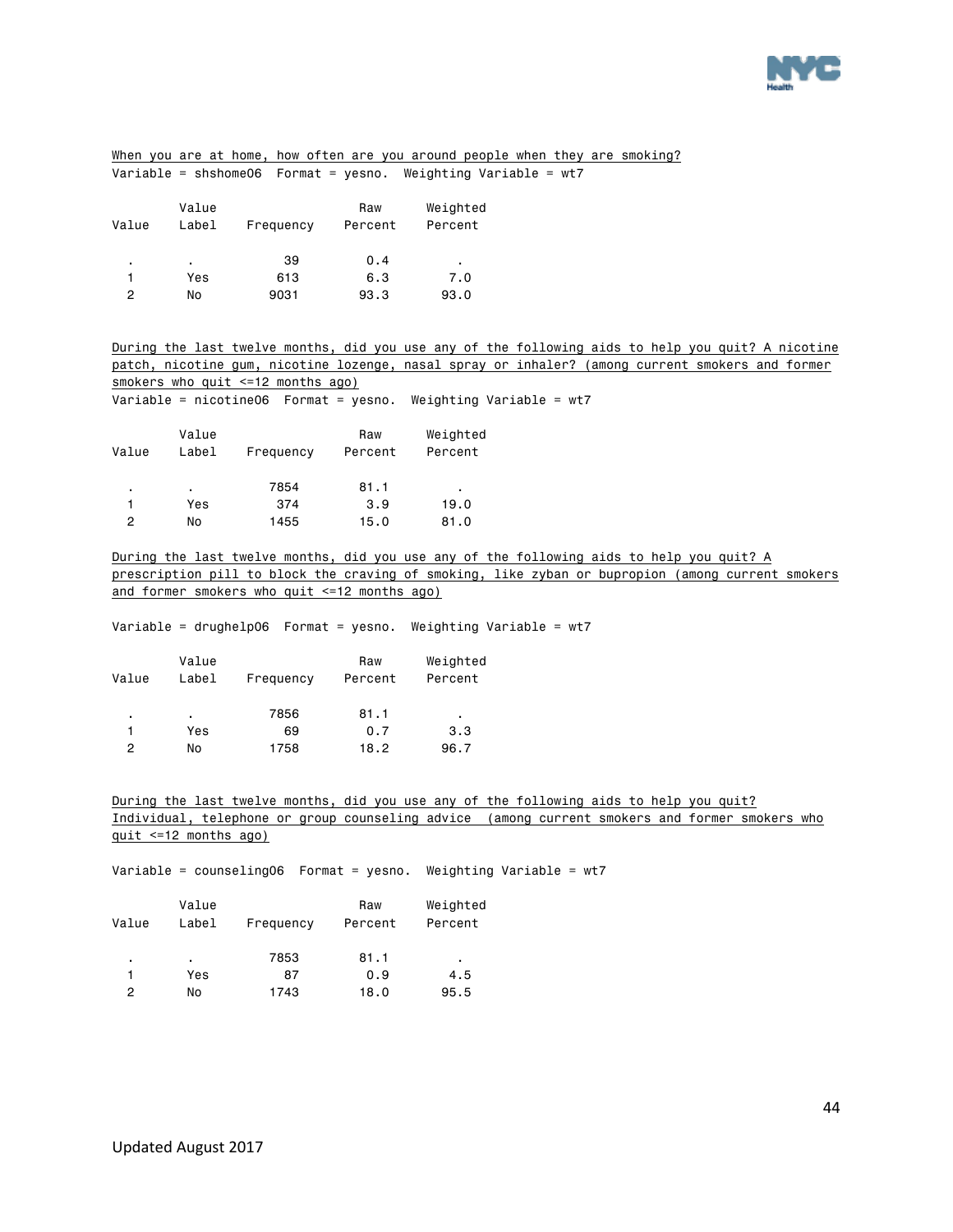When you are at home, how often are you around people when they are smoking?

Variable = shshome06 Format = yesno. Weighting Variable = wt7

| Value | Value Label | Frequency | Raw Percent | Weighted Percent |
|---|---|---|---|---|
| . | . | 39 | 0.4 | . |
| 1 | Yes | 613 | 6.3 | 7.0 |
| 2 | No | 9031 | 93.3 | 93.0 |

During the last twelve months, did you use any of the following aids to help you quit? A nicotine patch, nicotine gum, nicotine lozenge, nasal spray or inhaler? (among current smokers and former smokers who quit <=12 months ago)

Variable = nicotine06 Format = yesno. Weighting Variable = wt7

| Value | Value Label | Frequency | Raw Percent | Weighted Percent |
|---|---|---|---|---|
| . | . | 7854 | 81.1 | . |
| 1 | Yes | 374 | 3.9 | 19.0 |
| 2 | No | 1455 | 15.0 | 81.0 |

During the last twelve months, did you use any of the following aids to help you quit? A prescription pill to block the craving of smoking, like zyban or bupropion (among current smokers and former smokers who quit <=12 months ago)

Variable = drughelp06 Format = yesno. Weighting Variable = wt7

| Value | Value Label | Frequency | Raw Percent | Weighted Percent |
|---|---|---|---|---|
| . | . | 7856 | 81.1 | . |
| 1 | Yes | 69 | 0.7 | 3.3 |
| 2 | No | 1758 | 18.2 | 96.7 |

During the last twelve months, did you use any of the following aids to help you quit? Individual, telephone or group counseling advice (among current smokers and former smokers who quit <=12 months ago)

Variable = counseling06 Format = yesno. Weighting Variable = wt7

| Value | Value Label | Frequency | Raw Percent | Weighted Percent |
|---|---|---|---|---|
| . | . | 7853 | 81.1 | . |
| 1 | Yes | 87 | 0.9 | 4.5 |
| 2 | No | 1743 | 18.0 | 95.5 |

Updated August 2017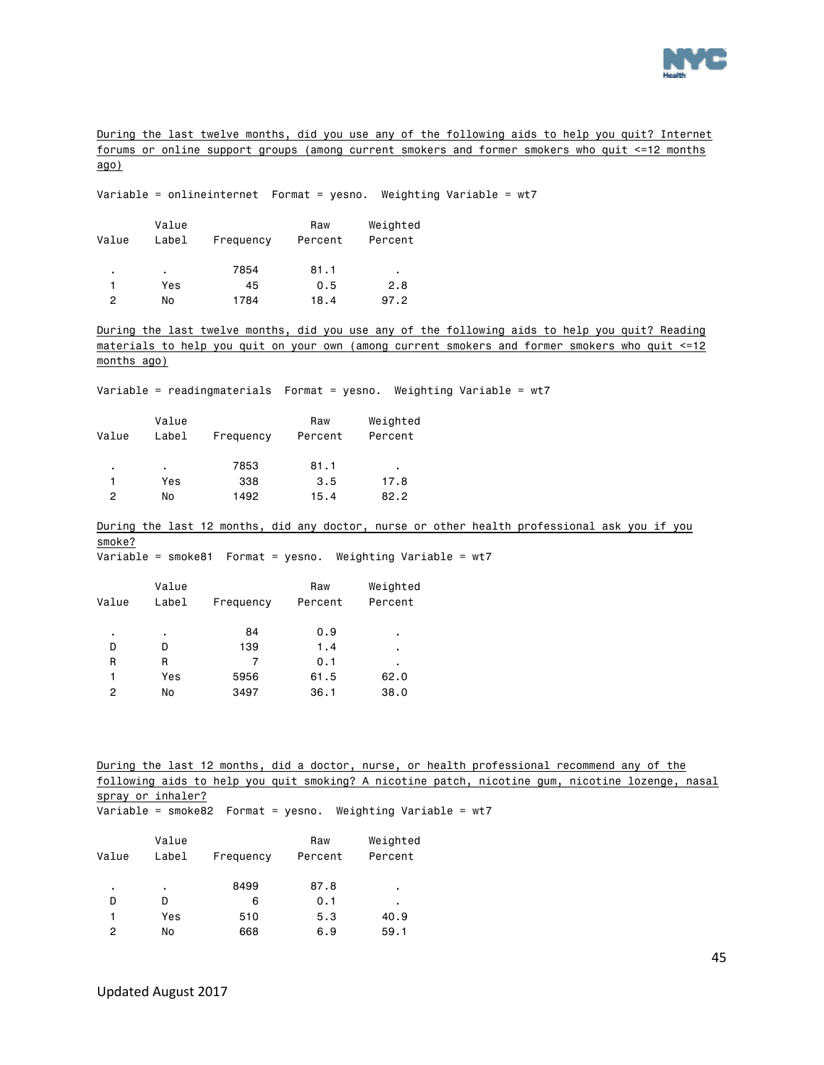During the last twelve months, did you use any of the following aids to help you quit? Internet forums or online support groups (among current smokers and former smokers who quit <=12 months ago)

Variable = onlineinternet  Format = yesno.  Weighting Variable = wt7

| Value | Value Label | Frequency | Raw Percent | Weighted Percent |
|---|---|---|---|---|
| . | . | 7854 | 81.1 | . |
| 1 | Yes | 45 | 0.5 | 2.8 |
| 2 | No | 1784 | 18.4 | 97.2 |

During the last twelve months, did you use any of the following aids to help you quit? Reading materials to help you quit on your own (among current smokers and former smokers who quit <=12 months ago)

Variable = readingmaterials  Format = yesno.  Weighting Variable = wt7

| Value | Value Label | Frequency | Raw Percent | Weighted Percent |
|---|---|---|---|---|
| . | . | 7853 | 81.1 | . |
| 1 | Yes | 338 | 3.5 | 17.8 |
| 2 | No | 1492 | 15.4 | 82.2 |

During the last 12 months, did any doctor, nurse or other health professional ask you if you smoke?

Variable = smoke81  Format = yesno.  Weighting Variable = wt7

| Value | Value Label | Frequency | Raw Percent | Weighted Percent |
|---|---|---|---|---|
| . | . | 84 | 0.9 | . |
| D | D | 139 | 1.4 | . |
| R | R | 7 | 0.1 | . |
| 1 | Yes | 5956 | 61.5 | 62.0 |
| 2 | No | 3497 | 36.1 | 38.0 |

During the last 12 months, did a doctor, nurse, or health professional recommend any of the following aids to help you quit smoking? A nicotine patch, nicotine gum, nicotine lozenge, nasal spray or inhaler?

Variable = smoke82  Format = yesno.  Weighting Variable = wt7

| Value | Value Label | Frequency | Raw Percent | Weighted Percent |
|---|---|---|---|---|
| . | . | 8499 | 87.8 | . |
| D | D | 6 | 0.1 | . |
| 1 | Yes | 510 | 5.3 | 40.9 |
| 2 | No | 668 | 6.9 | 59.1 |

Updated August 2017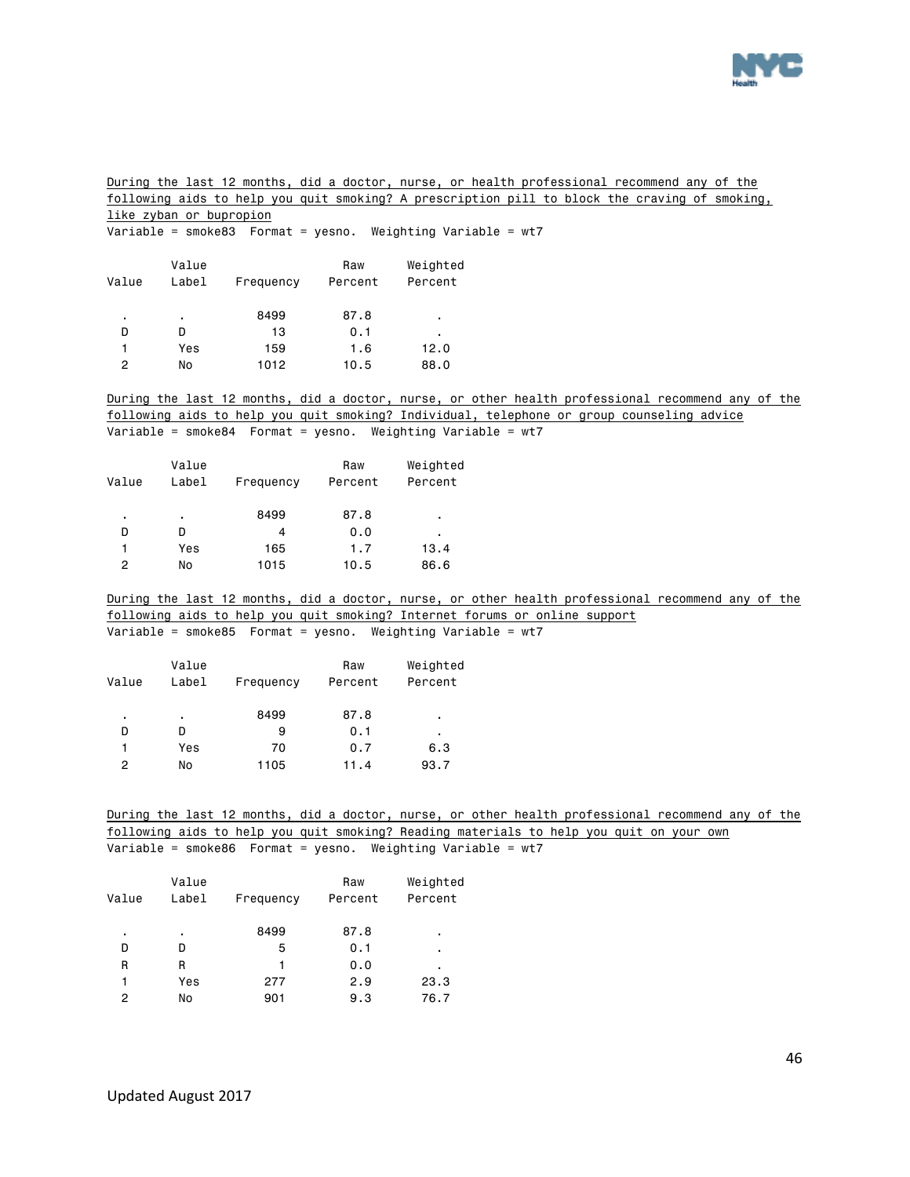During the last 12 months, did a doctor, nurse, or health professional recommend any of the following aids to help you quit smoking? A prescription pill to block the craving of smoking, like zyban or bupropion

Variable = smoke83 Format = yesno. Weighting Variable = wt7

| Value | Value Label | Frequency | Raw Percent | Weighted Percent |
|---|---|---|---|---|
| . | . | 8499 | 87.8 | . |
| D | D | 13 | 0.1 | . |
| 1 | Yes | 159 | 1.6 | 12.0 |
| 2 | No | 1012 | 10.5 | 88.0 |

During the last 12 months, did a doctor, nurse, or other health professional recommend any of the following aids to help you quit smoking? Individual, telephone or group counseling advice

Variable = smoke84 Format = yesno. Weighting Variable = wt7

| Value | Value Label | Frequency | Raw Percent | Weighted Percent |
|---|---|---|---|---|
| . | . | 8499 | 87.8 | . |
| D | D | 4 | 0.0 | . |
| 1 | Yes | 165 | 1.7 | 13.4 |
| 2 | No | 1015 | 10.5 | 86.6 |

During the last 12 months, did a doctor, nurse, or other health professional recommend any of the following aids to help you quit smoking? Internet forums or online support

Variable = smoke85 Format = yesno. Weighting Variable = wt7

| Value | Value Label | Frequency | Raw Percent | Weighted Percent |
|---|---|---|---|---|
| . | . | 8499 | 87.8 | . |
| D | D | 9 | 0.1 | . |
| 1 | Yes | 70 | 0.7 | 6.3 |
| 2 | No | 1105 | 11.4 | 93.7 |

During the last 12 months, did a doctor, nurse, or other health professional recommend any of the following aids to help you quit smoking? Reading materials to help you quit on your own

Variable = smoke86 Format = yesno. Weighting Variable = wt7

| Value | Value Label | Frequency | Raw Percent | Weighted Percent |
|---|---|---|---|---|
| . | . | 8499 | 87.8 | . |
| D | D | 5 | 0.1 | . |
| R | R | 1 | 0.0 | . |
| 1 | Yes | 277 | 2.9 | 23.3 |
| 2 | No | 901 | 9.3 | 76.7 |

Updated August 2017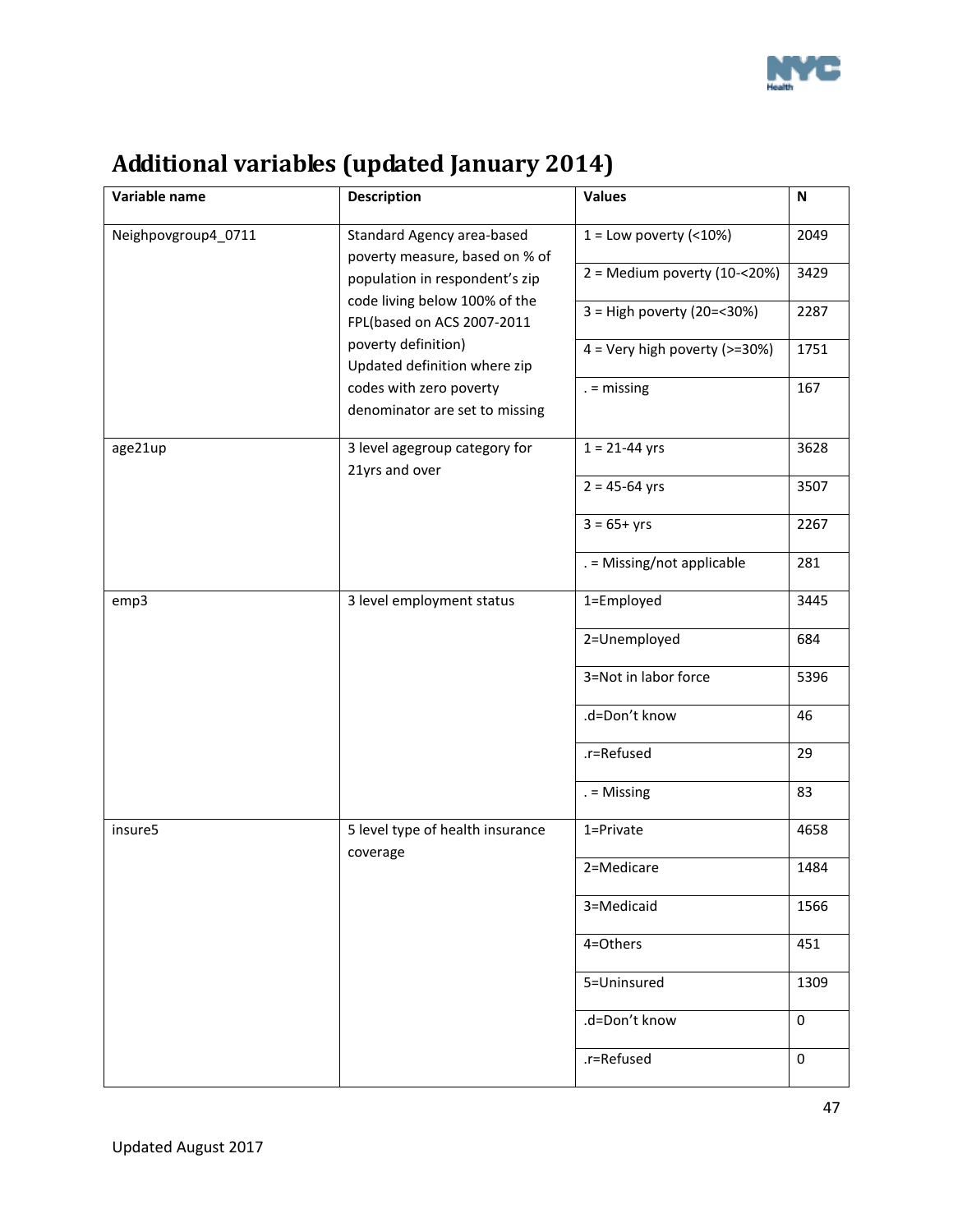## Additional variables (updated January 2014)

| Variable name | Description | Values | N |
|---|---|---|---|
| Neighpovgroup4_0711 | Standard Agency area-based poverty measure, based on % of population in respondent's zip code living below 100% of the FPL(based on ACS 2007-2011 poverty definition) Updated definition where zip codes with zero poverty denominator are set to missing | 1 = Low poverty (<10%) | 2049 |
| | | 2 = Medium poverty (10-<20%) | 3429 |
| | | 3 = High poverty (20=<30%) | 2287 |
| | | 4 = Very high poverty (>=30%) | 1751 |
| | | . = missing | 167 |
| age21up | 3 level agegroup category for 21yrs and over | 1 = 21-44 yrs | 3628 |
| | | 2 = 45-64 yrs | 3507 |
| | | 3 = 65+ yrs | 2267 |
| | | . = Missing/not applicable | 281 |
| emp3 | 3 level employment status | 1=Employed | 3445 |
| | | 2=Unemployed | 684 |
| | | 3=Not in labor force | 5396 |
| | | .d=Don't know | 46 |
| | | .r=Refused | 29 |
| | | . = Missing | 83 |
| insure5 | 5 level type of health insurance coverage | 1=Private | 4658 |
| | | 2=Medicare | 1484 |
| | | 3=Medicaid | 1566 |
| | | 4=Others | 451 |
| | | 5=Uninsured | 1309 |
| | | .d=Don't know | 0 |
| | | .r=Refused | 0 |

Updated August 2017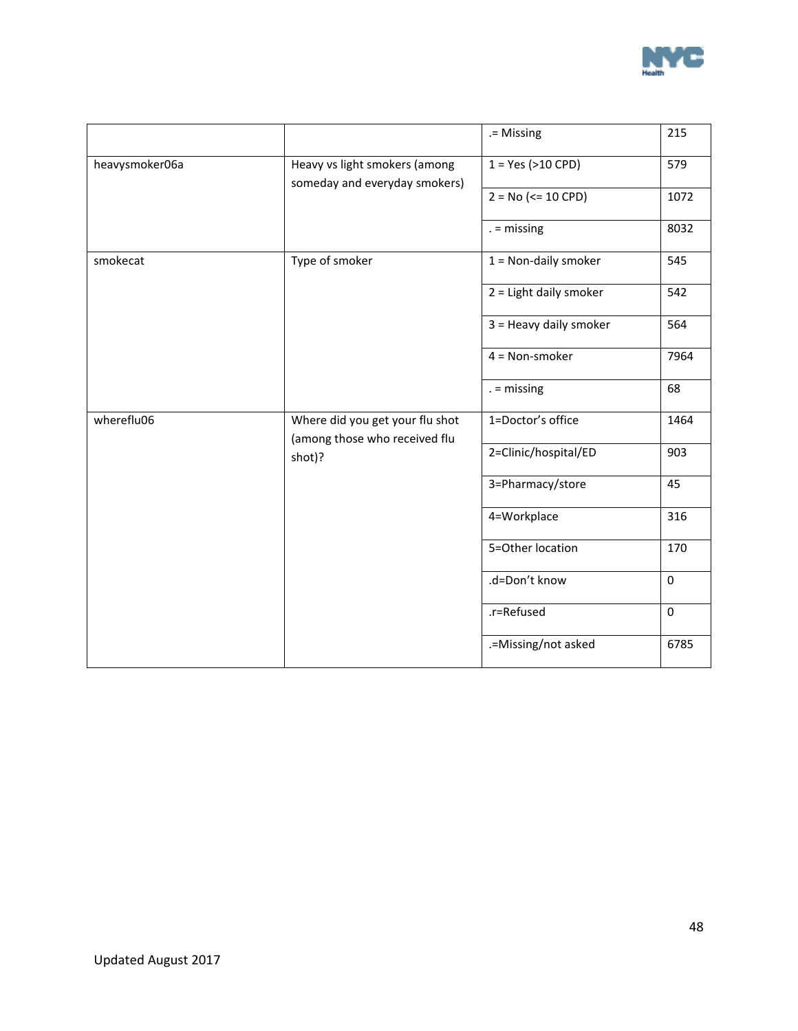| | | | |
|---|---|---|---|
| | | .= Missing | 215 |
| heavysmoker06a | Heavy vs light smokers (among someday and everyday smokers) | 1 = Yes (>10 CPD) | 579 |
| | | 2 = No (<= 10 CPD) | 1072 |
| | | . = missing | 8032 |
| smokecat | Type of smoker | 1 = Non-daily smoker | 545 |
| | | 2 = Light daily smoker | 542 |
| | | 3 = Heavy daily smoker | 564 |
| | | 4 = Non-smoker | 7964 |
| | | . = missing | 68 |
| whereflu06 | Where did you get your flu shot (among those who received flu shot)? | 1=Doctor's office | 1464 |
| | | 2=Clinic/hospital/ED | 903 |
| | | 3=Pharmacy/store | 45 |
| | | 4=Workplace | 316 |
| | | 5=Other location | 170 |
| | | .d=Don't know | 0 |
| | | .r=Refused | 0 |
| | | .=Missing/not asked | 6785 |

Updated August 2017